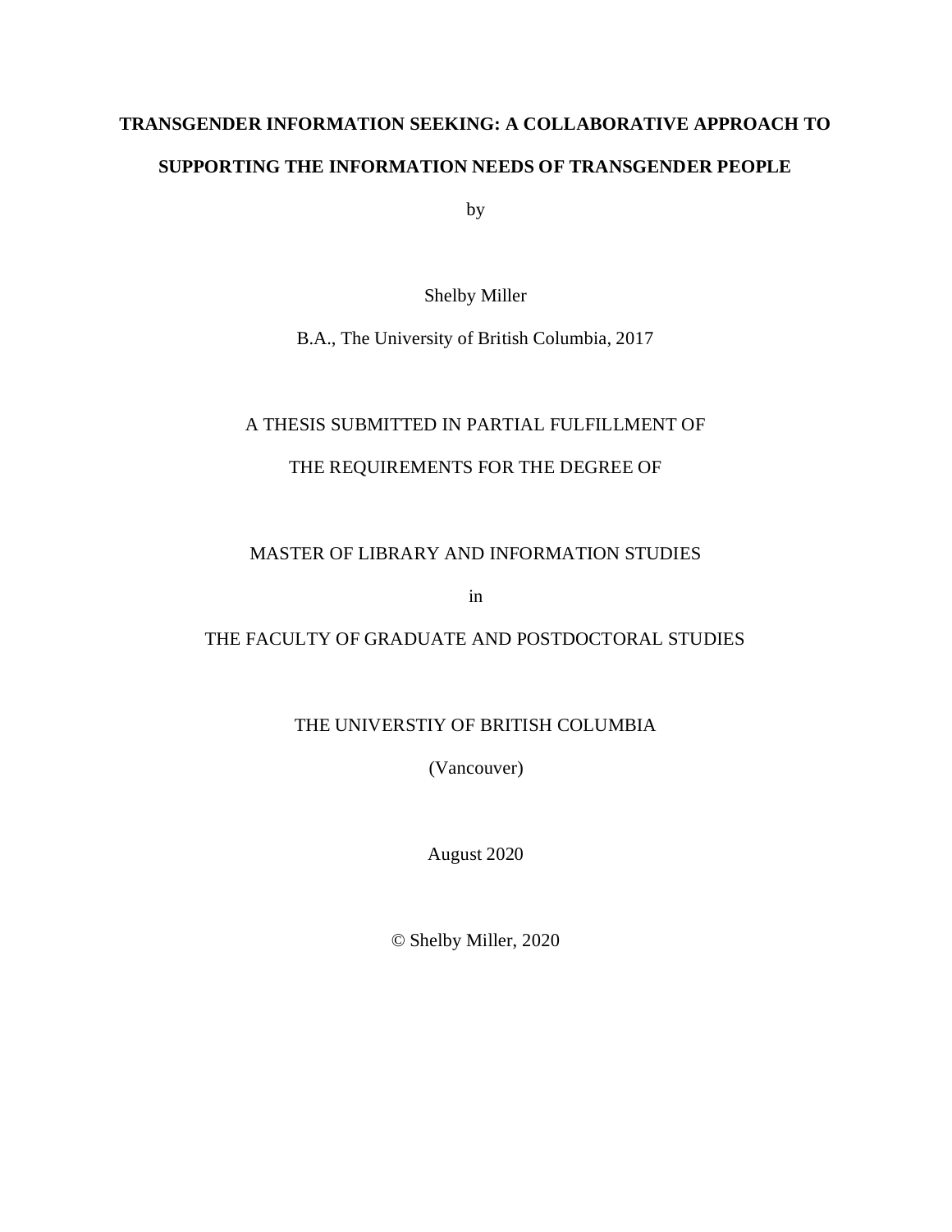# TRANSGENDER INFORMATION SEEKING: A COLLABORATIVE APPROACH TO SUPPORTING THE INFORMATION NEEDS OF TRANSGENDER PEOPLE

by

Shelby Miller

B.A., The University of British Columbia, 2017

A THESIS SUBMITTED IN PARTIAL FULFILLMENT OF

THE REQUIREMENTS FOR THE DEGREE OF

MASTER OF LIBRARY AND INFORMATION STUDIES

in

THE FACULTY OF GRADUATE AND POSTDOCTORAL STUDIES

THE UNIVERSTIY OF BRITISH COLUMBIA

(Vancouver)

August 2020

© Shelby Miller, 2020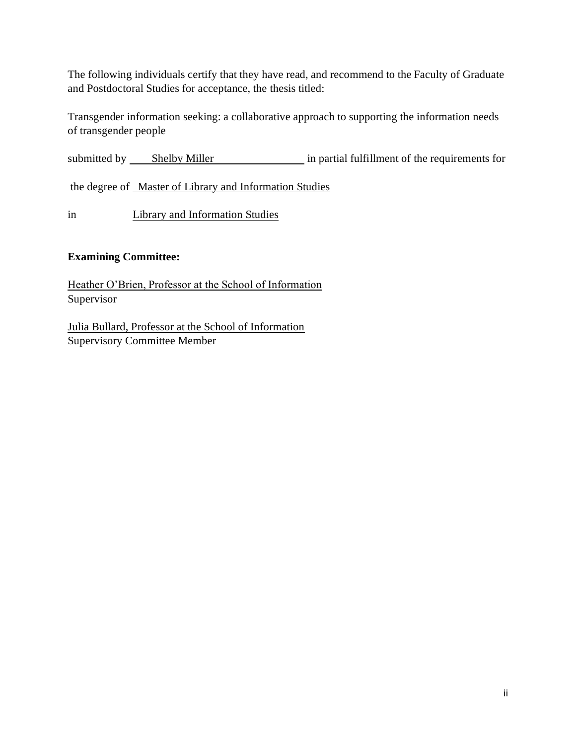The following individuals certify that they have read, and recommend to the Faculty of Graduate and Postdoctoral Studies for acceptance, the thesis titled:

Transgender information seeking: a collaborative approach to supporting the information needs of transgender people

submitted by Shelby Miller in partial fulfillment of the requirements for

the degree of Master of Library and Information Studies

in Library and Information Studies

**Examining Committee:**

Heather O'Brien, Professor at the School of Information
Supervisor

Julia Bullard, Professor at the School of Information
Supervisory Committee Member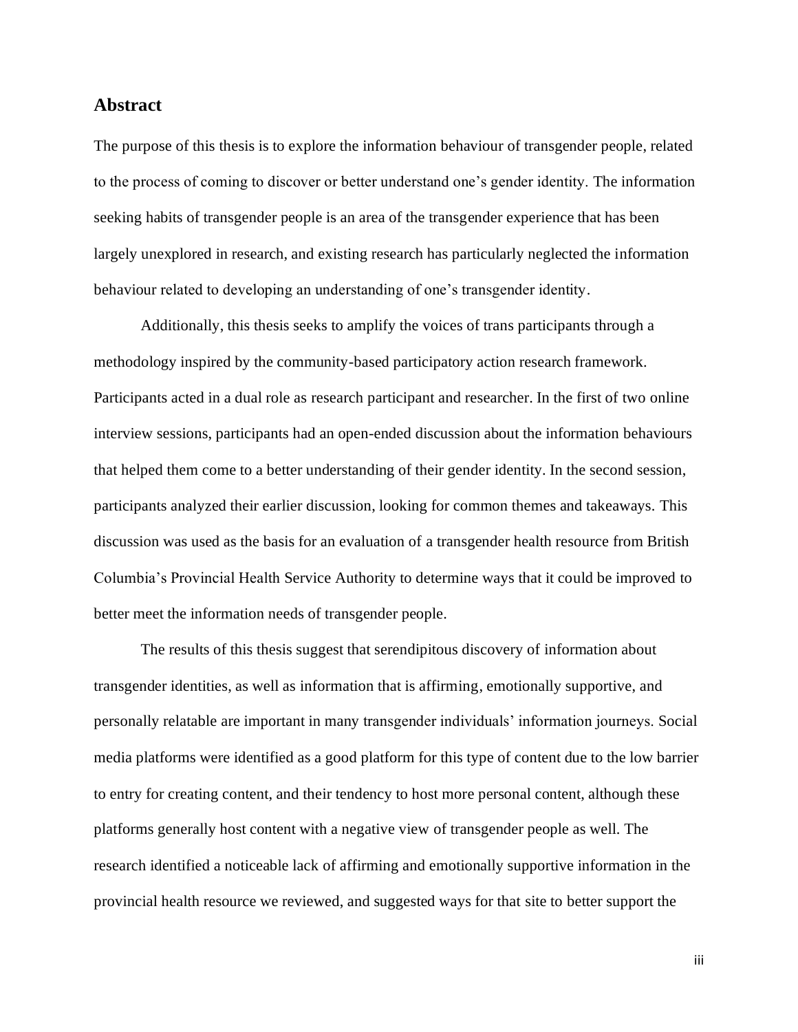## Abstract

The purpose of this thesis is to explore the information behaviour of transgender people, related to the process of coming to discover or better understand one's gender identity. The information seeking habits of transgender people is an area of the transgender experience that has been largely unexplored in research, and existing research has particularly neglected the information behaviour related to developing an understanding of one's transgender identity.

Additionally, this thesis seeks to amplify the voices of trans participants through a methodology inspired by the community-based participatory action research framework. Participants acted in a dual role as research participant and researcher. In the first of two online interview sessions, participants had an open-ended discussion about the information behaviours that helped them come to a better understanding of their gender identity. In the second session, participants analyzed their earlier discussion, looking for common themes and takeaways. This discussion was used as the basis for an evaluation of a transgender health resource from British Columbia's Provincial Health Service Authority to determine ways that it could be improved to better meet the information needs of transgender people.

The results of this thesis suggest that serendipitous discovery of information about transgender identities, as well as information that is affirming, emotionally supportive, and personally relatable are important in many transgender individuals' information journeys. Social media platforms were identified as a good platform for this type of content due to the low barrier to entry for creating content, and their tendency to host more personal content, although these platforms generally host content with a negative view of transgender people as well. The research identified a noticeable lack of affirming and emotionally supportive information in the provincial health resource we reviewed, and suggested ways for that site to better support the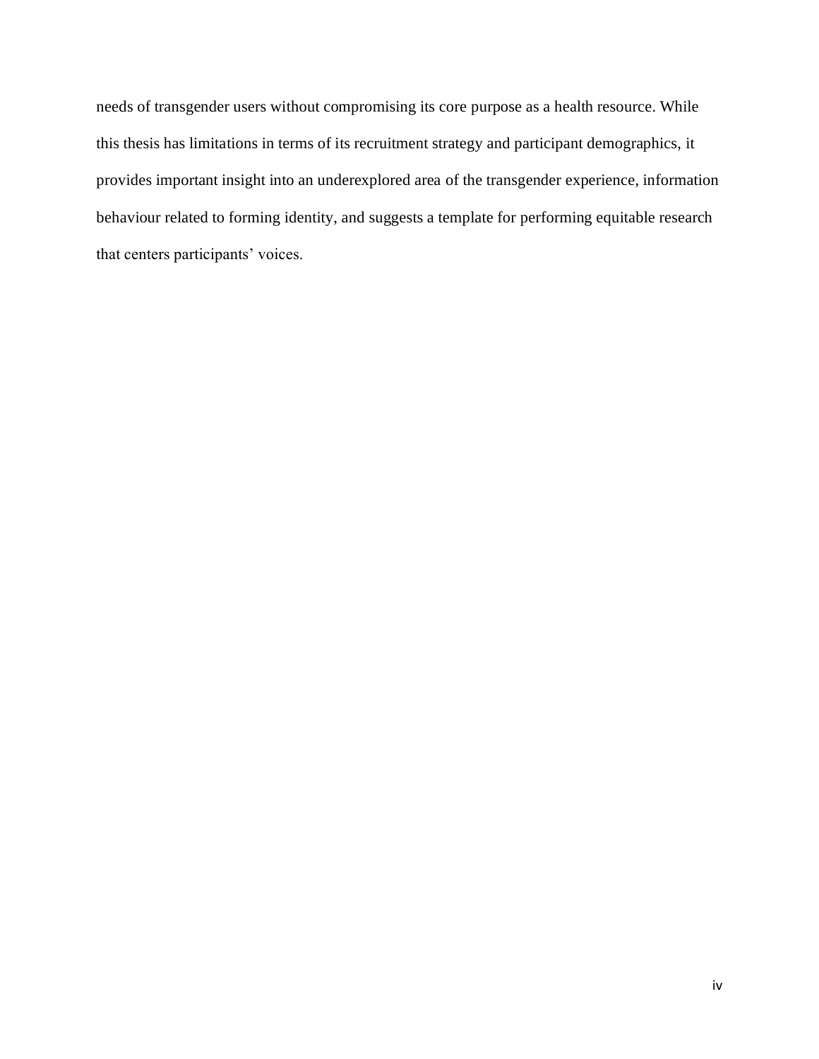needs of transgender users without compromising its core purpose as a health resource. While this thesis has limitations in terms of its recruitment strategy and participant demographics, it provides important insight into an underexplored area of the transgender experience, information behaviour related to forming identity, and suggests a template for performing equitable research that centers participants' voices.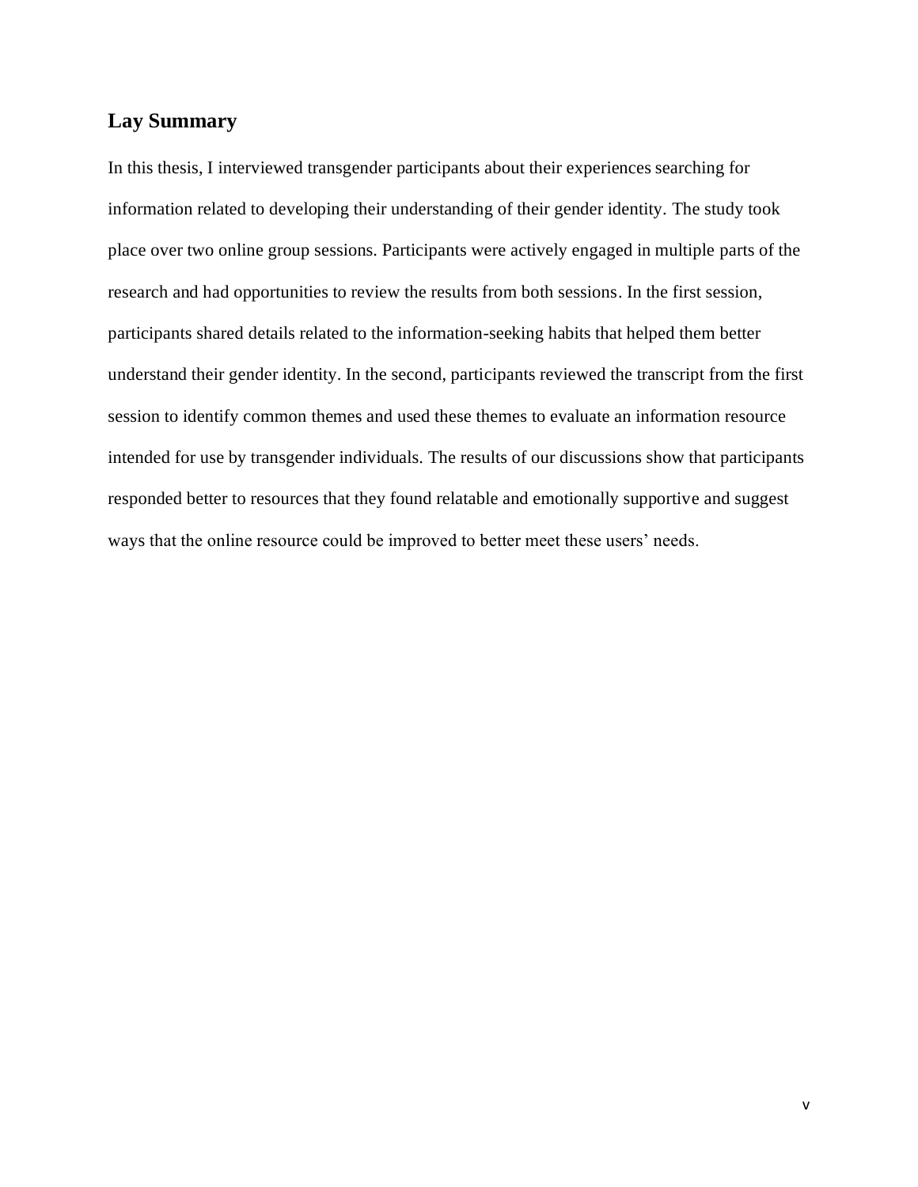## Lay Summary

In this thesis, I interviewed transgender participants about their experiences searching for information related to developing their understanding of their gender identity. The study took place over two online group sessions. Participants were actively engaged in multiple parts of the research and had opportunities to review the results from both sessions. In the first session, participants shared details related to the information-seeking habits that helped them better understand their gender identity. In the second, participants reviewed the transcript from the first session to identify common themes and used these themes to evaluate an information resource intended for use by transgender individuals. The results of our discussions show that participants responded better to resources that they found relatable and emotionally supportive and suggest ways that the online resource could be improved to better meet these users' needs.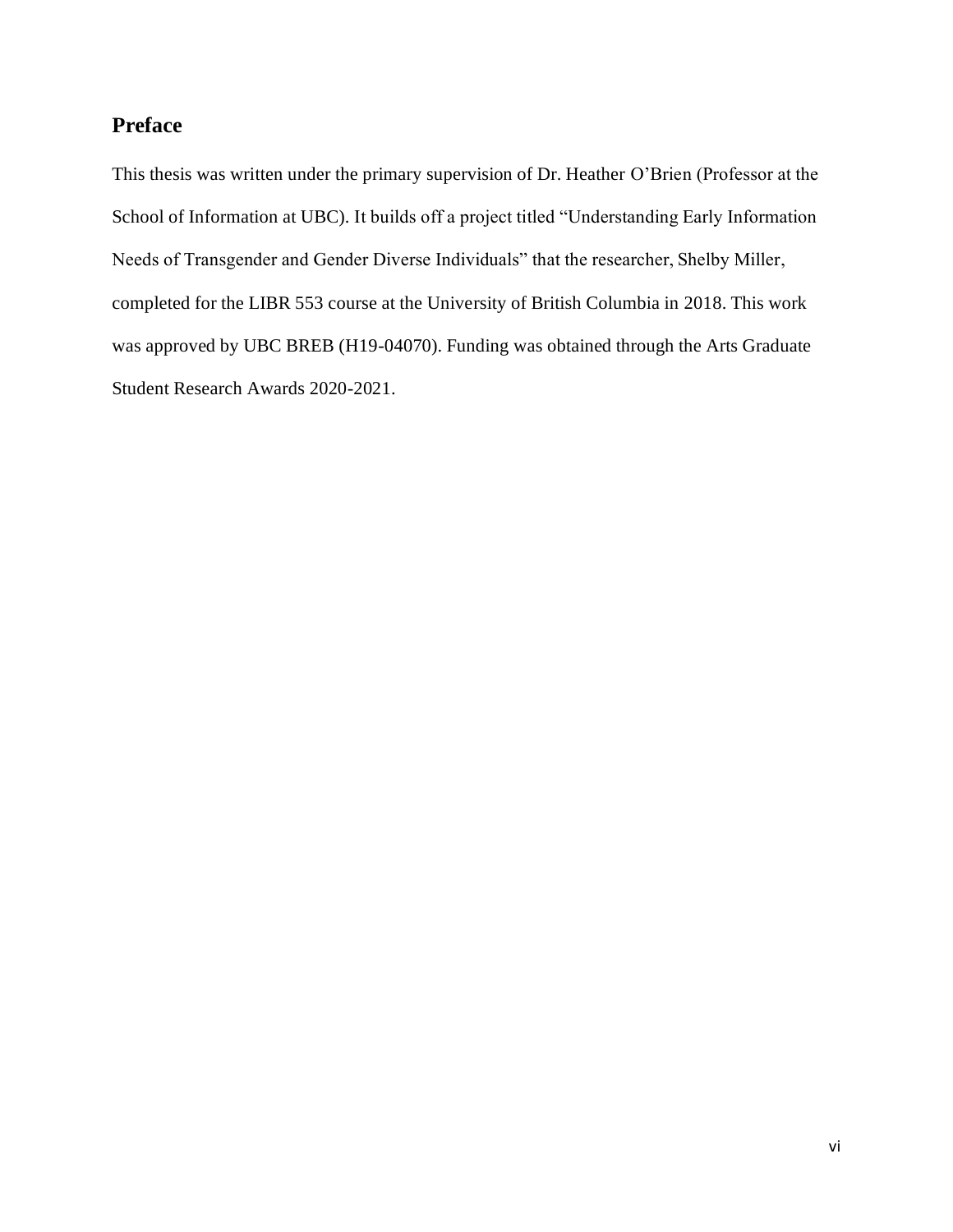## Preface

This thesis was written under the primary supervision of Dr. Heather O'Brien (Professor at the School of Information at UBC). It builds off a project titled "Understanding Early Information Needs of Transgender and Gender Diverse Individuals" that the researcher, Shelby Miller, completed for the LIBR 553 course at the University of British Columbia in 2018. This work was approved by UBC BREB (H19-04070). Funding was obtained through the Arts Graduate Student Research Awards 2020-2021.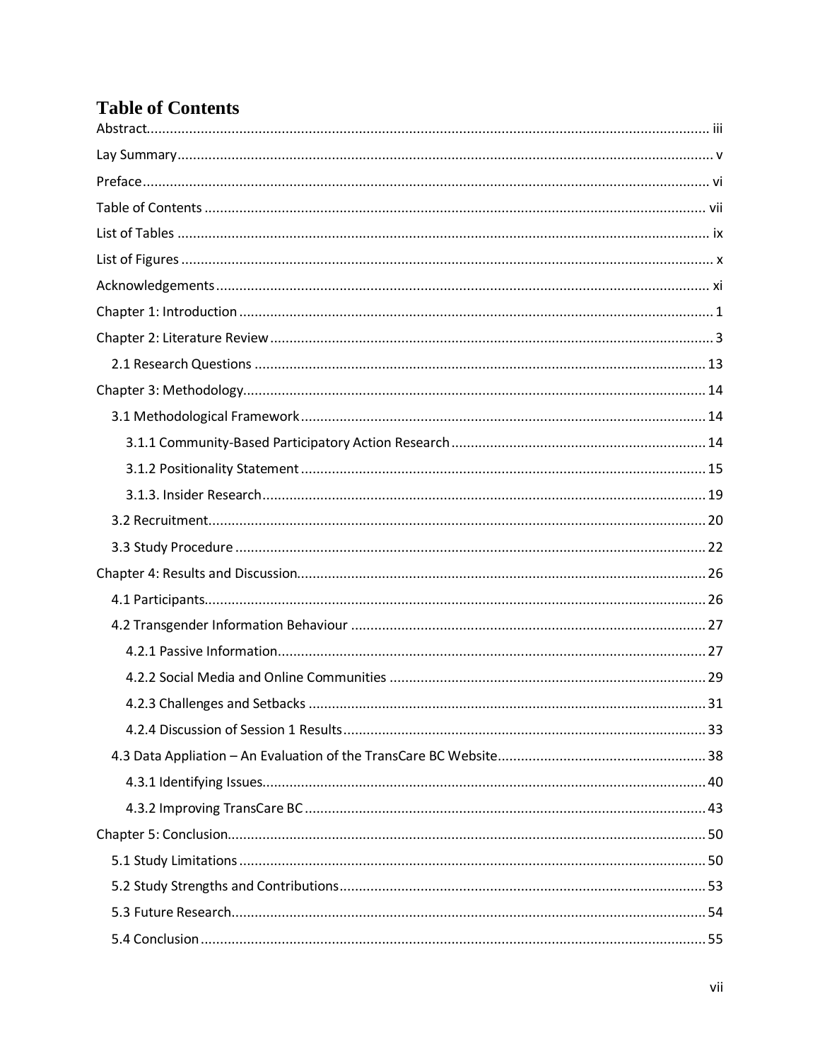# Table of Contents

Abstract.................................................................................................................................................. iii

Lay Summary.......................................................................................................................................... v

Preface.................................................................................................................................................. vi

Table of Contents .................................................................................................................................. vii

List of Tables ......................................................................................................................................... ix

List of Figures ......................................................................................................................................... x

Acknowledgements .............................................................................................................................. xi

Chapter 1: Introduction .......................................................................................................................... 1

Chapter 2: Literature Review ................................................................................................................. 3

  2.1 Research Questions ..................................................................................................................... 13

Chapter 3: Methodology....................................................................................................................... 14

  3.1 Methodological Framework ......................................................................................................... 14

    3.1.1 Community-Based Participatory Action Research .................................................................. 14

    3.1.2 Positionality Statement ........................................................................................................ 15

    3.1.3. Insider Research.................................................................................................................. 19

  3.2 Recruitment................................................................................................................................. 20

  3.3 Study Procedure .......................................................................................................................... 22

Chapter 4: Results and Discussion......................................................................................................... 26

  4.1 Participants.................................................................................................................................. 26

  4.2 Transgender Information Behaviour ............................................................................................ 27

    4.2.1 Passive Information.............................................................................................................. 27

    4.2.2 Social Media and Online Communities .................................................................................. 29

    4.2.3 Challenges and Setbacks ...................................................................................................... 31

    4.2.4 Discussion of Session 1 Results............................................................................................. 33

  4.3 Data Appliation – An Evaluation of the TransCare BC Website...................................................... 38

    4.3.1 Identifying Issues.................................................................................................................. 40

    4.3.2 Improving TransCare BC ....................................................................................................... 43

Chapter 5: Conclusion........................................................................................................................... 50

  5.1 Study Limitations ......................................................................................................................... 50

  5.2 Study Strengths and Contributions............................................................................................... 53

  5.3 Future Research........................................................................................................................... 54

  5.4 Conclusion ................................................................................................................................... 55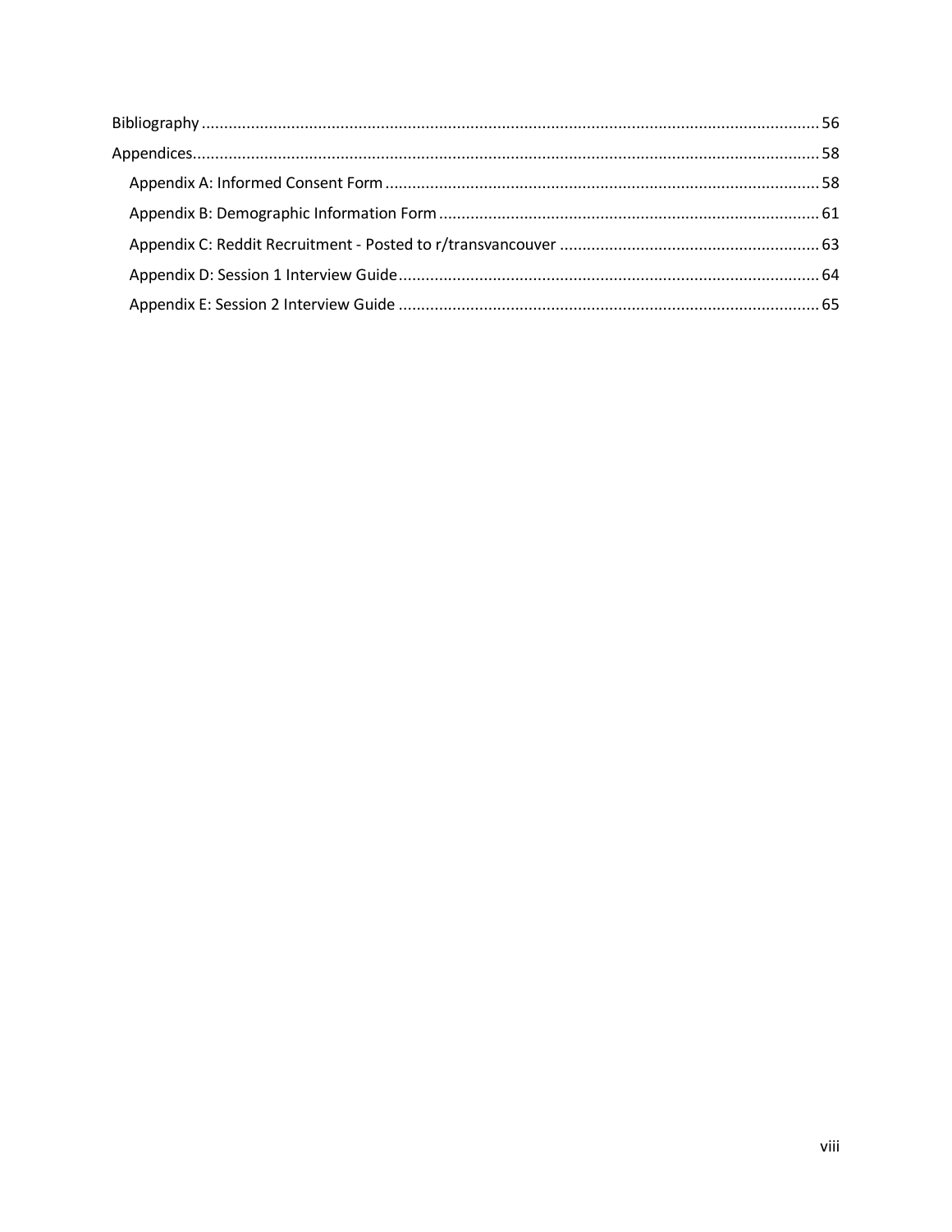Bibliography ........................................................................................................................................ 56

Appendices........................................................................................................................................ 58

- Appendix A: Informed Consent Form ................................................................................................ 58
- Appendix B: Demographic Information Form .................................................................................... 61
- Appendix C: Reddit Recruitment - Posted to r/transvancouver .......................................................... 63
- Appendix D: Session 1 Interview Guide ............................................................................................. 64
- Appendix E: Session 2 Interview Guide ............................................................................................. 65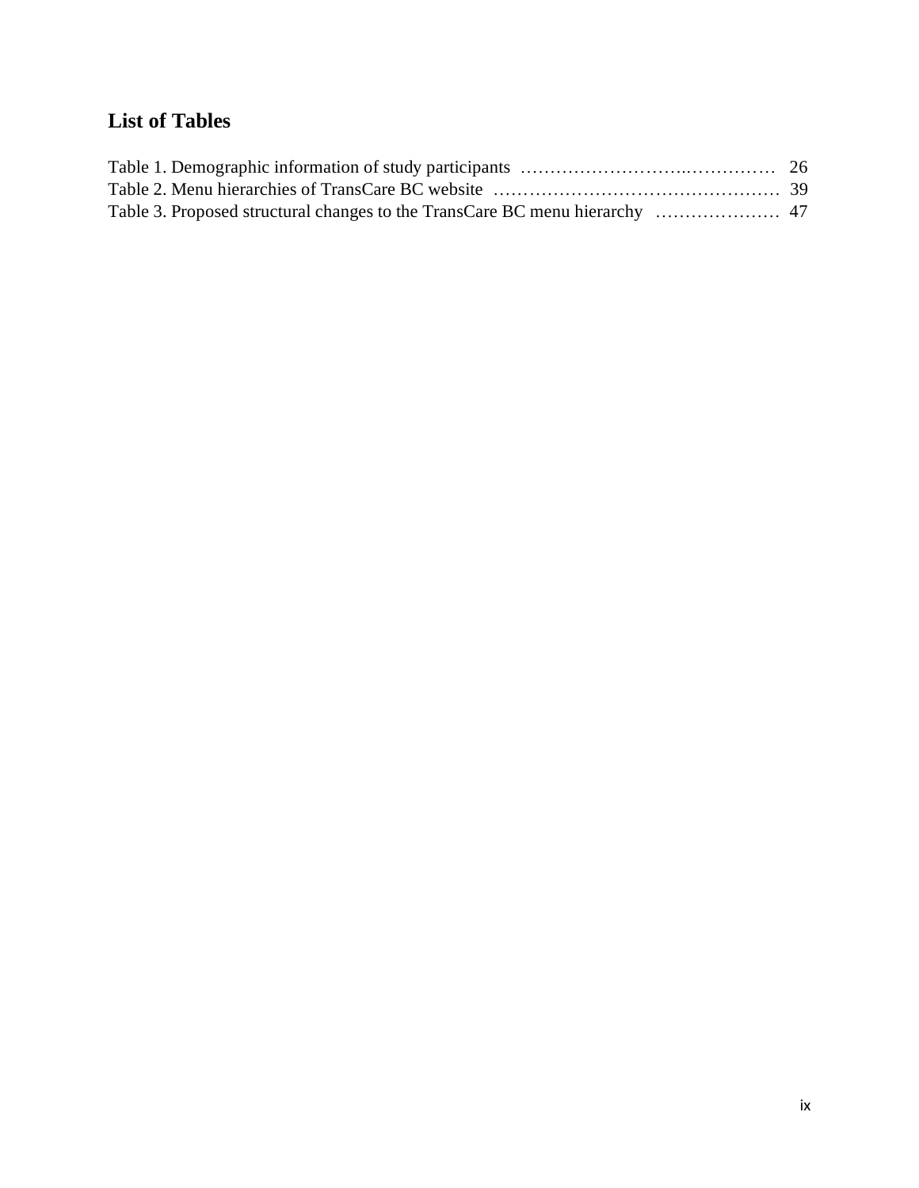## List of Tables

Table 1. Demographic information of study participants ........................................ 26
Table 2. Menu hierarchies of TransCare BC website ............................................. 39
Table 3. Proposed structural changes to the TransCare BC menu hierarchy .................... 47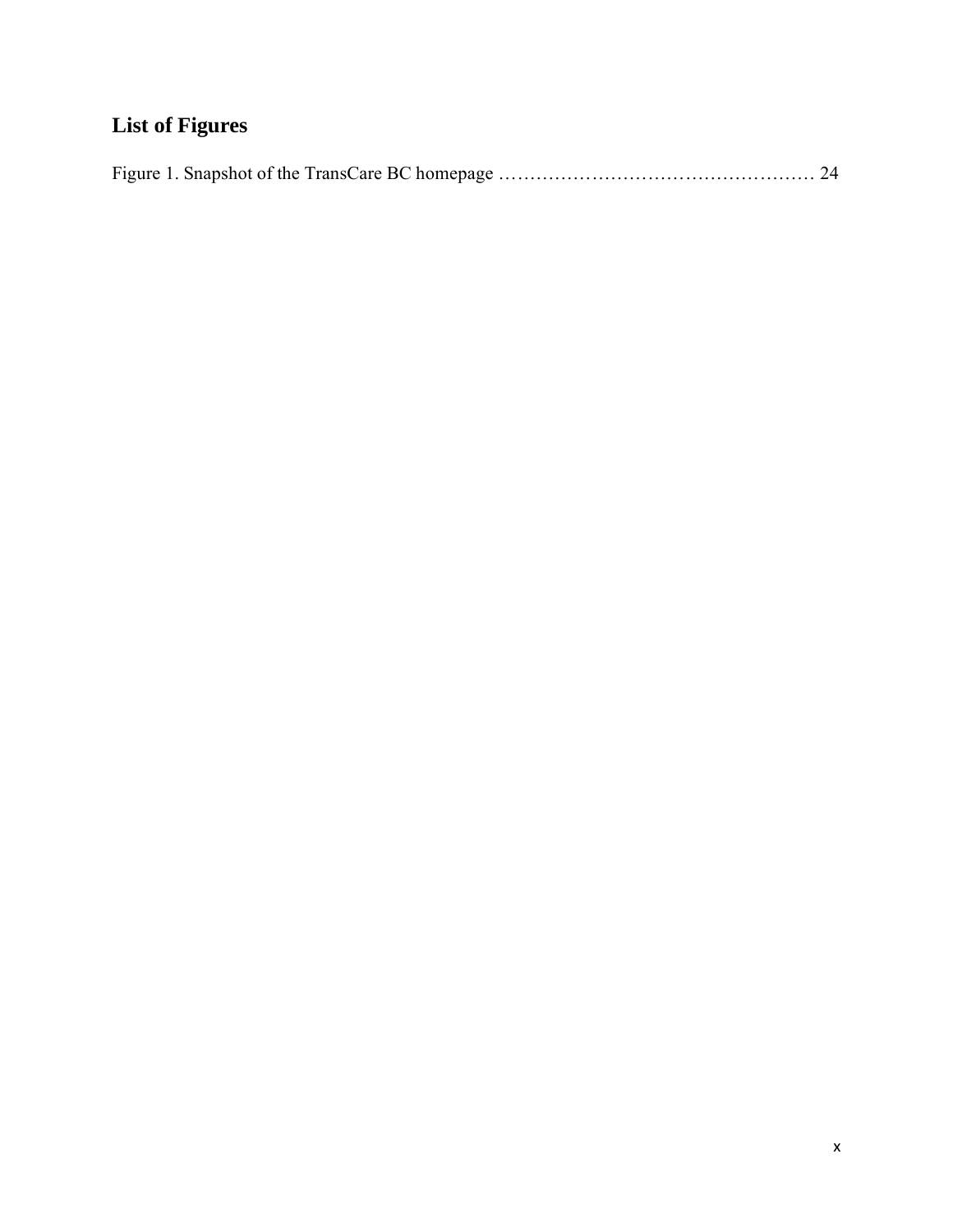## List of Figures

Figure 1. Snapshot of the TransCare BC homepage …………………………………………… 24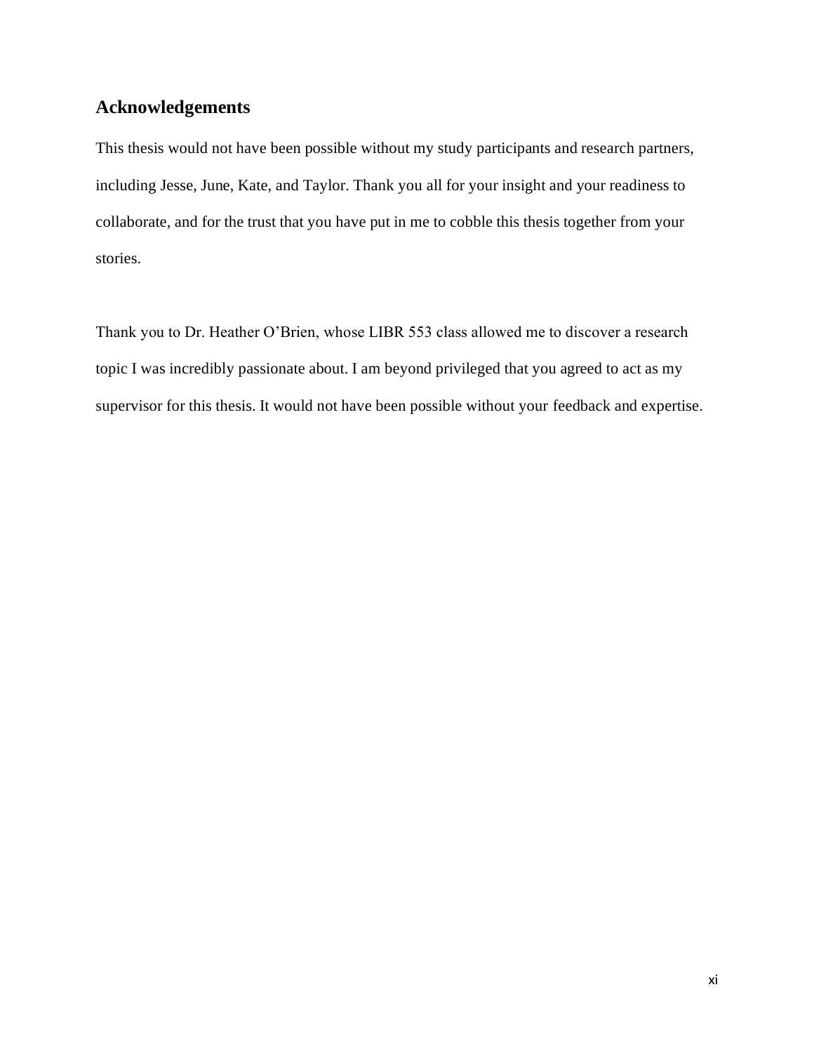## Acknowledgements

This thesis would not have been possible without my study participants and research partners, including Jesse, June, Kate, and Taylor. Thank you all for your insight and your readiness to collaborate, and for the trust that you have put in me to cobble this thesis together from your stories.

Thank you to Dr. Heather O'Brien, whose LIBR 553 class allowed me to discover a research topic I was incredibly passionate about. I am beyond privileged that you agreed to act as my supervisor for this thesis. It would not have been possible without your feedback and expertise.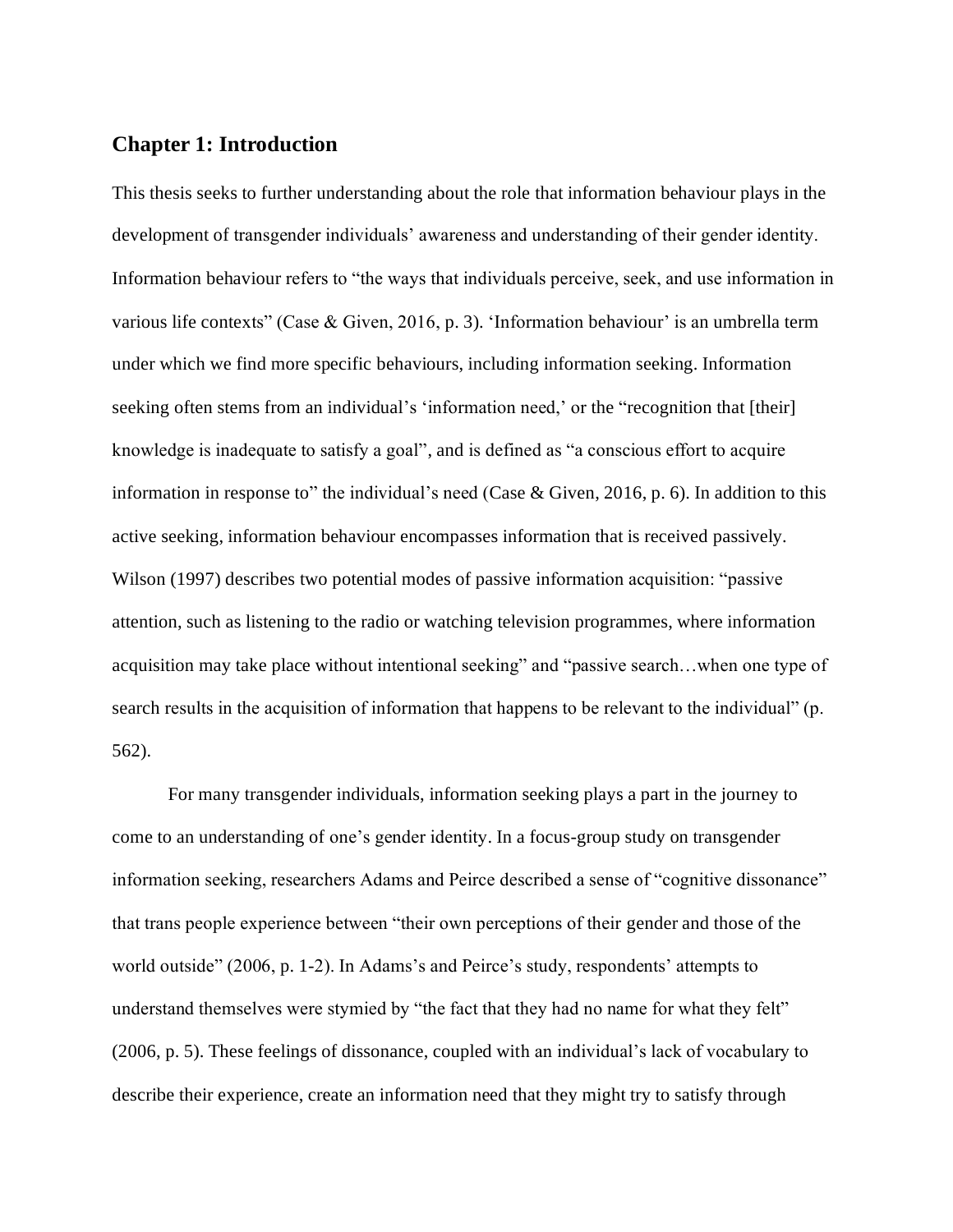## Chapter 1: Introduction

This thesis seeks to further understanding about the role that information behaviour plays in the development of transgender individuals' awareness and understanding of their gender identity. Information behaviour refers to "the ways that individuals perceive, seek, and use information in various life contexts" (Case & Given, 2016, p. 3). 'Information behaviour' is an umbrella term under which we find more specific behaviours, including information seeking. Information seeking often stems from an individual's 'information need,' or the "recognition that [their] knowledge is inadequate to satisfy a goal", and is defined as "a conscious effort to acquire information in response to" the individual's need (Case & Given, 2016, p. 6). In addition to this active seeking, information behaviour encompasses information that is received passively. Wilson (1997) describes two potential modes of passive information acquisition: "passive attention, such as listening to the radio or watching television programmes, where information acquisition may take place without intentional seeking" and "passive search…when one type of search results in the acquisition of information that happens to be relevant to the individual" (p. 562).

For many transgender individuals, information seeking plays a part in the journey to come to an understanding of one's gender identity. In a focus-group study on transgender information seeking, researchers Adams and Peirce described a sense of "cognitive dissonance" that trans people experience between "their own perceptions of their gender and those of the world outside" (2006, p. 1-2). In Adams's and Peirce's study, respondents' attempts to understand themselves were stymied by "the fact that they had no name for what they felt" (2006, p. 5). These feelings of dissonance, coupled with an individual's lack of vocabulary to describe their experience, create an information need that they might try to satisfy through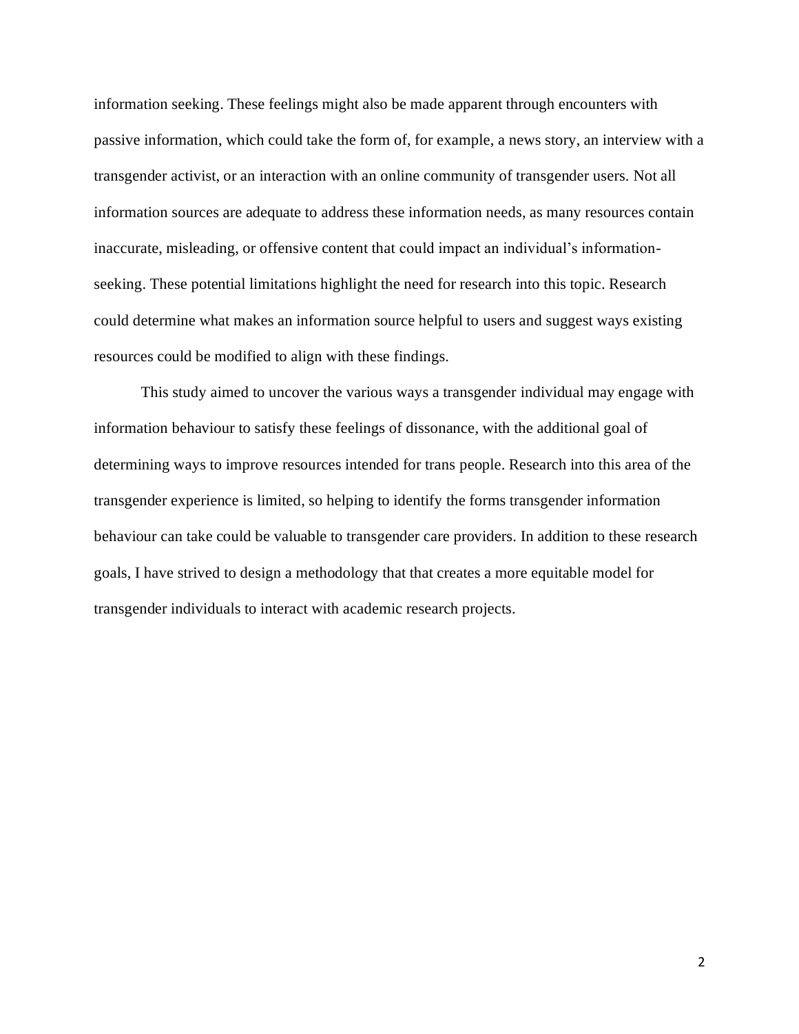information seeking. These feelings might also be made apparent through encounters with passive information, which could take the form of, for example, a news story, an interview with a transgender activist, or an interaction with an online community of transgender users. Not all information sources are adequate to address these information needs, as many resources contain inaccurate, misleading, or offensive content that could impact an individual's information-seeking. These potential limitations highlight the need for research into this topic. Research could determine what makes an information source helpful to users and suggest ways existing resources could be modified to align with these findings.

This study aimed to uncover the various ways a transgender individual may engage with information behaviour to satisfy these feelings of dissonance, with the additional goal of determining ways to improve resources intended for trans people. Research into this area of the transgender experience is limited, so helping to identify the forms transgender information behaviour can take could be valuable to transgender care providers. In addition to these research goals, I have strived to design a methodology that that creates a more equitable model for transgender individuals to interact with academic research projects.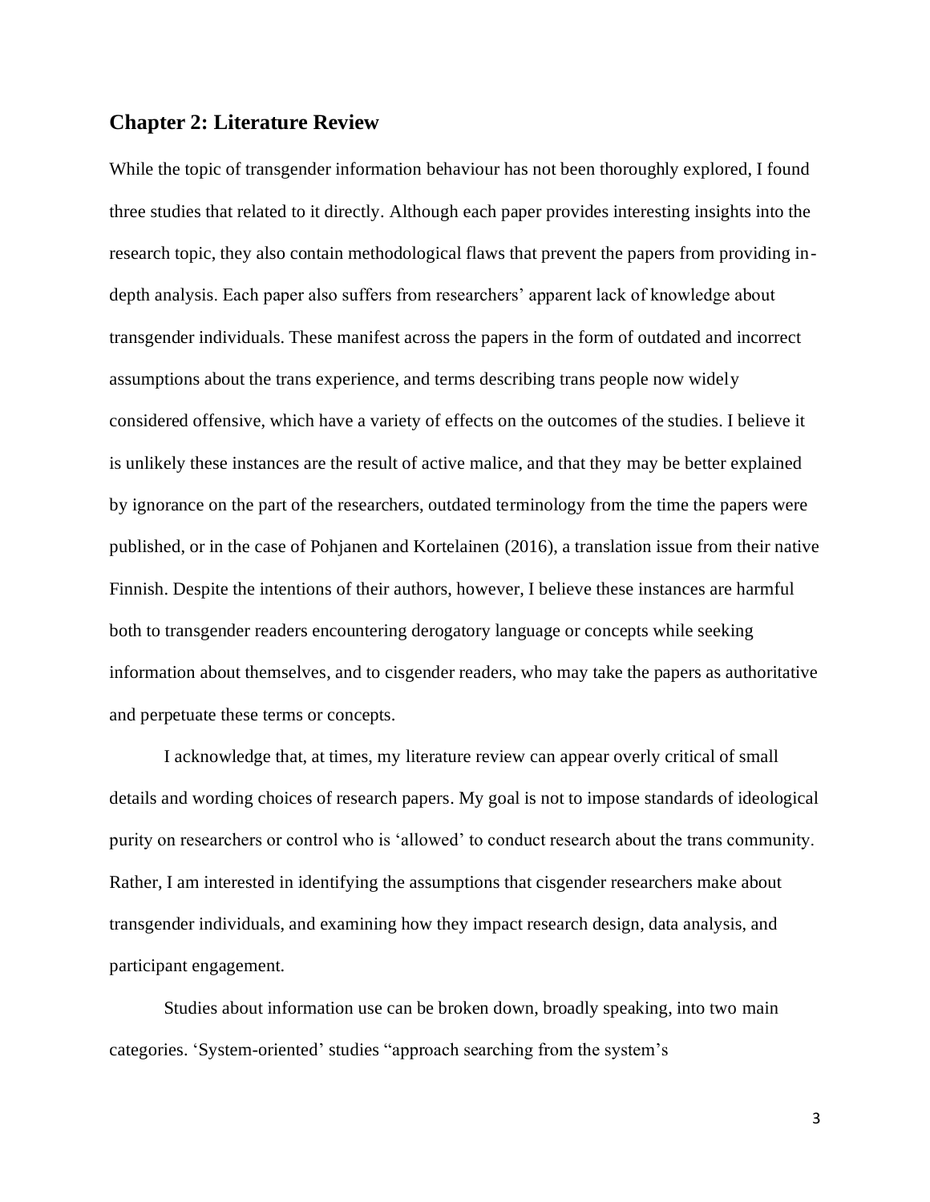## Chapter 2: Literature Review

While the topic of transgender information behaviour has not been thoroughly explored, I found three studies that related to it directly. Although each paper provides interesting insights into the research topic, they also contain methodological flaws that prevent the papers from providing in-depth analysis. Each paper also suffers from researchers' apparent lack of knowledge about transgender individuals. These manifest across the papers in the form of outdated and incorrect assumptions about the trans experience, and terms describing trans people now widely considered offensive, which have a variety of effects on the outcomes of the studies. I believe it is unlikely these instances are the result of active malice, and that they may be better explained by ignorance on the part of the researchers, outdated terminology from the time the papers were published, or in the case of Pohjanen and Kortelainen (2016), a translation issue from their native Finnish. Despite the intentions of their authors, however, I believe these instances are harmful both to transgender readers encountering derogatory language or concepts while seeking information about themselves, and to cisgender readers, who may take the papers as authoritative and perpetuate these terms or concepts.

I acknowledge that, at times, my literature review can appear overly critical of small details and wording choices of research papers. My goal is not to impose standards of ideological purity on researchers or control who is 'allowed' to conduct research about the trans community. Rather, I am interested in identifying the assumptions that cisgender researchers make about transgender individuals, and examining how they impact research design, data analysis, and participant engagement.

Studies about information use can be broken down, broadly speaking, into two main categories. 'System-oriented' studies "approach searching from the system's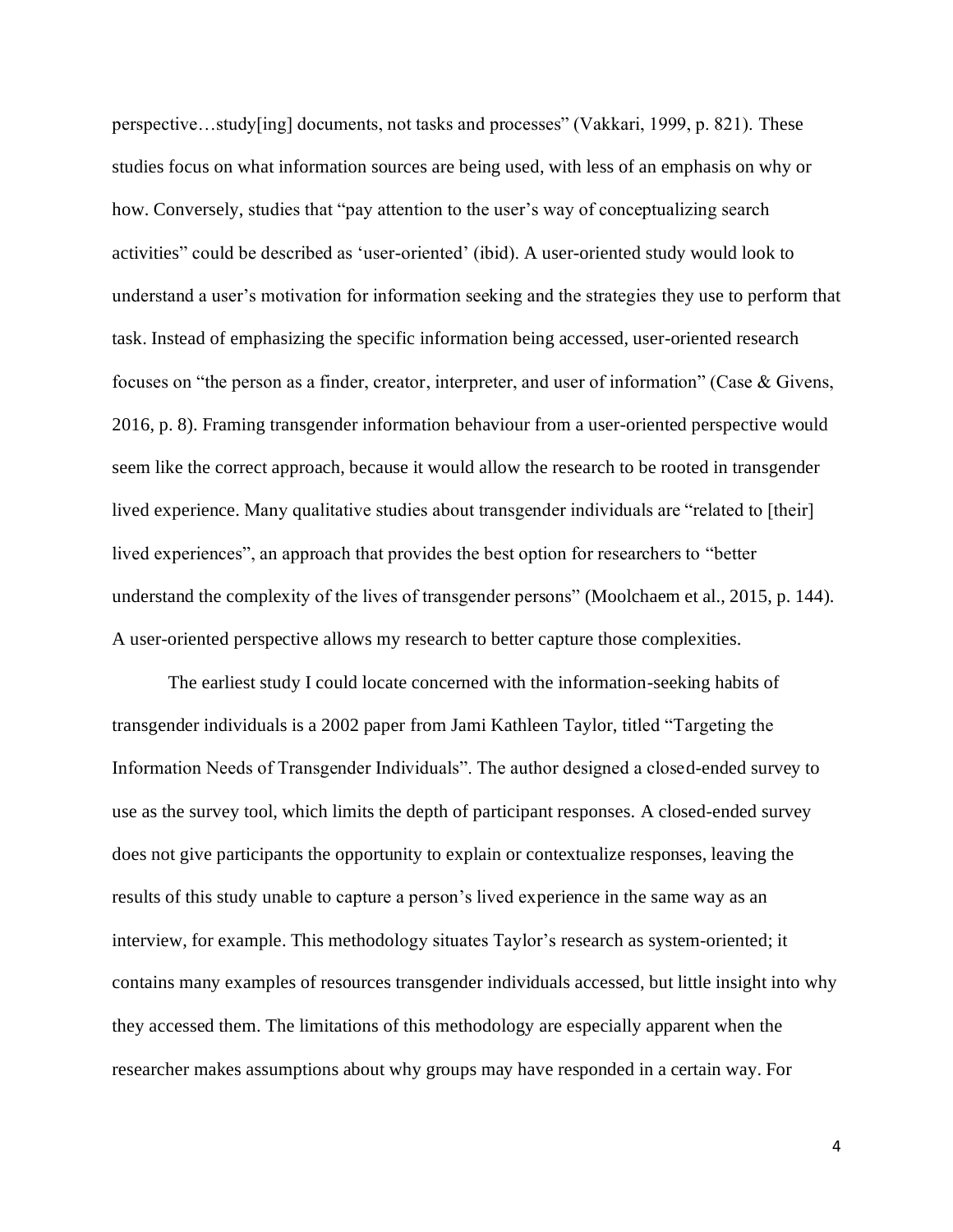perspective…study[ing] documents, not tasks and processes" (Vakkari, 1999, p. 821). These studies focus on what information sources are being used, with less of an emphasis on why or how. Conversely, studies that "pay attention to the user's way of conceptualizing search activities" could be described as 'user-oriented' (ibid). A user-oriented study would look to understand a user's motivation for information seeking and the strategies they use to perform that task. Instead of emphasizing the specific information being accessed, user-oriented research focuses on "the person as a finder, creator, interpreter, and user of information" (Case & Givens, 2016, p. 8). Framing transgender information behaviour from a user-oriented perspective would seem like the correct approach, because it would allow the research to be rooted in transgender lived experience. Many qualitative studies about transgender individuals are "related to [their] lived experiences", an approach that provides the best option for researchers to "better understand the complexity of the lives of transgender persons" (Moolchaem et al., 2015, p. 144). A user-oriented perspective allows my research to better capture those complexities.

The earliest study I could locate concerned with the information-seeking habits of transgender individuals is a 2002 paper from Jami Kathleen Taylor, titled "Targeting the Information Needs of Transgender Individuals". The author designed a closed-ended survey to use as the survey tool, which limits the depth of participant responses. A closed-ended survey does not give participants the opportunity to explain or contextualize responses, leaving the results of this study unable to capture a person's lived experience in the same way as an interview, for example. This methodology situates Taylor's research as system-oriented; it contains many examples of resources transgender individuals accessed, but little insight into why they accessed them. The limitations of this methodology are especially apparent when the researcher makes assumptions about why groups may have responded in a certain way. For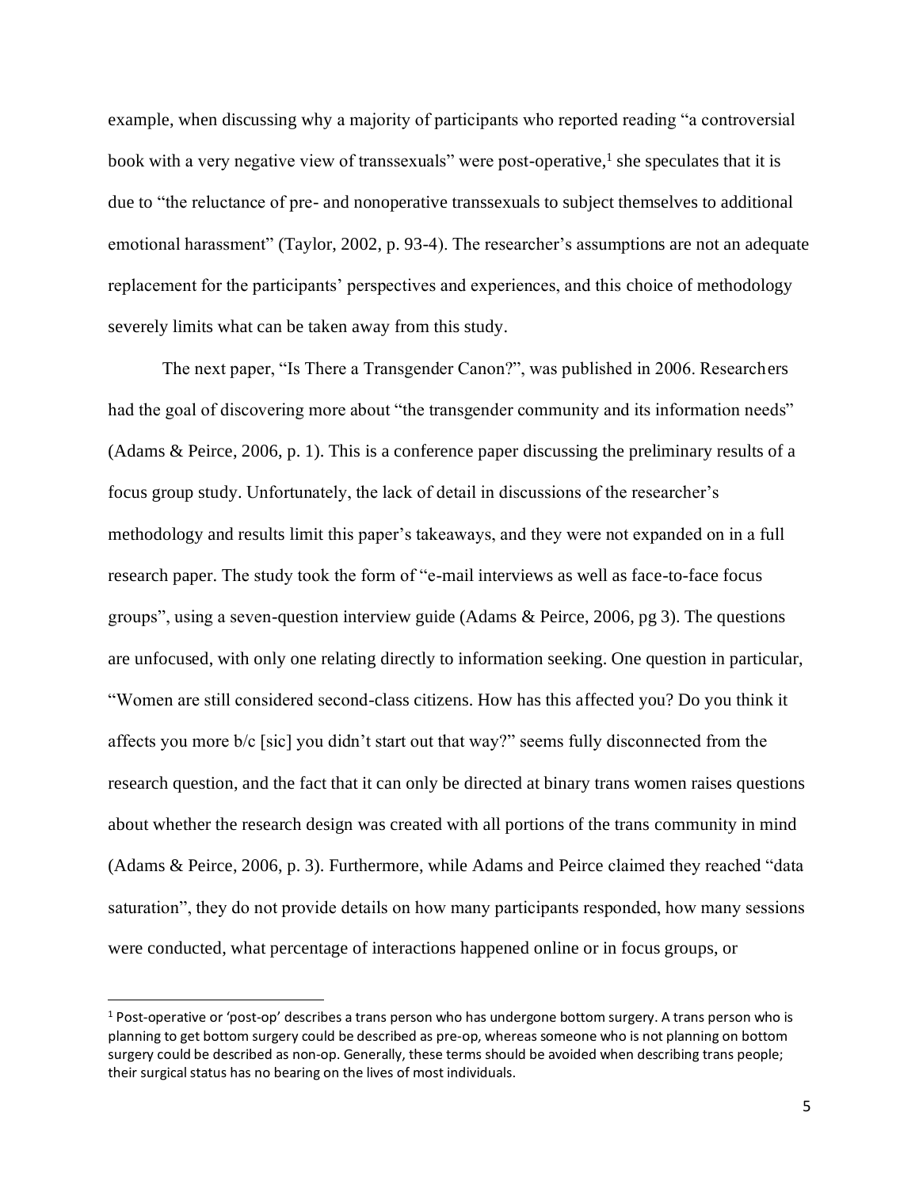example, when discussing why a majority of participants who reported reading "a controversial book with a very negative view of transsexuals" were post-operative,[1] she speculates that it is due to "the reluctance of pre- and nonoperative transsexuals to subject themselves to additional emotional harassment" (Taylor, 2002, p. 93-4). The researcher's assumptions are not an adequate replacement for the participants' perspectives and experiences, and this choice of methodology severely limits what can be taken away from this study.

The next paper, "Is There a Transgender Canon?", was published in 2006. Researchers had the goal of discovering more about "the transgender community and its information needs" (Adams & Peirce, 2006, p. 1). This is a conference paper discussing the preliminary results of a focus group study. Unfortunately, the lack of detail in discussions of the researcher's methodology and results limit this paper's takeaways, and they were not expanded on in a full research paper. The study took the form of "e-mail interviews as well as face-to-face focus groups", using a seven-question interview guide (Adams & Peirce, 2006, pg 3). The questions are unfocused, with only one relating directly to information seeking. One question in particular, "Women are still considered second-class citizens. How has this affected you? Do you think it affects you more b/c [sic] you didn't start out that way?" seems fully disconnected from the research question, and the fact that it can only be directed at binary trans women raises questions about whether the research design was created with all portions of the trans community in mind (Adams & Peirce, 2006, p. 3). Furthermore, while Adams and Peirce claimed they reached "data saturation", they do not provide details on how many participants responded, how many sessions were conducted, what percentage of interactions happened online or in focus groups, or

[1] Post-operative or 'post-op' describes a trans person who has undergone bottom surgery. A trans person who is planning to get bottom surgery could be described as pre-op, whereas someone who is not planning on bottom surgery could be described as non-op. Generally, these terms should be avoided when describing trans people; their surgical status has no bearing on the lives of most individuals.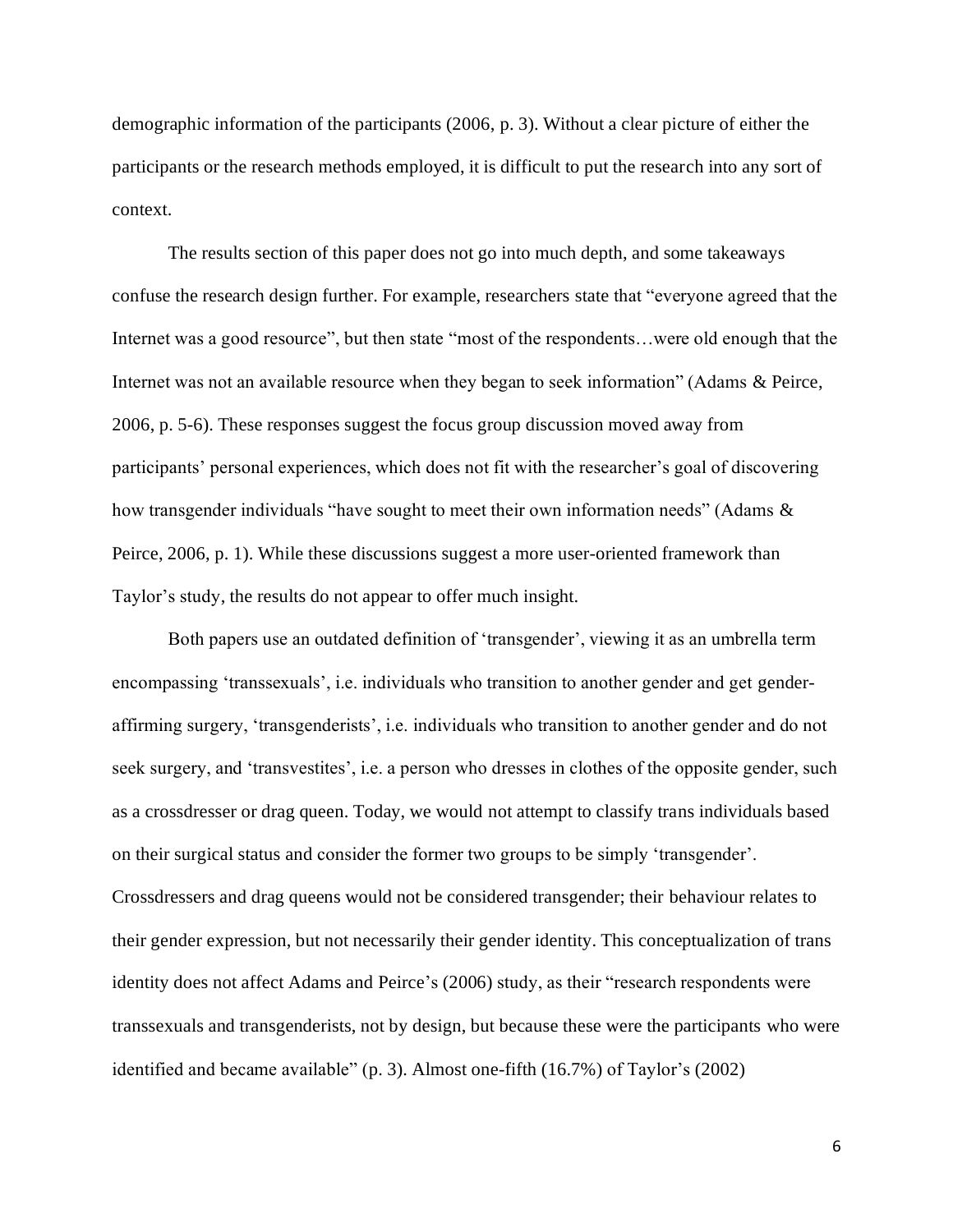demographic information of the participants (2006, p. 3). Without a clear picture of either the participants or the research methods employed, it is difficult to put the research into any sort of context.

The results section of this paper does not go into much depth, and some takeaways confuse the research design further. For example, researchers state that "everyone agreed that the Internet was a good resource", but then state "most of the respondents…were old enough that the Internet was not an available resource when they began to seek information" (Adams & Peirce, 2006, p. 5-6). These responses suggest the focus group discussion moved away from participants' personal experiences, which does not fit with the researcher's goal of discovering how transgender individuals "have sought to meet their own information needs" (Adams & Peirce, 2006, p. 1). While these discussions suggest a more user-oriented framework than Taylor's study, the results do not appear to offer much insight.

Both papers use an outdated definition of 'transgender', viewing it as an umbrella term encompassing 'transsexuals', i.e. individuals who transition to another gender and get gender-affirming surgery, 'transgenderists', i.e. individuals who transition to another gender and do not seek surgery, and 'transvestites', i.e. a person who dresses in clothes of the opposite gender, such as a crossdresser or drag queen. Today, we would not attempt to classify trans individuals based on their surgical status and consider the former two groups to be simply 'transgender'. Crossdressers and drag queens would not be considered transgender; their behaviour relates to their gender expression, but not necessarily their gender identity. This conceptualization of trans identity does not affect Adams and Peirce's (2006) study, as their "research respondents were transsexuals and transgenderists, not by design, but because these were the participants who were identified and became available" (p. 3). Almost one-fifth (16.7%) of Taylor's (2002)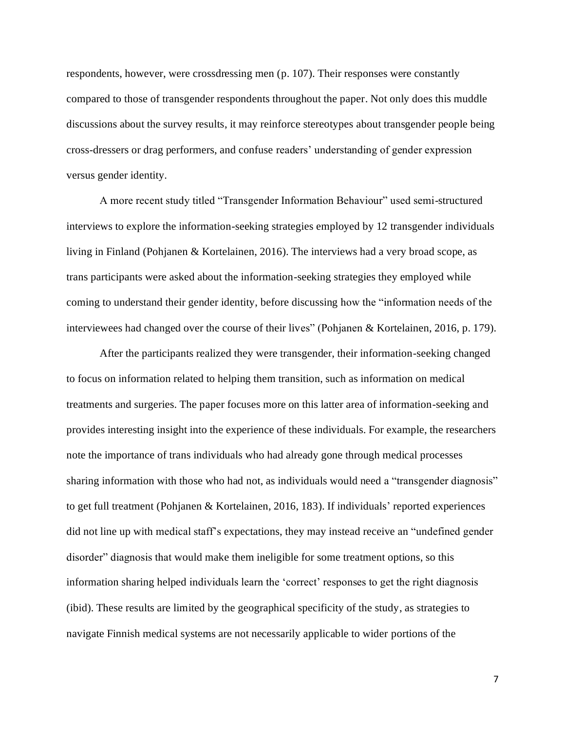respondents, however, were crossdressing men (p. 107). Their responses were constantly compared to those of transgender respondents throughout the paper. Not only does this muddle discussions about the survey results, it may reinforce stereotypes about transgender people being cross-dressers or drag performers, and confuse readers' understanding of gender expression versus gender identity.

A more recent study titled "Transgender Information Behaviour" used semi-structured interviews to explore the information-seeking strategies employed by 12 transgender individuals living in Finland (Pohjanen & Kortelainen, 2016). The interviews had a very broad scope, as trans participants were asked about the information-seeking strategies they employed while coming to understand their gender identity, before discussing how the "information needs of the interviewees had changed over the course of their lives" (Pohjanen & Kortelainen, 2016, p. 179).

After the participants realized they were transgender, their information-seeking changed to focus on information related to helping them transition, such as information on medical treatments and surgeries. The paper focuses more on this latter area of information-seeking and provides interesting insight into the experience of these individuals. For example, the researchers note the importance of trans individuals who had already gone through medical processes sharing information with those who had not, as individuals would need a "transgender diagnosis" to get full treatment (Pohjanen & Kortelainen, 2016, 183). If individuals' reported experiences did not line up with medical staff's expectations, they may instead receive an "undefined gender disorder" diagnosis that would make them ineligible for some treatment options, so this information sharing helped individuals learn the 'correct' responses to get the right diagnosis (ibid). These results are limited by the geographical specificity of the study, as strategies to navigate Finnish medical systems are not necessarily applicable to wider portions of the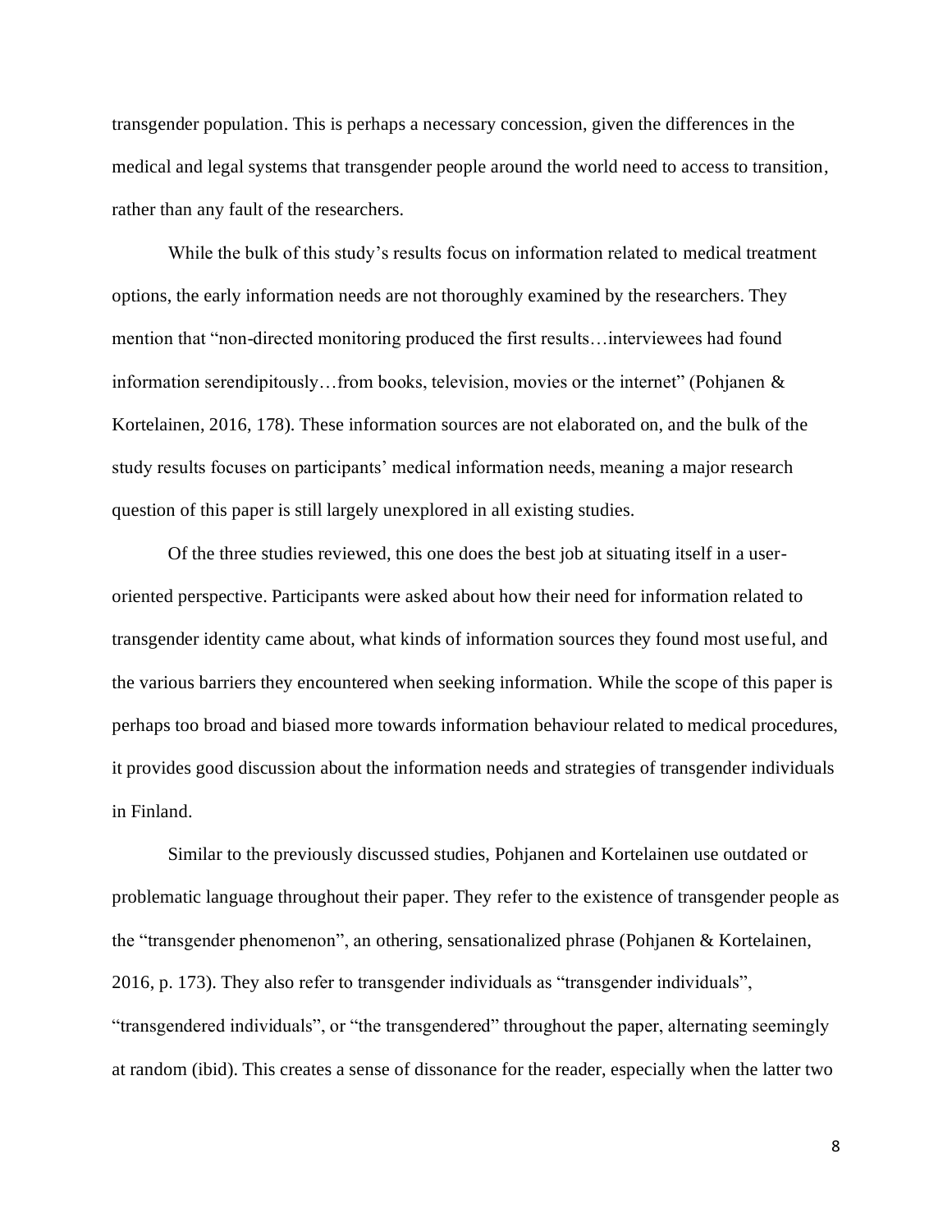transgender population. This is perhaps a necessary concession, given the differences in the medical and legal systems that transgender people around the world need to access to transition, rather than any fault of the researchers.

While the bulk of this study's results focus on information related to medical treatment options, the early information needs are not thoroughly examined by the researchers. They mention that "non-directed monitoring produced the first results…interviewees had found information serendipitously…from books, television, movies or the internet" (Pohjanen & Kortelainen, 2016, 178). These information sources are not elaborated on, and the bulk of the study results focuses on participants' medical information needs, meaning a major research question of this paper is still largely unexplored in all existing studies.

Of the three studies reviewed, this one does the best job at situating itself in a user-oriented perspective. Participants were asked about how their need for information related to transgender identity came about, what kinds of information sources they found most useful, and the various barriers they encountered when seeking information. While the scope of this paper is perhaps too broad and biased more towards information behaviour related to medical procedures, it provides good discussion about the information needs and strategies of transgender individuals in Finland.

Similar to the previously discussed studies, Pohjanen and Kortelainen use outdated or problematic language throughout their paper. They refer to the existence of transgender people as the "transgender phenomenon", an othering, sensationalized phrase (Pohjanen & Kortelainen, 2016, p. 173). They also refer to transgender individuals as "transgender individuals", "transgendered individuals", or "the transgendered" throughout the paper, alternating seemingly at random (ibid). This creates a sense of dissonance for the reader, especially when the latter two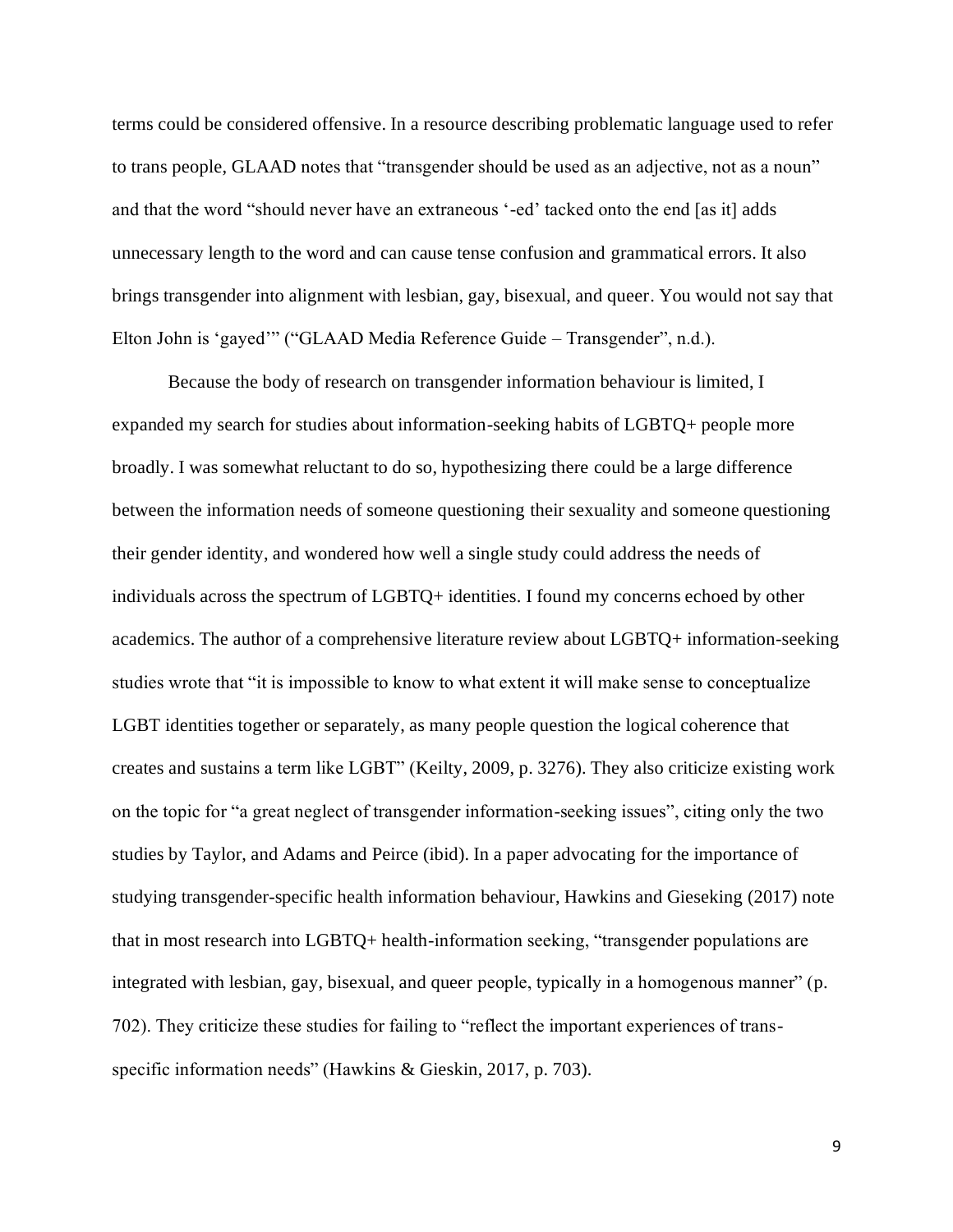terms could be considered offensive. In a resource describing problematic language used to refer to trans people, GLAAD notes that "transgender should be used as an adjective, not as a noun" and that the word "should never have an extraneous '-ed' tacked onto the end [as it] adds unnecessary length to the word and can cause tense confusion and grammatical errors. It also brings transgender into alignment with lesbian, gay, bisexual, and queer. You would not say that Elton John is 'gayed'" ("GLAAD Media Reference Guide – Transgender", n.d.).

Because the body of research on transgender information behaviour is limited, I expanded my search for studies about information-seeking habits of LGBTQ+ people more broadly. I was somewhat reluctant to do so, hypothesizing there could be a large difference between the information needs of someone questioning their sexuality and someone questioning their gender identity, and wondered how well a single study could address the needs of individuals across the spectrum of LGBTQ+ identities. I found my concerns echoed by other academics. The author of a comprehensive literature review about LGBTQ+ information-seeking studies wrote that "it is impossible to know to what extent it will make sense to conceptualize LGBT identities together or separately, as many people question the logical coherence that creates and sustains a term like LGBT" (Keilty, 2009, p. 3276). They also criticize existing work on the topic for "a great neglect of transgender information-seeking issues", citing only the two studies by Taylor, and Adams and Peirce (ibid). In a paper advocating for the importance of studying transgender-specific health information behaviour, Hawkins and Gieseking (2017) note that in most research into LGBTQ+ health-information seeking, "transgender populations are integrated with lesbian, gay, bisexual, and queer people, typically in a homogenous manner" (p. 702). They criticize these studies for failing to "reflect the important experiences of trans-specific information needs" (Hawkins & Gieskin, 2017, p. 703).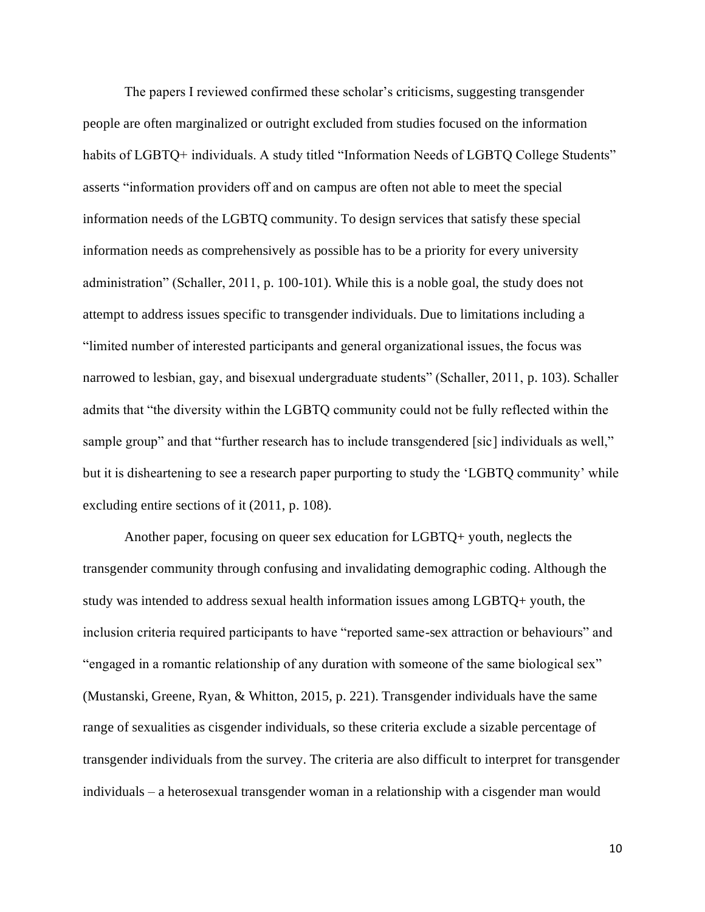The papers I reviewed confirmed these scholar's criticisms, suggesting transgender people are often marginalized or outright excluded from studies focused on the information habits of LGBTQ+ individuals. A study titled "Information Needs of LGBTQ College Students" asserts "information providers off and on campus are often not able to meet the special information needs of the LGBTQ community. To design services that satisfy these special information needs as comprehensively as possible has to be a priority for every university administration" (Schaller, 2011, p. 100-101). While this is a noble goal, the study does not attempt to address issues specific to transgender individuals. Due to limitations including a "limited number of interested participants and general organizational issues, the focus was narrowed to lesbian, gay, and bisexual undergraduate students" (Schaller, 2011, p. 103). Schaller admits that "the diversity within the LGBTQ community could not be fully reflected within the sample group" and that "further research has to include transgendered [sic] individuals as well," but it is disheartening to see a research paper purporting to study the 'LGBTQ community' while excluding entire sections of it (2011, p. 108).

Another paper, focusing on queer sex education for LGBTQ+ youth, neglects the transgender community through confusing and invalidating demographic coding. Although the study was intended to address sexual health information issues among LGBTQ+ youth, the inclusion criteria required participants to have "reported same-sex attraction or behaviours" and "engaged in a romantic relationship of any duration with someone of the same biological sex" (Mustanski, Greene, Ryan, & Whitton, 2015, p. 221). Transgender individuals have the same range of sexualities as cisgender individuals, so these criteria exclude a sizable percentage of transgender individuals from the survey. The criteria are also difficult to interpret for transgender individuals – a heterosexual transgender woman in a relationship with a cisgender man would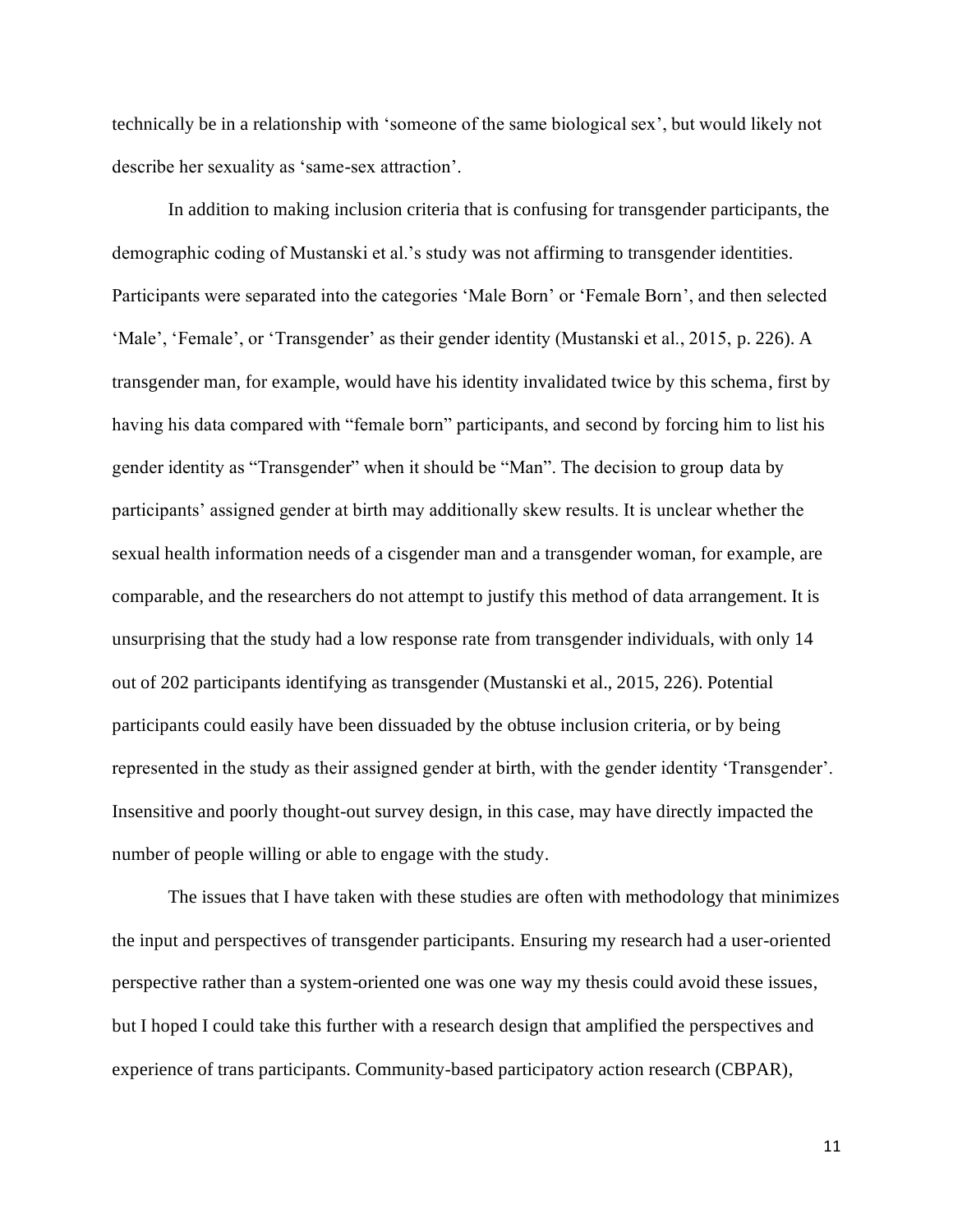technically be in a relationship with 'someone of the same biological sex', but would likely not describe her sexuality as 'same-sex attraction'.

In addition to making inclusion criteria that is confusing for transgender participants, the demographic coding of Mustanski et al.'s study was not affirming to transgender identities. Participants were separated into the categories 'Male Born' or 'Female Born', and then selected 'Male', 'Female', or 'Transgender' as their gender identity (Mustanski et al., 2015, p. 226). A transgender man, for example, would have his identity invalidated twice by this schema, first by having his data compared with "female born" participants, and second by forcing him to list his gender identity as "Transgender" when it should be "Man". The decision to group data by participants' assigned gender at birth may additionally skew results. It is unclear whether the sexual health information needs of a cisgender man and a transgender woman, for example, are comparable, and the researchers do not attempt to justify this method of data arrangement. It is unsurprising that the study had a low response rate from transgender individuals, with only 14 out of 202 participants identifying as transgender (Mustanski et al., 2015, 226). Potential participants could easily have been dissuaded by the obtuse inclusion criteria, or by being represented in the study as their assigned gender at birth, with the gender identity 'Transgender'. Insensitive and poorly thought-out survey design, in this case, may have directly impacted the number of people willing or able to engage with the study.

The issues that I have taken with these studies are often with methodology that minimizes the input and perspectives of transgender participants. Ensuring my research had a user-oriented perspective rather than a system-oriented one was one way my thesis could avoid these issues, but I hoped I could take this further with a research design that amplified the perspectives and experience of trans participants. Community-based participatory action research (CBPAR),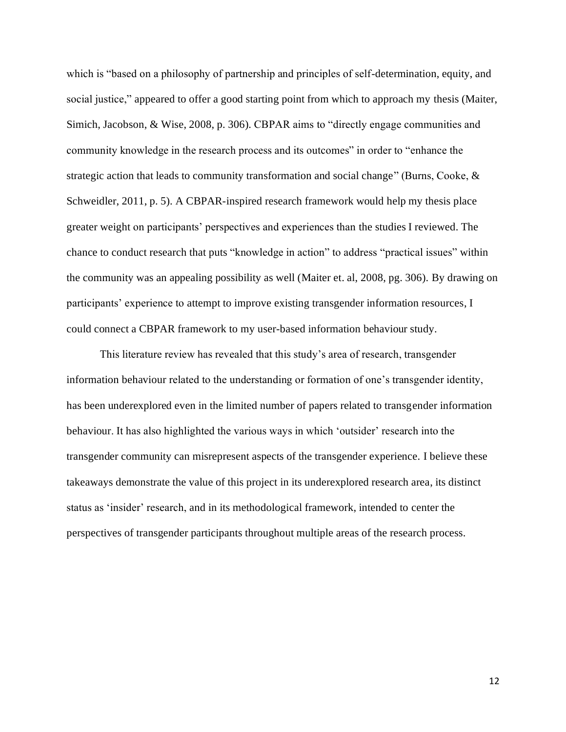which is "based on a philosophy of partnership and principles of self-determination, equity, and social justice," appeared to offer a good starting point from which to approach my thesis (Maiter, Simich, Jacobson, & Wise, 2008, p. 306). CBPAR aims to "directly engage communities and community knowledge in the research process and its outcomes" in order to "enhance the strategic action that leads to community transformation and social change" (Burns, Cooke, & Schweidler, 2011, p. 5). A CBPAR-inspired research framework would help my thesis place greater weight on participants' perspectives and experiences than the studies I reviewed. The chance to conduct research that puts "knowledge in action" to address "practical issues" within the community was an appealing possibility as well (Maiter et. al, 2008, pg. 306). By drawing on participants' experience to attempt to improve existing transgender information resources, I could connect a CBPAR framework to my user-based information behaviour study.

This literature review has revealed that this study's area of research, transgender information behaviour related to the understanding or formation of one's transgender identity, has been underexplored even in the limited number of papers related to transgender information behaviour. It has also highlighted the various ways in which 'outsider' research into the transgender community can misrepresent aspects of the transgender experience. I believe these takeaways demonstrate the value of this project in its underexplored research area, its distinct status as 'insider' research, and in its methodological framework, intended to center the perspectives of transgender participants throughout multiple areas of the research process.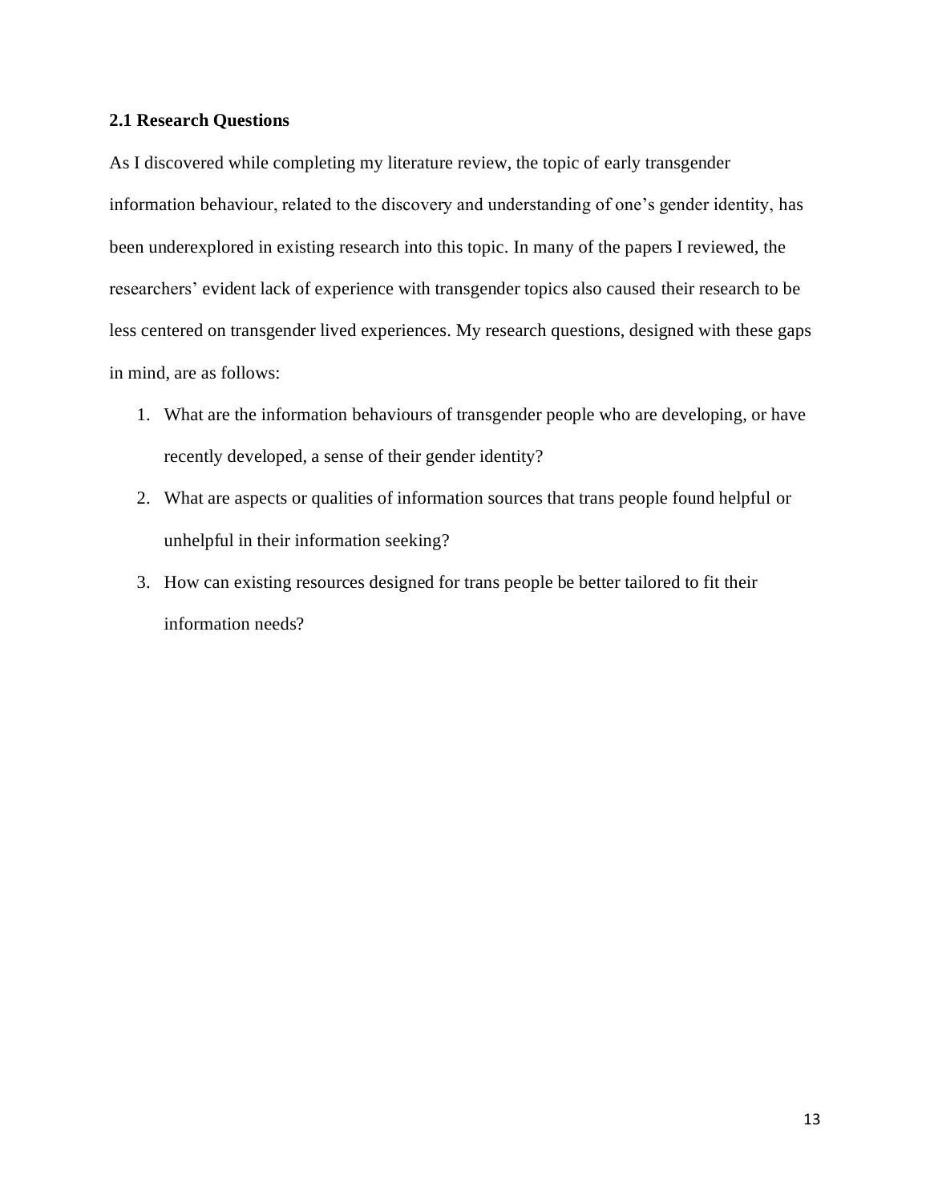## 2.1 Research Questions

As I discovered while completing my literature review, the topic of early transgender information behaviour, related to the discovery and understanding of one's gender identity, has been underexplored in existing research into this topic. In many of the papers I reviewed, the researchers' evident lack of experience with transgender topics also caused their research to be less centered on transgender lived experiences. My research questions, designed with these gaps in mind, are as follows:

1. What are the information behaviours of transgender people who are developing, or have recently developed, a sense of their gender identity?
2. What are aspects or qualities of information sources that trans people found helpful or unhelpful in their information seeking?
3. How can existing resources designed for trans people be better tailored to fit their information needs?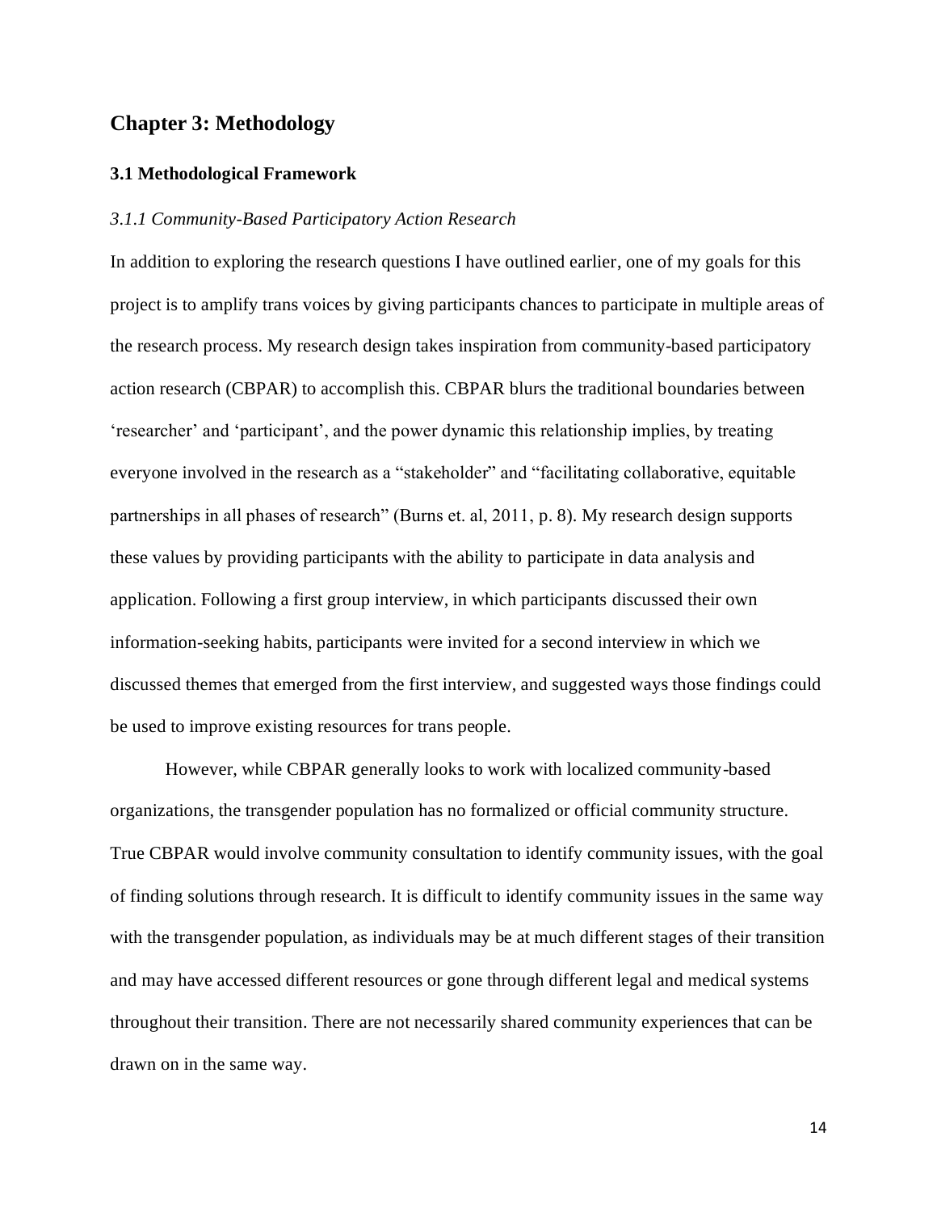## Chapter 3: Methodology

### 3.1 Methodological Framework

#### *3.1.1 Community-Based Participatory Action Research*

In addition to exploring the research questions I have outlined earlier, one of my goals for this project is to amplify trans voices by giving participants chances to participate in multiple areas of the research process. My research design takes inspiration from community-based participatory action research (CBPAR) to accomplish this. CBPAR blurs the traditional boundaries between 'researcher' and 'participant', and the power dynamic this relationship implies, by treating everyone involved in the research as a "stakeholder" and "facilitating collaborative, equitable partnerships in all phases of research" (Burns et. al, 2011, p. 8). My research design supports these values by providing participants with the ability to participate in data analysis and application. Following a first group interview, in which participants discussed their own information-seeking habits, participants were invited for a second interview in which we discussed themes that emerged from the first interview, and suggested ways those findings could be used to improve existing resources for trans people.

However, while CBPAR generally looks to work with localized community-based organizations, the transgender population has no formalized or official community structure. True CBPAR would involve community consultation to identify community issues, with the goal of finding solutions through research. It is difficult to identify community issues in the same way with the transgender population, as individuals may be at much different stages of their transition and may have accessed different resources or gone through different legal and medical systems throughout their transition. There are not necessarily shared community experiences that can be drawn on in the same way.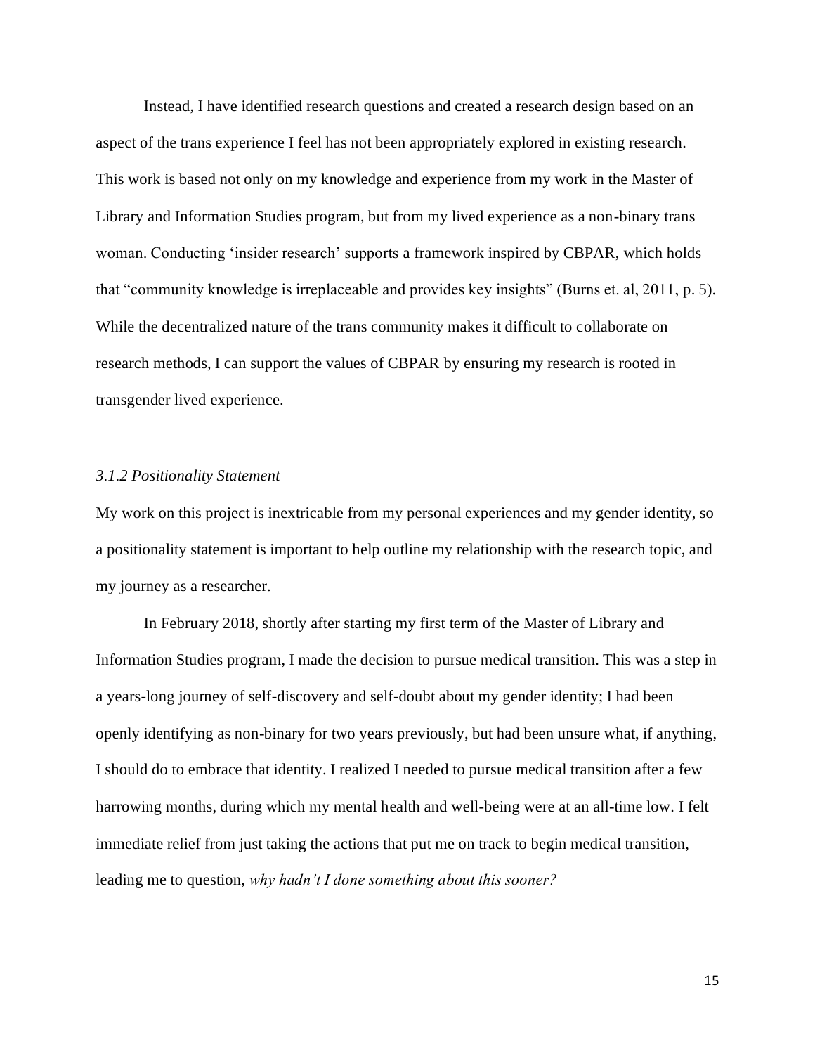Instead, I have identified research questions and created a research design based on an aspect of the trans experience I feel has not been appropriately explored in existing research. This work is based not only on my knowledge and experience from my work in the Master of Library and Information Studies program, but from my lived experience as a non-binary trans woman. Conducting 'insider research' supports a framework inspired by CBPAR, which holds that "community knowledge is irreplaceable and provides key insights" (Burns et. al, 2011, p. 5). While the decentralized nature of the trans community makes it difficult to collaborate on research methods, I can support the values of CBPAR by ensuring my research is rooted in transgender lived experience.

### *3.1.2 Positionality Statement*

My work on this project is inextricable from my personal experiences and my gender identity, so a positionality statement is important to help outline my relationship with the research topic, and my journey as a researcher.

In February 2018, shortly after starting my first term of the Master of Library and Information Studies program, I made the decision to pursue medical transition. This was a step in a years-long journey of self-discovery and self-doubt about my gender identity; I had been openly identifying as non-binary for two years previously, but had been unsure what, if anything, I should do to embrace that identity. I realized I needed to pursue medical transition after a few harrowing months, during which my mental health and well-being were at an all-time low. I felt immediate relief from just taking the actions that put me on track to begin medical transition, leading me to question, *why hadn't I done something about this sooner?*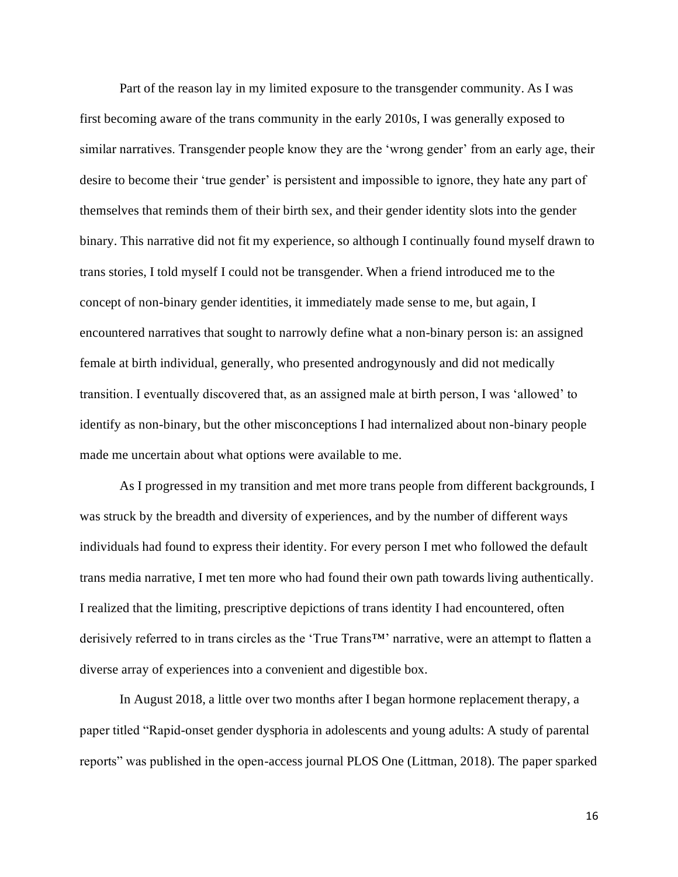Part of the reason lay in my limited exposure to the transgender community. As I was first becoming aware of the trans community in the early 2010s, I was generally exposed to similar narratives. Transgender people know they are the 'wrong gender' from an early age, their desire to become their 'true gender' is persistent and impossible to ignore, they hate any part of themselves that reminds them of their birth sex, and their gender identity slots into the gender binary. This narrative did not fit my experience, so although I continually found myself drawn to trans stories, I told myself I could not be transgender. When a friend introduced me to the concept of non-binary gender identities, it immediately made sense to me, but again, I encountered narratives that sought to narrowly define what a non-binary person is: an assigned female at birth individual, generally, who presented androgynously and did not medically transition. I eventually discovered that, as an assigned male at birth person, I was 'allowed' to identify as non-binary, but the other misconceptions I had internalized about non-binary people made me uncertain about what options were available to me.

As I progressed in my transition and met more trans people from different backgrounds, I was struck by the breadth and diversity of experiences, and by the number of different ways individuals had found to express their identity. For every person I met who followed the default trans media narrative, I met ten more who had found their own path towards living authentically. I realized that the limiting, prescriptive depictions of trans identity I had encountered, often derisively referred to in trans circles as the 'True Trans™' narrative, were an attempt to flatten a diverse array of experiences into a convenient and digestible box.

In August 2018, a little over two months after I began hormone replacement therapy, a paper titled "Rapid-onset gender dysphoria in adolescents and young adults: A study of parental reports" was published in the open-access journal PLOS One (Littman, 2018). The paper sparked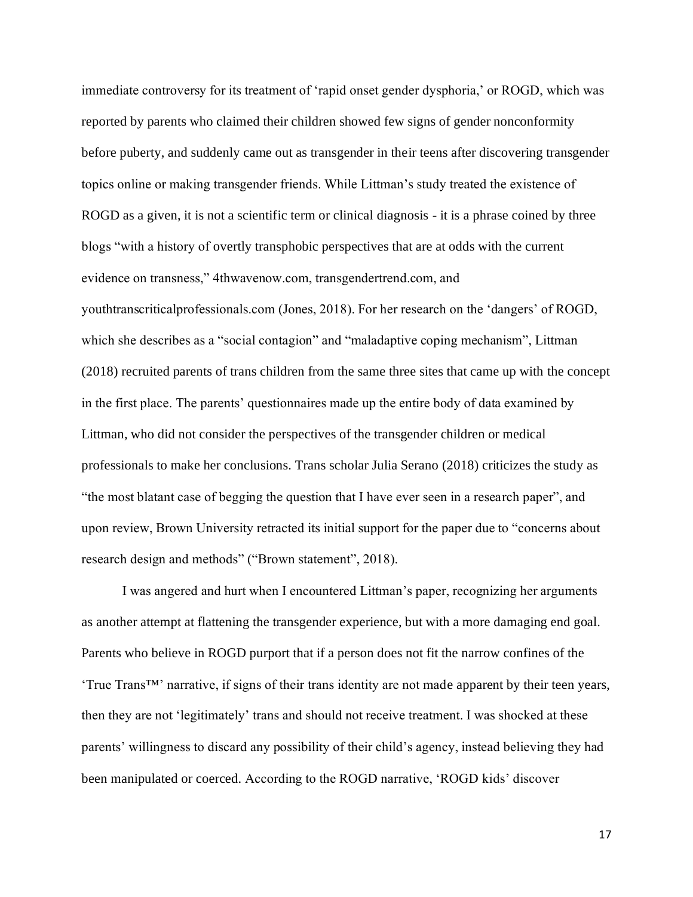immediate controversy for its treatment of 'rapid onset gender dysphoria,' or ROGD, which was reported by parents who claimed their children showed few signs of gender nonconformity before puberty, and suddenly came out as transgender in their teens after discovering transgender topics online or making transgender friends. While Littman's study treated the existence of ROGD as a given, it is not a scientific term or clinical diagnosis - it is a phrase coined by three blogs "with a history of overtly transphobic perspectives that are at odds with the current evidence on transness," 4thwavenow.com, transgendertrend.com, and youthtranscriticalprofessionals.com (Jones, 2018). For her research on the 'dangers' of ROGD, which she describes as a "social contagion" and "maladaptive coping mechanism", Littman (2018) recruited parents of trans children from the same three sites that came up with the concept in the first place. The parents' questionnaires made up the entire body of data examined by Littman, who did not consider the perspectives of the transgender children or medical professionals to make her conclusions. Trans scholar Julia Serano (2018) criticizes the study as "the most blatant case of begging the question that I have ever seen in a research paper", and upon review, Brown University retracted its initial support for the paper due to "concerns about research design and methods" ("Brown statement", 2018).

I was angered and hurt when I encountered Littman's paper, recognizing her arguments as another attempt at flattening the transgender experience, but with a more damaging end goal. Parents who believe in ROGD purport that if a person does not fit the narrow confines of the 'True Trans™' narrative, if signs of their trans identity are not made apparent by their teen years, then they are not 'legitimately' trans and should not receive treatment. I was shocked at these parents' willingness to discard any possibility of their child's agency, instead believing they had been manipulated or coerced. According to the ROGD narrative, 'ROGD kids' discover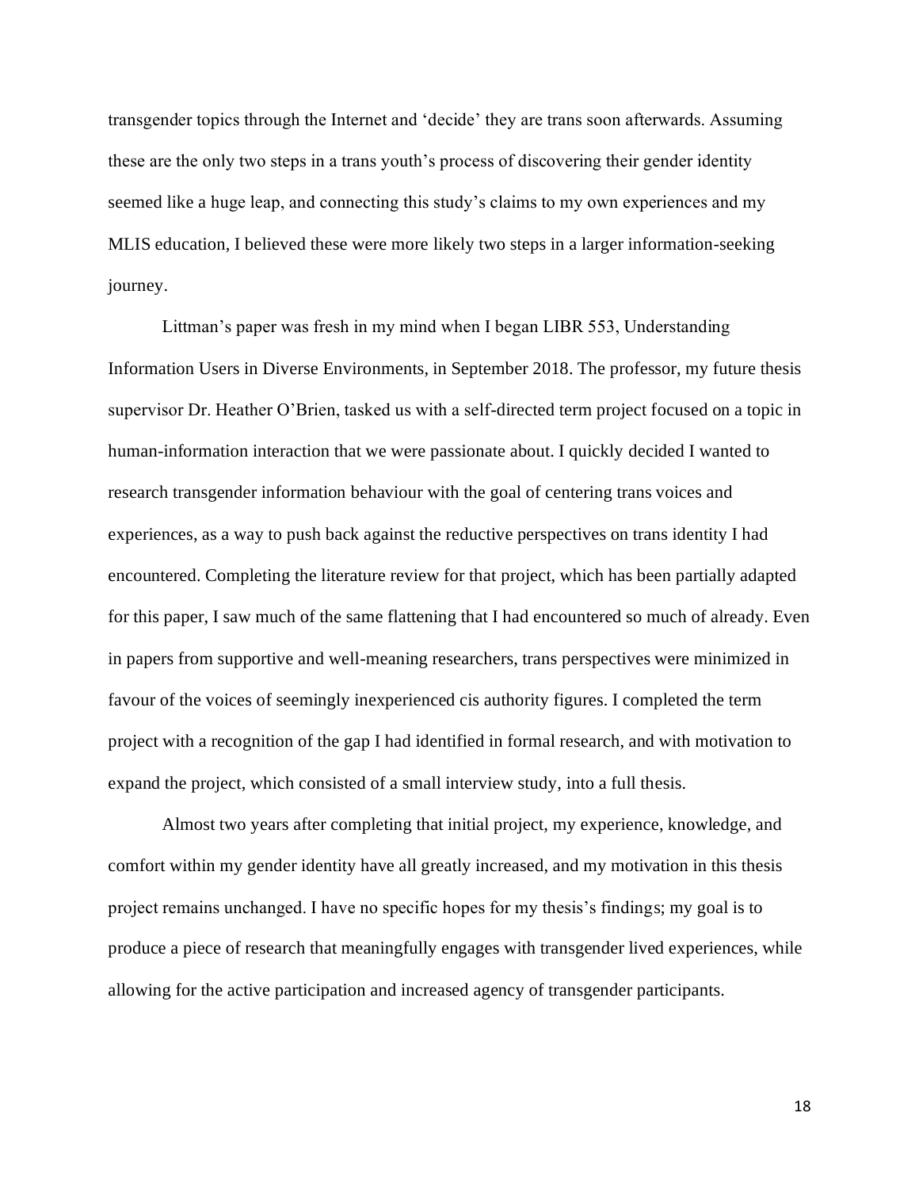transgender topics through the Internet and 'decide' they are trans soon afterwards. Assuming these are the only two steps in a trans youth's process of discovering their gender identity seemed like a huge leap, and connecting this study's claims to my own experiences and my MLIS education, I believed these were more likely two steps in a larger information-seeking journey.

Littman's paper was fresh in my mind when I began LIBR 553, Understanding Information Users in Diverse Environments, in September 2018. The professor, my future thesis supervisor Dr. Heather O'Brien, tasked us with a self-directed term project focused on a topic in human-information interaction that we were passionate about. I quickly decided I wanted to research transgender information behaviour with the goal of centering trans voices and experiences, as a way to push back against the reductive perspectives on trans identity I had encountered. Completing the literature review for that project, which has been partially adapted for this paper, I saw much of the same flattening that I had encountered so much of already. Even in papers from supportive and well-meaning researchers, trans perspectives were minimized in favour of the voices of seemingly inexperienced cis authority figures. I completed the term project with a recognition of the gap I had identified in formal research, and with motivation to expand the project, which consisted of a small interview study, into a full thesis.

Almost two years after completing that initial project, my experience, knowledge, and comfort within my gender identity have all greatly increased, and my motivation in this thesis project remains unchanged. I have no specific hopes for my thesis's findings; my goal is to produce a piece of research that meaningfully engages with transgender lived experiences, while allowing for the active participation and increased agency of transgender participants.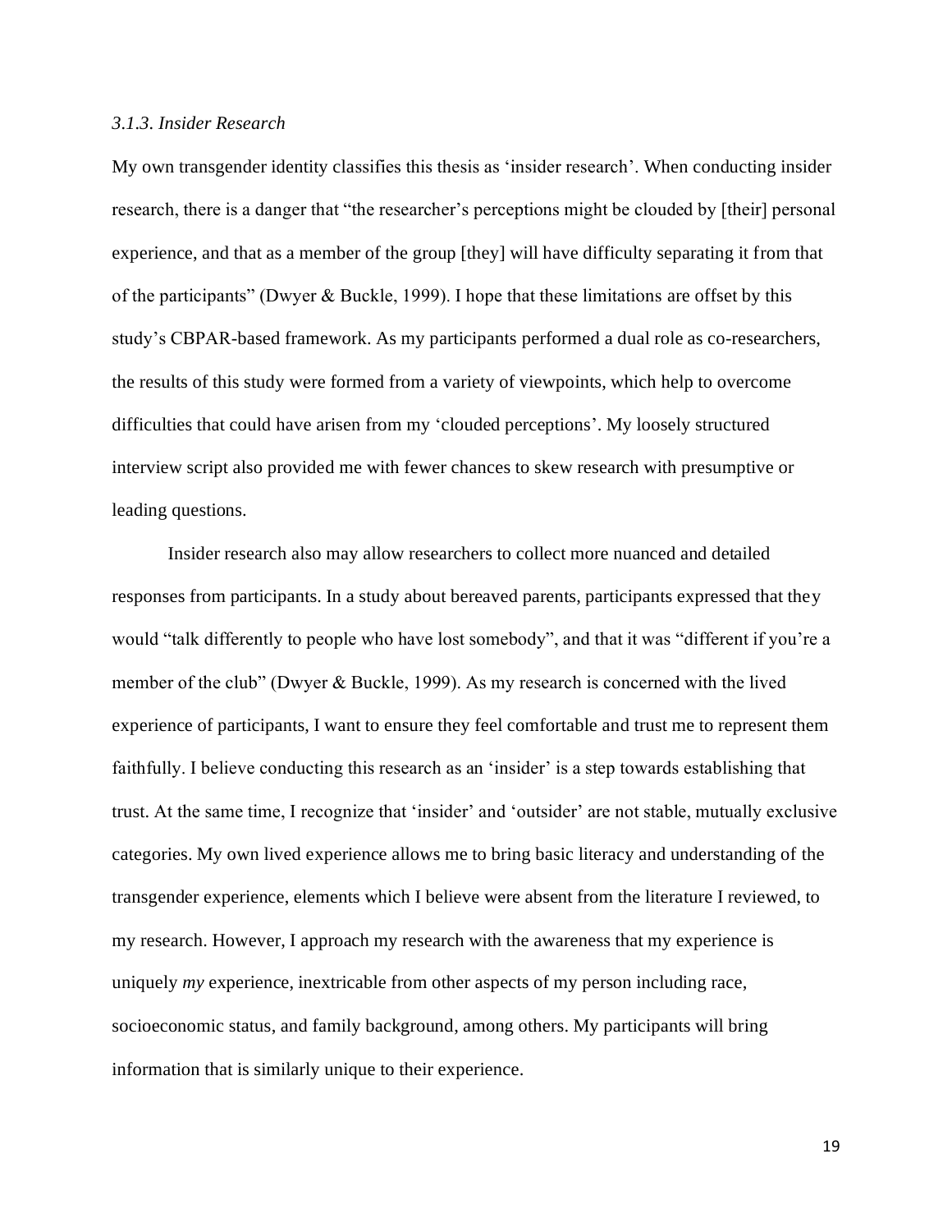### *3.1.3. Insider Research*

My own transgender identity classifies this thesis as 'insider research'. When conducting insider research, there is a danger that "the researcher's perceptions might be clouded by [their] personal experience, and that as a member of the group [they] will have difficulty separating it from that of the participants" (Dwyer & Buckle, 1999). I hope that these limitations are offset by this study's CBPAR-based framework. As my participants performed a dual role as co-researchers, the results of this study were formed from a variety of viewpoints, which help to overcome difficulties that could have arisen from my 'clouded perceptions'. My loosely structured interview script also provided me with fewer chances to skew research with presumptive or leading questions.

Insider research also may allow researchers to collect more nuanced and detailed responses from participants. In a study about bereaved parents, participants expressed that they would "talk differently to people who have lost somebody", and that it was "different if you're a member of the club" (Dwyer & Buckle, 1999). As my research is concerned with the lived experience of participants, I want to ensure they feel comfortable and trust me to represent them faithfully. I believe conducting this research as an 'insider' is a step towards establishing that trust. At the same time, I recognize that 'insider' and 'outsider' are not stable, mutually exclusive categories. My own lived experience allows me to bring basic literacy and understanding of the transgender experience, elements which I believe were absent from the literature I reviewed, to my research. However, I approach my research with the awareness that my experience is uniquely *my* experience, inextricable from other aspects of my person including race, socioeconomic status, and family background, among others. My participants will bring information that is similarly unique to their experience.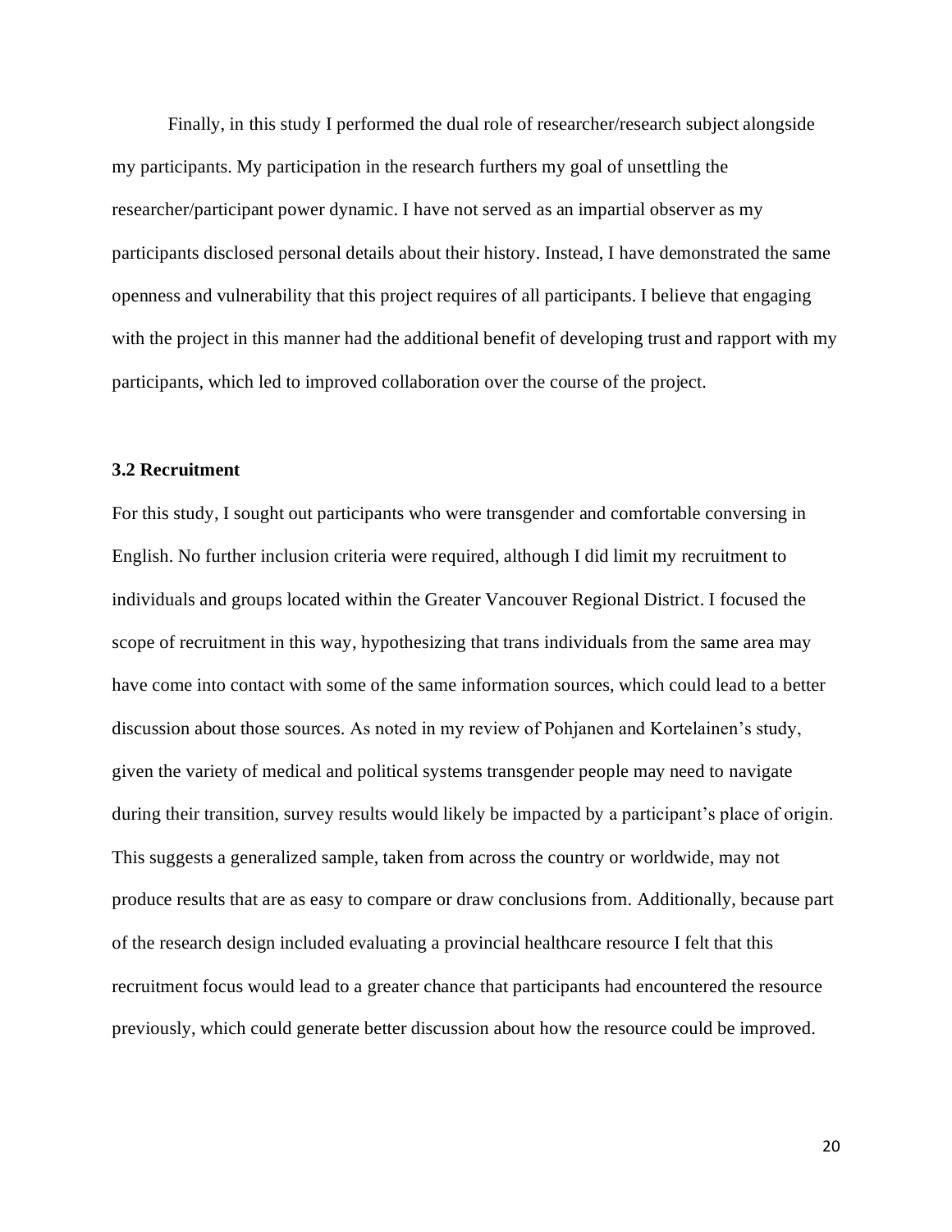Finally, in this study I performed the dual role of researcher/research subject alongside my participants. My participation in the research furthers my goal of unsettling the researcher/participant power dynamic. I have not served as an impartial observer as my participants disclosed personal details about their history. Instead, I have demonstrated the same openness and vulnerability that this project requires of all participants. I believe that engaging with the project in this manner had the additional benefit of developing trust and rapport with my participants, which led to improved collaboration over the course of the project.

### 3.2 Recruitment

For this study, I sought out participants who were transgender and comfortable conversing in English. No further inclusion criteria were required, although I did limit my recruitment to individuals and groups located within the Greater Vancouver Regional District. I focused the scope of recruitment in this way, hypothesizing that trans individuals from the same area may have come into contact with some of the same information sources, which could lead to a better discussion about those sources. As noted in my review of Pohjanen and Kortelainen's study, given the variety of medical and political systems transgender people may need to navigate during their transition, survey results would likely be impacted by a participant's place of origin. This suggests a generalized sample, taken from across the country or worldwide, may not produce results that are as easy to compare or draw conclusions from. Additionally, because part of the research design included evaluating a provincial healthcare resource I felt that this recruitment focus would lead to a greater chance that participants had encountered the resource previously, which could generate better discussion about how the resource could be improved.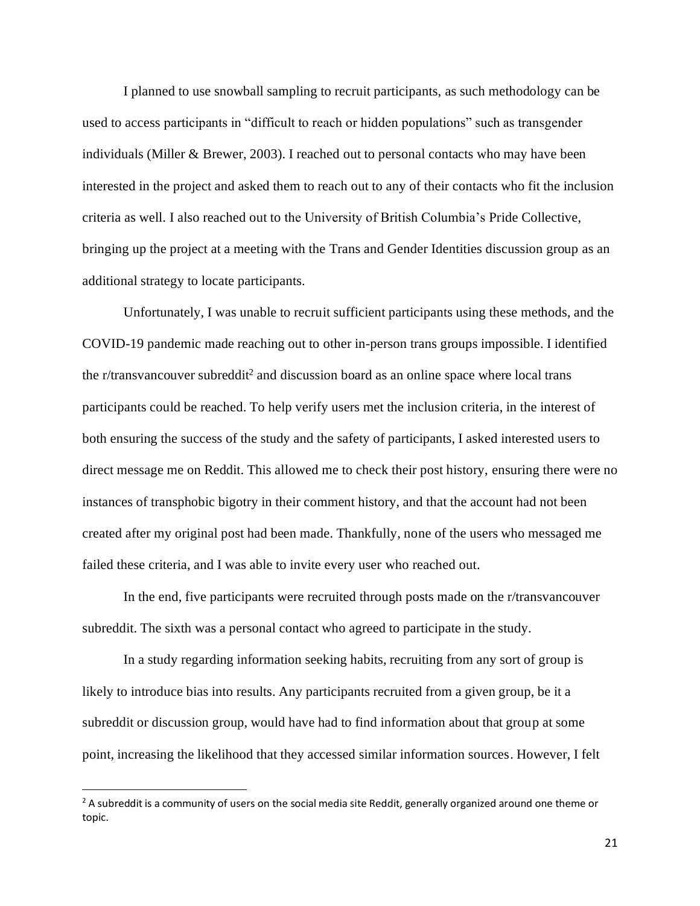I planned to use snowball sampling to recruit participants, as such methodology can be used to access participants in "difficult to reach or hidden populations" such as transgender individuals (Miller & Brewer, 2003). I reached out to personal contacts who may have been interested in the project and asked them to reach out to any of their contacts who fit the inclusion criteria as well. I also reached out to the University of British Columbia's Pride Collective, bringing up the project at a meeting with the Trans and Gender Identities discussion group as an additional strategy to locate participants.

Unfortunately, I was unable to recruit sufficient participants using these methods, and the COVID-19 pandemic made reaching out to other in-person trans groups impossible. I identified the r/transvancouver subreddit[2] and discussion board as an online space where local trans participants could be reached. To help verify users met the inclusion criteria, in the interest of both ensuring the success of the study and the safety of participants, I asked interested users to direct message me on Reddit. This allowed me to check their post history, ensuring there were no instances of transphobic bigotry in their comment history, and that the account had not been created after my original post had been made. Thankfully, none of the users who messaged me failed these criteria, and I was able to invite every user who reached out.

In the end, five participants were recruited through posts made on the r/transvancouver subreddit. The sixth was a personal contact who agreed to participate in the study.

In a study regarding information seeking habits, recruiting from any sort of group is likely to introduce bias into results. Any participants recruited from a given group, be it a subreddit or discussion group, would have had to find information about that group at some point, increasing the likelihood that they accessed similar information sources. However, I felt

[2] A subreddit is a community of users on the social media site Reddit, generally organized around one theme or topic.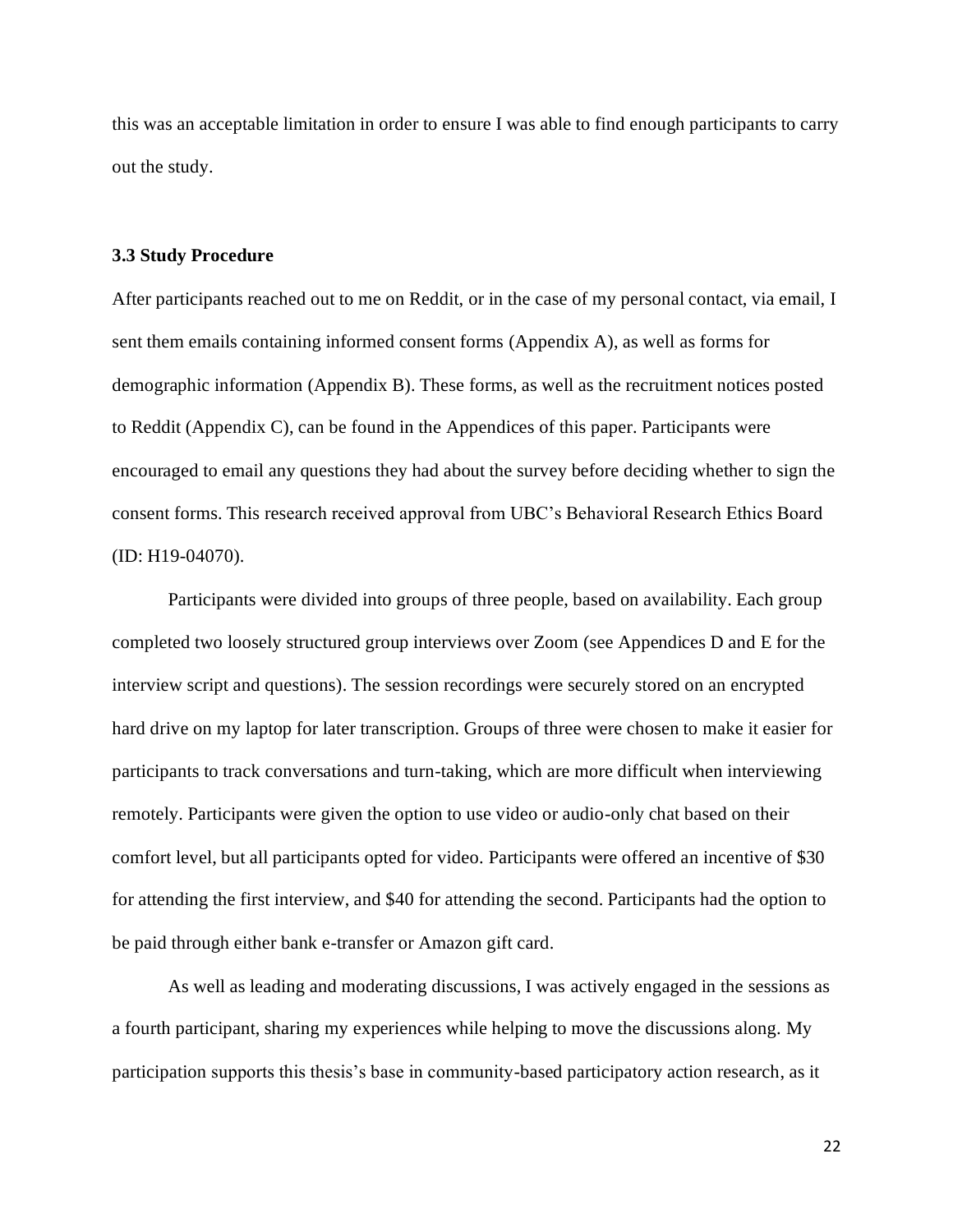this was an acceptable limitation in order to ensure I was able to find enough participants to carry out the study.

### 3.3 Study Procedure

After participants reached out to me on Reddit, or in the case of my personal contact, via email, I sent them emails containing informed consent forms (Appendix A), as well as forms for demographic information (Appendix B). These forms, as well as the recruitment notices posted to Reddit (Appendix C), can be found in the Appendices of this paper. Participants were encouraged to email any questions they had about the survey before deciding whether to sign the consent forms. This research received approval from UBC's Behavioral Research Ethics Board (ID: H19-04070).

Participants were divided into groups of three people, based on availability. Each group completed two loosely structured group interviews over Zoom (see Appendices D and E for the interview script and questions). The session recordings were securely stored on an encrypted hard drive on my laptop for later transcription. Groups of three were chosen to make it easier for participants to track conversations and turn-taking, which are more difficult when interviewing remotely. Participants were given the option to use video or audio-only chat based on their comfort level, but all participants opted for video. Participants were offered an incentive of $30 for attending the first interview, and $40 for attending the second. Participants had the option to be paid through either bank e-transfer or Amazon gift card.

As well as leading and moderating discussions, I was actively engaged in the sessions as a fourth participant, sharing my experiences while helping to move the discussions along. My participation supports this thesis's base in community-based participatory action research, as it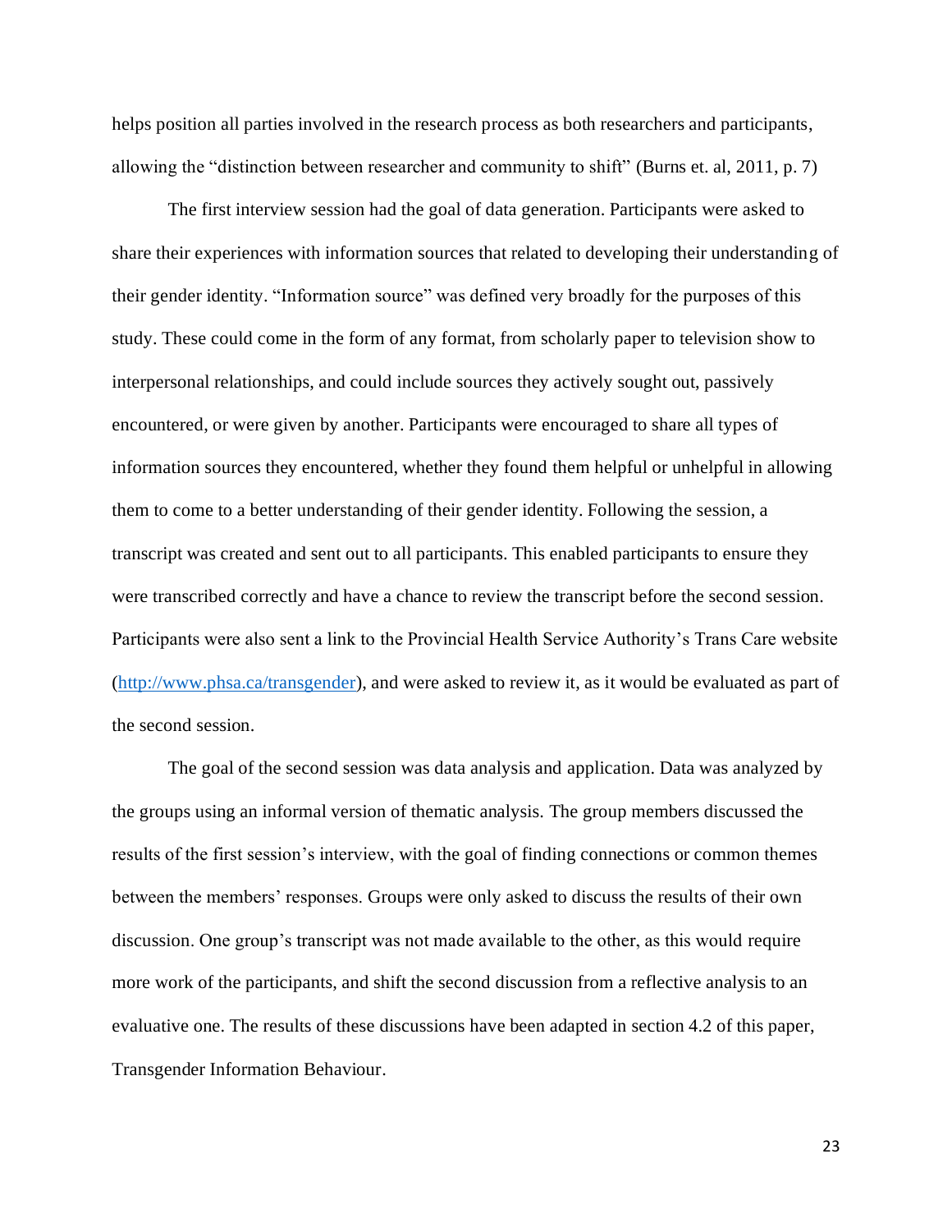helps position all parties involved in the research process as both researchers and participants, allowing the "distinction between researcher and community to shift" (Burns et. al, 2011, p. 7)

The first interview session had the goal of data generation. Participants were asked to share their experiences with information sources that related to developing their understanding of their gender identity. "Information source" was defined very broadly for the purposes of this study. These could come in the form of any format, from scholarly paper to television show to interpersonal relationships, and could include sources they actively sought out, passively encountered, or were given by another. Participants were encouraged to share all types of information sources they encountered, whether they found them helpful or unhelpful in allowing them to come to a better understanding of their gender identity. Following the session, a transcript was created and sent out to all participants. This enabled participants to ensure they were transcribed correctly and have a chance to review the transcript before the second session. Participants were also sent a link to the Provincial Health Service Authority's Trans Care website ([http://www.phsa.ca/transgender](http://www.phsa.ca/transgender)), and were asked to review it, as it would be evaluated as part of the second session.

The goal of the second session was data analysis and application. Data was analyzed by the groups using an informal version of thematic analysis. The group members discussed the results of the first session's interview, with the goal of finding connections or common themes between the members' responses. Groups were only asked to discuss the results of their own discussion. One group's transcript was not made available to the other, as this would require more work of the participants, and shift the second discussion from a reflective analysis to an evaluative one. The results of these discussions have been adapted in section 4.2 of this paper, Transgender Information Behaviour.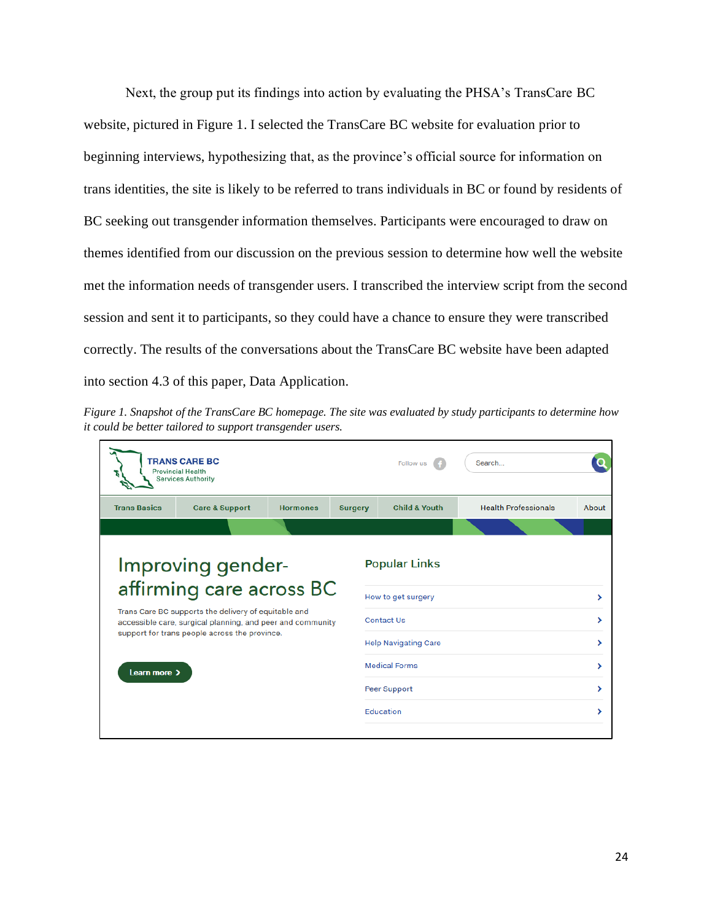Next, the group put its findings into action by evaluating the PHSA's TransCare BC website, pictured in Figure 1. I selected the TransCare BC website for evaluation prior to beginning interviews, hypothesizing that, as the province's official source for information on trans identities, the site is likely to be referred to trans individuals in BC or found by residents of BC seeking out transgender information themselves. Participants were encouraged to draw on themes identified from our discussion on the previous session to determine how well the website met the information needs of transgender users. I transcribed the interview script from the second session and sent it to participants, so they could have a chance to ensure they were transcribed correctly. The results of the conversations about the TransCare BC website have been adapted into section 4.3 of this paper, Data Application.

*Figure 1. Snapshot of the TransCare BC homepage. The site was evaluated by study participants to determine how it could be better tailored to support transgender users.*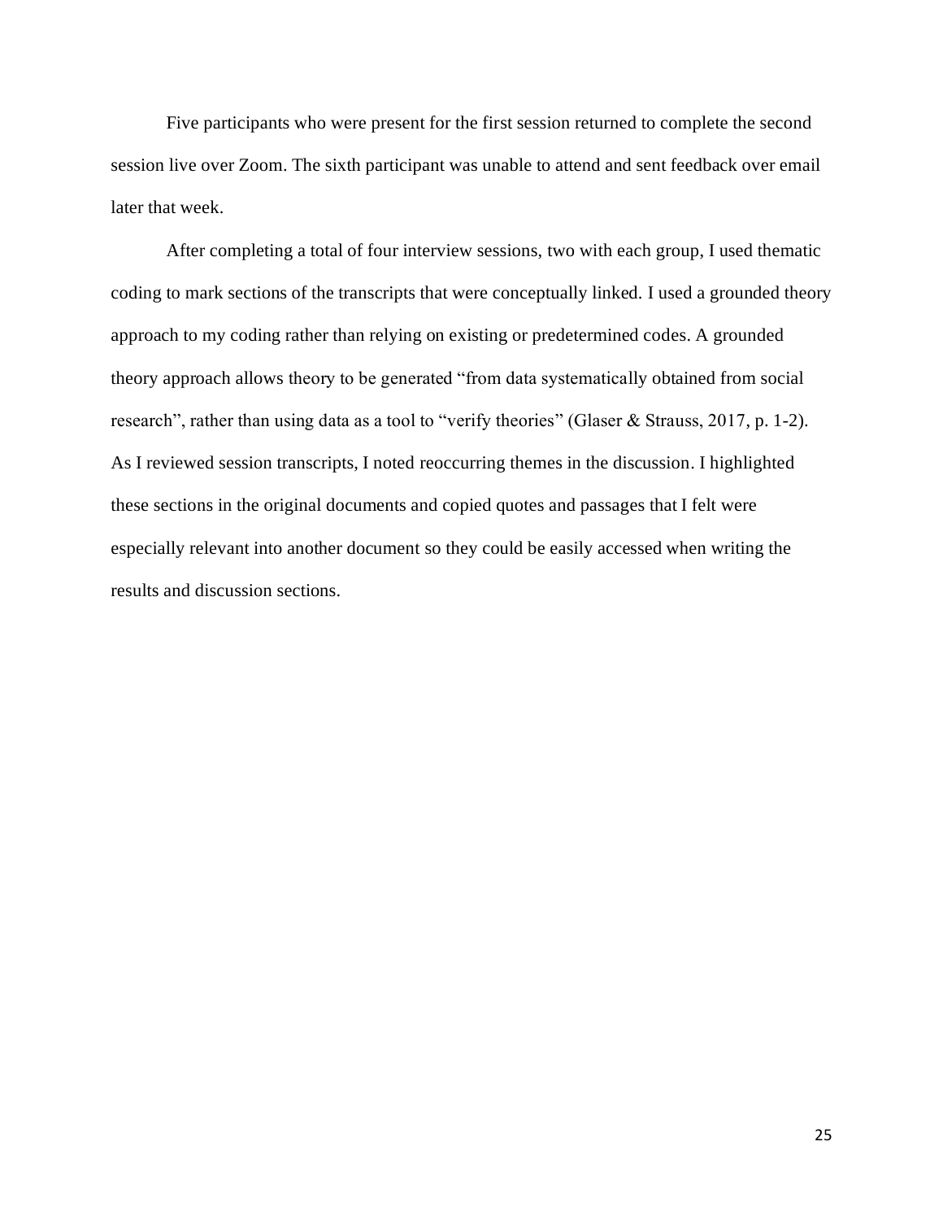Five participants who were present for the first session returned to complete the second session live over Zoom. The sixth participant was unable to attend and sent feedback over email later that week.

After completing a total of four interview sessions, two with each group, I used thematic coding to mark sections of the transcripts that were conceptually linked. I used a grounded theory approach to my coding rather than relying on existing or predetermined codes. A grounded theory approach allows theory to be generated "from data systematically obtained from social research", rather than using data as a tool to "verify theories" (Glaser & Strauss, 2017, p. 1-2). As I reviewed session transcripts, I noted reoccurring themes in the discussion. I highlighted these sections in the original documents and copied quotes and passages that I felt were especially relevant into another document so they could be easily accessed when writing the results and discussion sections.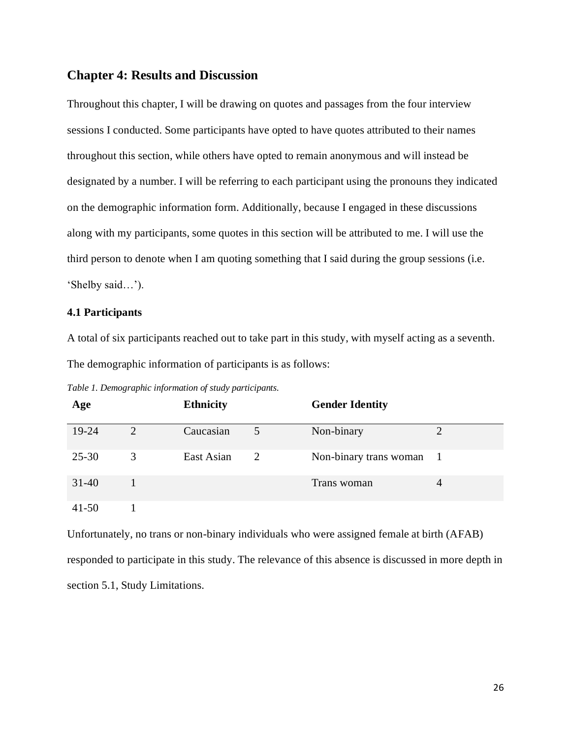## Chapter 4: Results and Discussion

Throughout this chapter, I will be drawing on quotes and passages from the four interview sessions I conducted. Some participants have opted to have quotes attributed to their names throughout this section, while others have opted to remain anonymous and will instead be designated by a number. I will be referring to each participant using the pronouns they indicated on the demographic information form. Additionally, because I engaged in these discussions along with my participants, some quotes in this section will be attributed to me. I will use the third person to denote when I am quoting something that I said during the group sessions (i.e. 'Shelby said…').

### 4.1 Participants

A total of six participants reached out to take part in this study, with myself acting as a seventh. The demographic information of participants is as follows:

*Table 1. Demographic information of study participants.*

| Age | | Ethnicity | | Gender Identity | |
|---|---|---|---|---|---|
| 19-24 | 2 | Caucasian | 5 | Non-binary | 2 |
| 25-30 | 3 | East Asian | 2 | Non-binary trans woman | 1 |
| 31-40 | 1 | | | Trans woman | 4 |
| 41-50 | 1 | | | | |

Unfortunately, no trans or non-binary individuals who were assigned female at birth (AFAB) responded to participate in this study. The relevance of this absence is discussed in more depth in section 5.1, Study Limitations.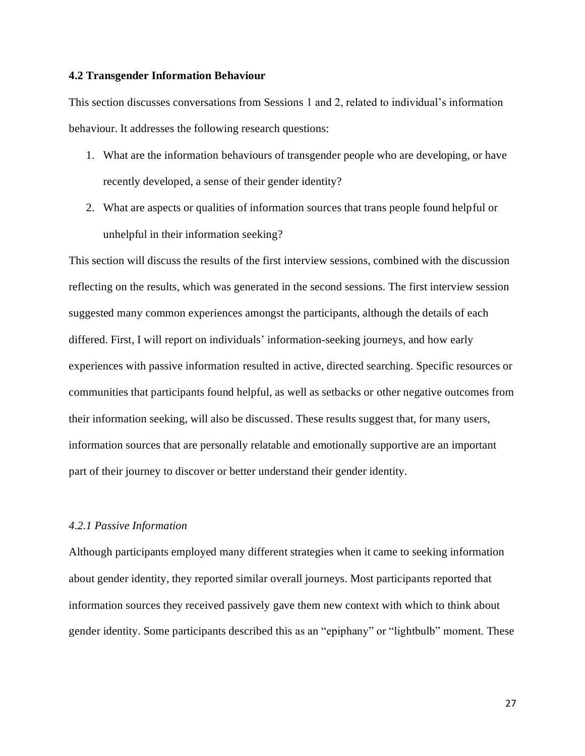### 4.2 Transgender Information Behaviour

This section discusses conversations from Sessions 1 and 2, related to individual's information behaviour. It addresses the following research questions:

1. What are the information behaviours of transgender people who are developing, or have recently developed, a sense of their gender identity?
2. What are aspects or qualities of information sources that trans people found helpful or unhelpful in their information seeking?

This section will discuss the results of the first interview sessions, combined with the discussion reflecting on the results, which was generated in the second sessions. The first interview session suggested many common experiences amongst the participants, although the details of each differed. First, I will report on individuals' information-seeking journeys, and how early experiences with passive information resulted in active, directed searching. Specific resources or communities that participants found helpful, as well as setbacks or other negative outcomes from their information seeking, will also be discussed. These results suggest that, for many users, information sources that are personally relatable and emotionally supportive are an important part of their journey to discover or better understand their gender identity.

#### *4.2.1 Passive Information*

Although participants employed many different strategies when it came to seeking information about gender identity, they reported similar overall journeys. Most participants reported that information sources they received passively gave them new context with which to think about gender identity. Some participants described this as an "epiphany" or "lightbulb" moment. These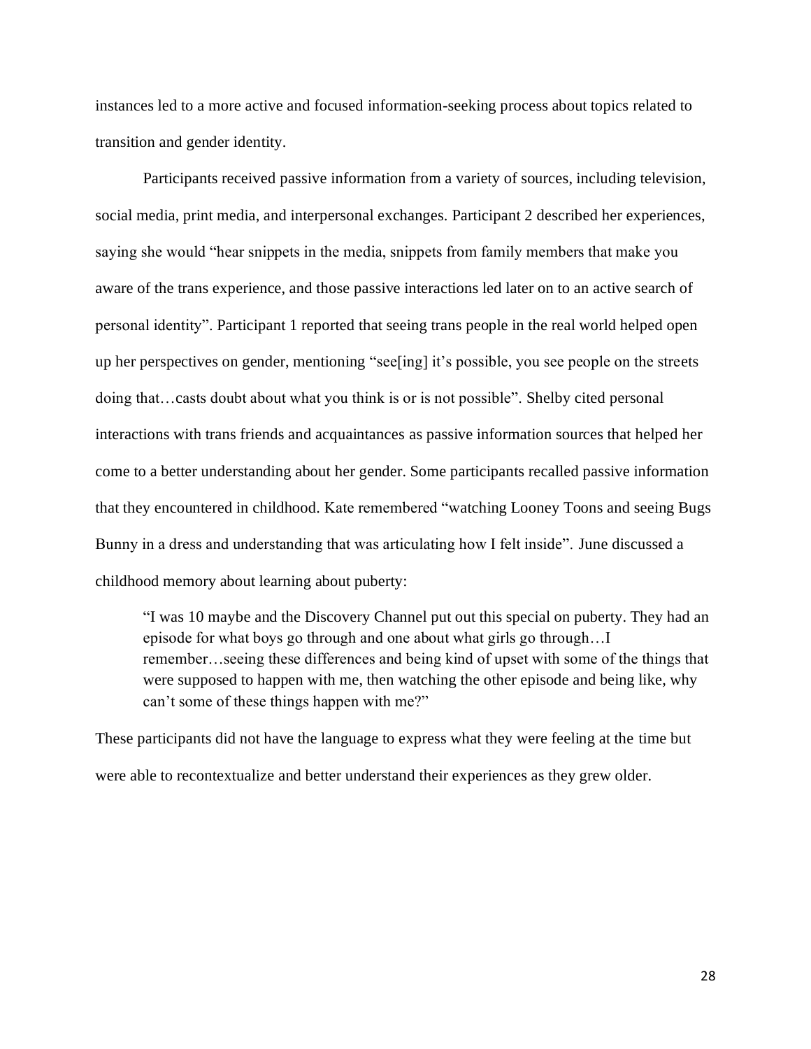instances led to a more active and focused information-seeking process about topics related to transition and gender identity.

Participants received passive information from a variety of sources, including television, social media, print media, and interpersonal exchanges. Participant 2 described her experiences, saying she would "hear snippets in the media, snippets from family members that make you aware of the trans experience, and those passive interactions led later on to an active search of personal identity". Participant 1 reported that seeing trans people in the real world helped open up her perspectives on gender, mentioning "see[ing] it's possible, you see people on the streets doing that…casts doubt about what you think is or is not possible". Shelby cited personal interactions with trans friends and acquaintances as passive information sources that helped her come to a better understanding about her gender. Some participants recalled passive information that they encountered in childhood. Kate remembered "watching Looney Toons and seeing Bugs Bunny in a dress and understanding that was articulating how I felt inside". June discussed a childhood memory about learning about puberty:

> "I was 10 maybe and the Discovery Channel put out this special on puberty. They had an episode for what boys go through and one about what girls go through…I remember…seeing these differences and being kind of upset with some of the things that were supposed to happen with me, then watching the other episode and being like, why can't some of these things happen with me?"

These participants did not have the language to express what they were feeling at the time but were able to recontextualize and better understand their experiences as they grew older.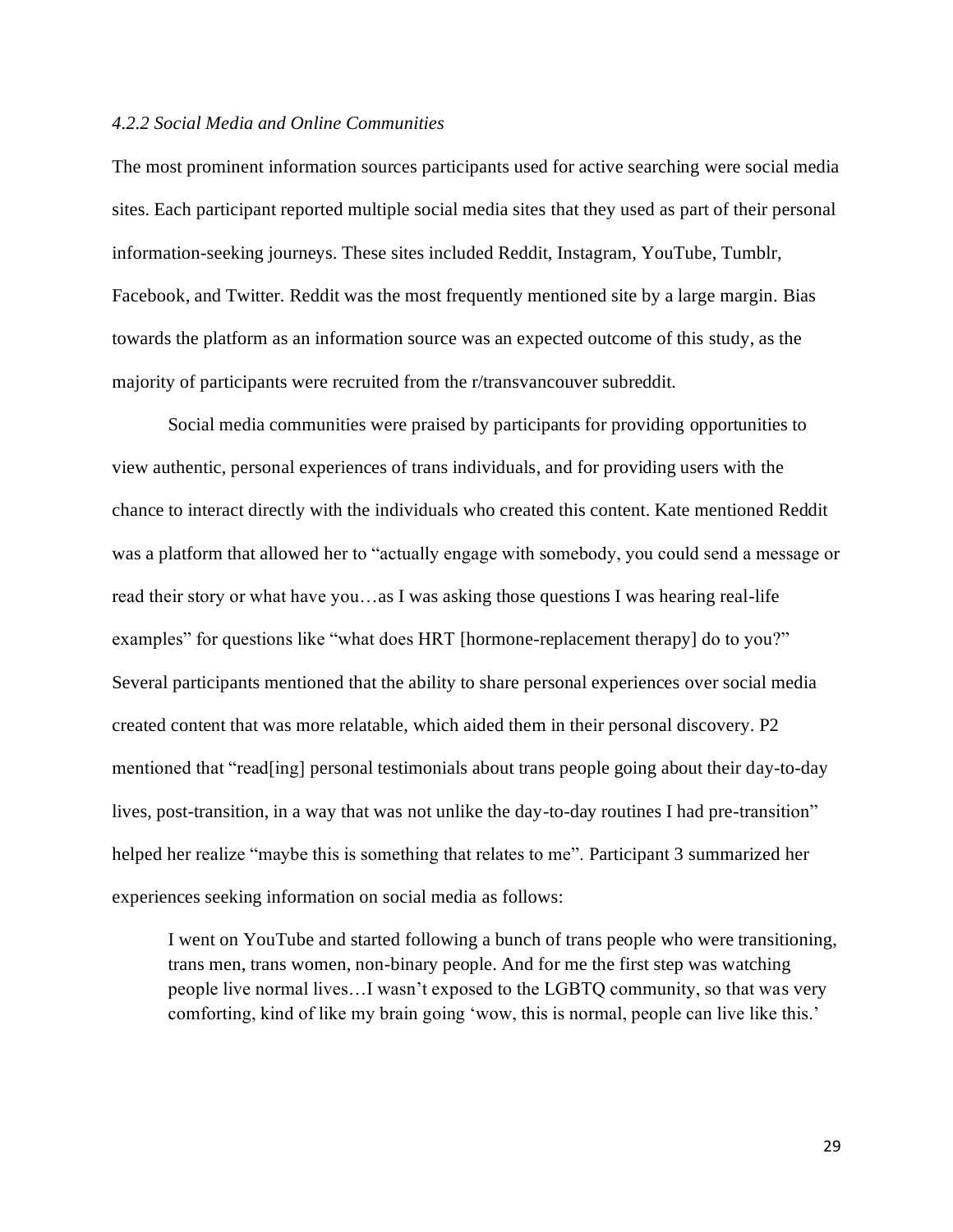*4.2.2 Social Media and Online Communities*

The most prominent information sources participants used for active searching were social media sites. Each participant reported multiple social media sites that they used as part of their personal information-seeking journeys. These sites included Reddit, Instagram, YouTube, Tumblr, Facebook, and Twitter. Reddit was the most frequently mentioned site by a large margin. Bias towards the platform as an information source was an expected outcome of this study, as the majority of participants were recruited from the r/transvancouver subreddit.

Social media communities were praised by participants for providing opportunities to view authentic, personal experiences of trans individuals, and for providing users with the chance to interact directly with the individuals who created this content. Kate mentioned Reddit was a platform that allowed her to "actually engage with somebody, you could send a message or read their story or what have you…as I was asking those questions I was hearing real-life examples" for questions like "what does HRT [hormone-replacement therapy] do to you?" Several participants mentioned that the ability to share personal experiences over social media created content that was more relatable, which aided them in their personal discovery. P2 mentioned that "read[ing] personal testimonials about trans people going about their day-to-day lives, post-transition, in a way that was not unlike the day-to-day routines I had pre-transition" helped her realize "maybe this is something that relates to me". Participant 3 summarized her experiences seeking information on social media as follows:

> I went on YouTube and started following a bunch of trans people who were transitioning, trans men, trans women, non-binary people. And for me the first step was watching people live normal lives…I wasn't exposed to the LGBTQ community, so that was very comforting, kind of like my brain going 'wow, this is normal, people can live like this.'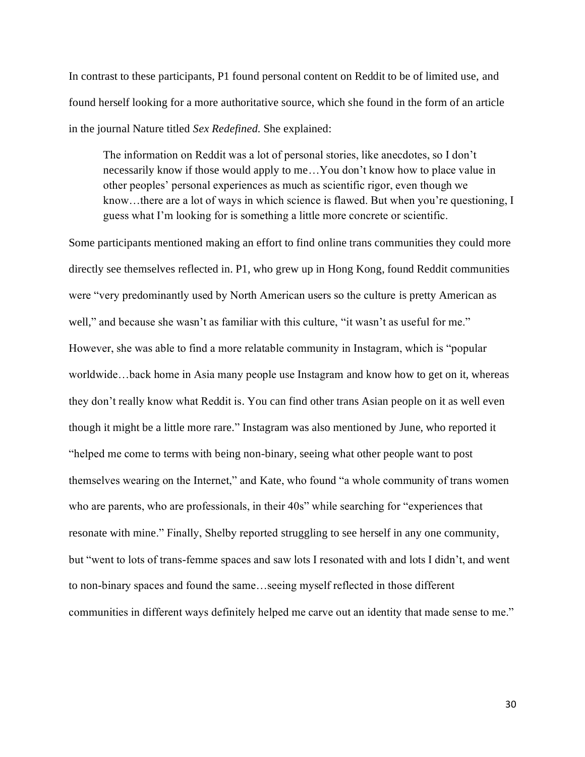In contrast to these participants, P1 found personal content on Reddit to be of limited use, and found herself looking for a more authoritative source, which she found in the form of an article in the journal Nature titled *Sex Redefined.* She explained:

> The information on Reddit was a lot of personal stories, like anecdotes, so I don't necessarily know if those would apply to me…You don't know how to place value in other peoples' personal experiences as much as scientific rigor, even though we know…there are a lot of ways in which science is flawed. But when you're questioning, I guess what I'm looking for is something a little more concrete or scientific.

Some participants mentioned making an effort to find online trans communities they could more directly see themselves reflected in. P1, who grew up in Hong Kong, found Reddit communities were "very predominantly used by North American users so the culture is pretty American as well," and because she wasn't as familiar with this culture, "it wasn't as useful for me." However, she was able to find a more relatable community in Instagram, which is "popular worldwide…back home in Asia many people use Instagram and know how to get on it, whereas they don't really know what Reddit is. You can find other trans Asian people on it as well even though it might be a little more rare." Instagram was also mentioned by June, who reported it "helped me come to terms with being non-binary, seeing what other people want to post themselves wearing on the Internet," and Kate, who found "a whole community of trans women who are parents, who are professionals, in their 40s" while searching for "experiences that resonate with mine." Finally, Shelby reported struggling to see herself in any one community, but "went to lots of trans-femme spaces and saw lots I resonated with and lots I didn't, and went to non-binary spaces and found the same…seeing myself reflected in those different communities in different ways definitely helped me carve out an identity that made sense to me."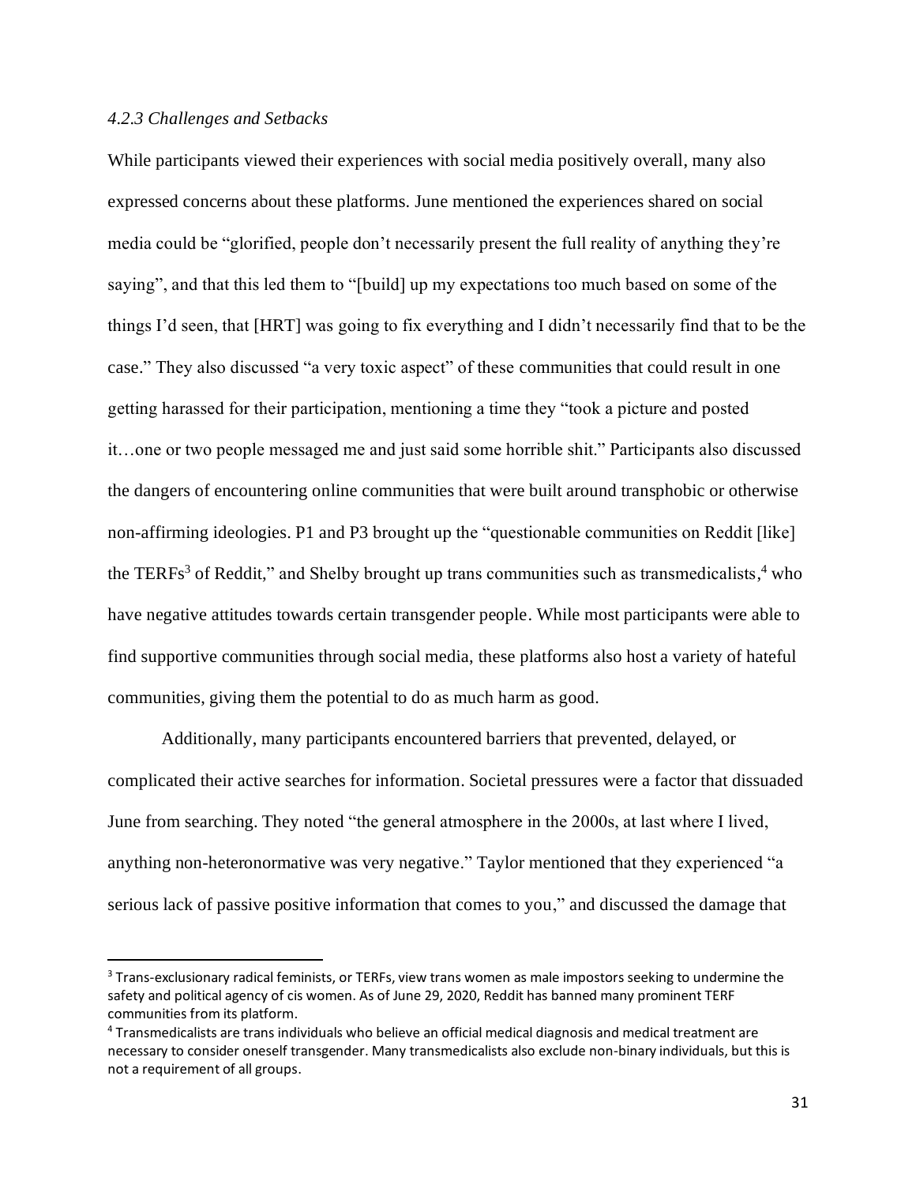### *4.2.3 Challenges and Setbacks*

While participants viewed their experiences with social media positively overall, many also expressed concerns about these platforms. June mentioned the experiences shared on social media could be "glorified, people don't necessarily present the full reality of anything they're saying", and that this led them to "[build] up my expectations too much based on some of the things I'd seen, that [HRT] was going to fix everything and I didn't necessarily find that to be the case." They also discussed "a very toxic aspect" of these communities that could result in one getting harassed for their participation, mentioning a time they "took a picture and posted it…one or two people messaged me and just said some horrible shit." Participants also discussed the dangers of encountering online communities that were built around transphobic or otherwise non-affirming ideologies. P1 and P3 brought up the "questionable communities on Reddit [like] the TERFs[3] of Reddit," and Shelby brought up trans communities such as transmedicalists,[4] who have negative attitudes towards certain transgender people. While most participants were able to find supportive communities through social media, these platforms also host a variety of hateful communities, giving them the potential to do as much harm as good.

Additionally, many participants encountered barriers that prevented, delayed, or complicated their active searches for information. Societal pressures were a factor that dissuaded June from searching. They noted "the general atmosphere in the 2000s, at last where I lived, anything non-heteronormative was very negative." Taylor mentioned that they experienced "a serious lack of passive positive information that comes to you," and discussed the damage that

---

[3] Trans-exclusionary radical feminists, or TERFs, view trans women as male impostors seeking to undermine the safety and political agency of cis women. As of June 29, 2020, Reddit has banned many prominent TERF communities from its platform.

[4] Transmedicalists are trans individuals who believe an official medical diagnosis and medical treatment are necessary to consider oneself transgender. Many transmedicalists also exclude non-binary individuals, but this is not a requirement of all groups.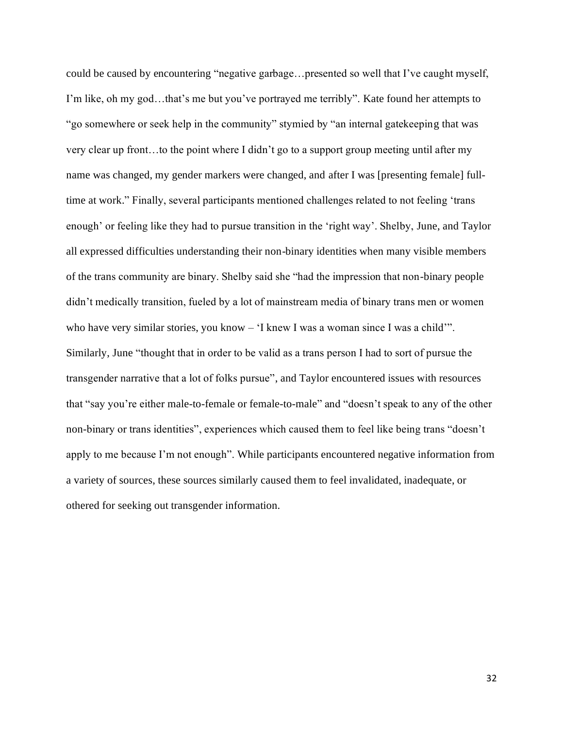could be caused by encountering "negative garbage…presented so well that I've caught myself, I'm like, oh my god…that's me but you've portrayed me terribly". Kate found her attempts to "go somewhere or seek help in the community" stymied by "an internal gatekeeping that was very clear up front…to the point where I didn't go to a support group meeting until after my name was changed, my gender markers were changed, and after I was [presenting female] full-time at work." Finally, several participants mentioned challenges related to not feeling 'trans enough' or feeling like they had to pursue transition in the 'right way'. Shelby, June, and Taylor all expressed difficulties understanding their non-binary identities when many visible members of the trans community are binary. Shelby said she "had the impression that non-binary people didn't medically transition, fueled by a lot of mainstream media of binary trans men or women who have very similar stories, you know – 'I knew I was a woman since I was a child'". Similarly, June "thought that in order to be valid as a trans person I had to sort of pursue the transgender narrative that a lot of folks pursue", and Taylor encountered issues with resources that "say you're either male-to-female or female-to-male" and "doesn't speak to any of the other non-binary or trans identities", experiences which caused them to feel like being trans "doesn't apply to me because I'm not enough". While participants encountered negative information from a variety of sources, these sources similarly caused them to feel invalidated, inadequate, or othered for seeking out transgender information.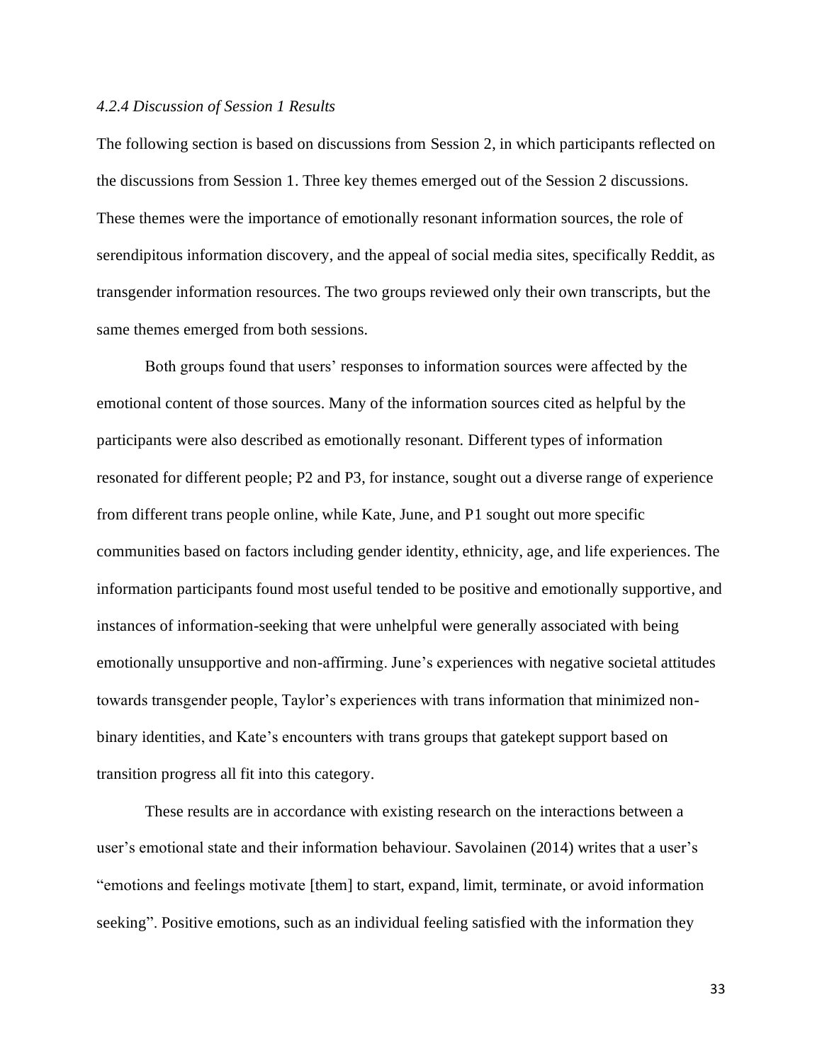#### *4.2.4 Discussion of Session 1 Results*

The following section is based on discussions from Session 2, in which participants reflected on the discussions from Session 1. Three key themes emerged out of the Session 2 discussions. These themes were the importance of emotionally resonant information sources, the role of serendipitous information discovery, and the appeal of social media sites, specifically Reddit, as transgender information resources. The two groups reviewed only their own transcripts, but the same themes emerged from both sessions.

Both groups found that users' responses to information sources were affected by the emotional content of those sources. Many of the information sources cited as helpful by the participants were also described as emotionally resonant. Different types of information resonated for different people; P2 and P3, for instance, sought out a diverse range of experience from different trans people online, while Kate, June, and P1 sought out more specific communities based on factors including gender identity, ethnicity, age, and life experiences. The information participants found most useful tended to be positive and emotionally supportive, and instances of information-seeking that were unhelpful were generally associated with being emotionally unsupportive and non-affirming. June's experiences with negative societal attitudes towards transgender people, Taylor's experiences with trans information that minimized non-binary identities, and Kate's encounters with trans groups that gatekept support based on transition progress all fit into this category.

These results are in accordance with existing research on the interactions between a user's emotional state and their information behaviour. Savolainen (2014) writes that a user's "emotions and feelings motivate [them] to start, expand, limit, terminate, or avoid information seeking". Positive emotions, such as an individual feeling satisfied with the information they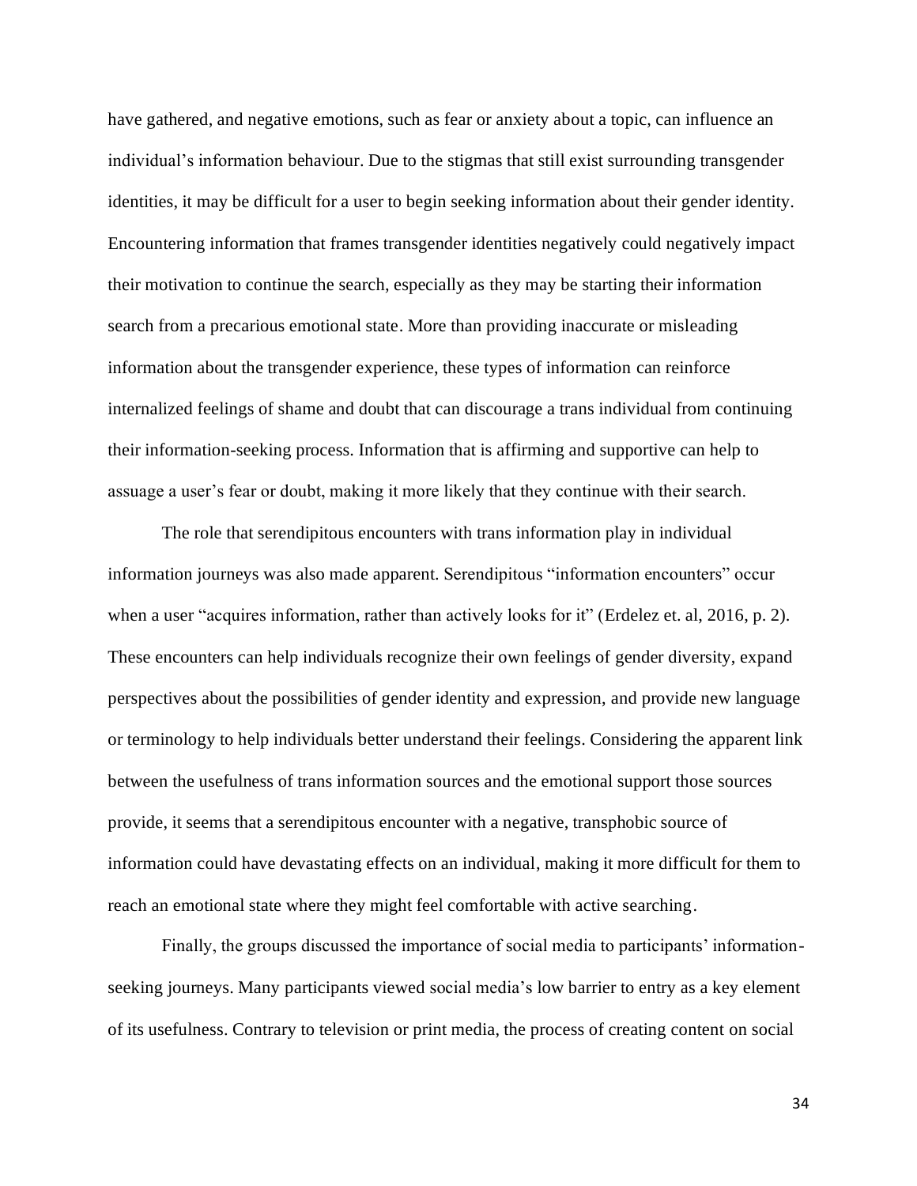have gathered, and negative emotions, such as fear or anxiety about a topic, can influence an individual's information behaviour. Due to the stigmas that still exist surrounding transgender identities, it may be difficult for a user to begin seeking information about their gender identity. Encountering information that frames transgender identities negatively could negatively impact their motivation to continue the search, especially as they may be starting their information search from a precarious emotional state. More than providing inaccurate or misleading information about the transgender experience, these types of information can reinforce internalized feelings of shame and doubt that can discourage a trans individual from continuing their information-seeking process. Information that is affirming and supportive can help to assuage a user's fear or doubt, making it more likely that they continue with their search.

The role that serendipitous encounters with trans information play in individual information journeys was also made apparent. Serendipitous "information encounters" occur when a user "acquires information, rather than actively looks for it" (Erdelez et. al, 2016, p. 2). These encounters can help individuals recognize their own feelings of gender diversity, expand perspectives about the possibilities of gender identity and expression, and provide new language or terminology to help individuals better understand their feelings. Considering the apparent link between the usefulness of trans information sources and the emotional support those sources provide, it seems that a serendipitous encounter with a negative, transphobic source of information could have devastating effects on an individual, making it more difficult for them to reach an emotional state where they might feel comfortable with active searching.

Finally, the groups discussed the importance of social media to participants' information-seeking journeys. Many participants viewed social media's low barrier to entry as a key element of its usefulness. Contrary to television or print media, the process of creating content on social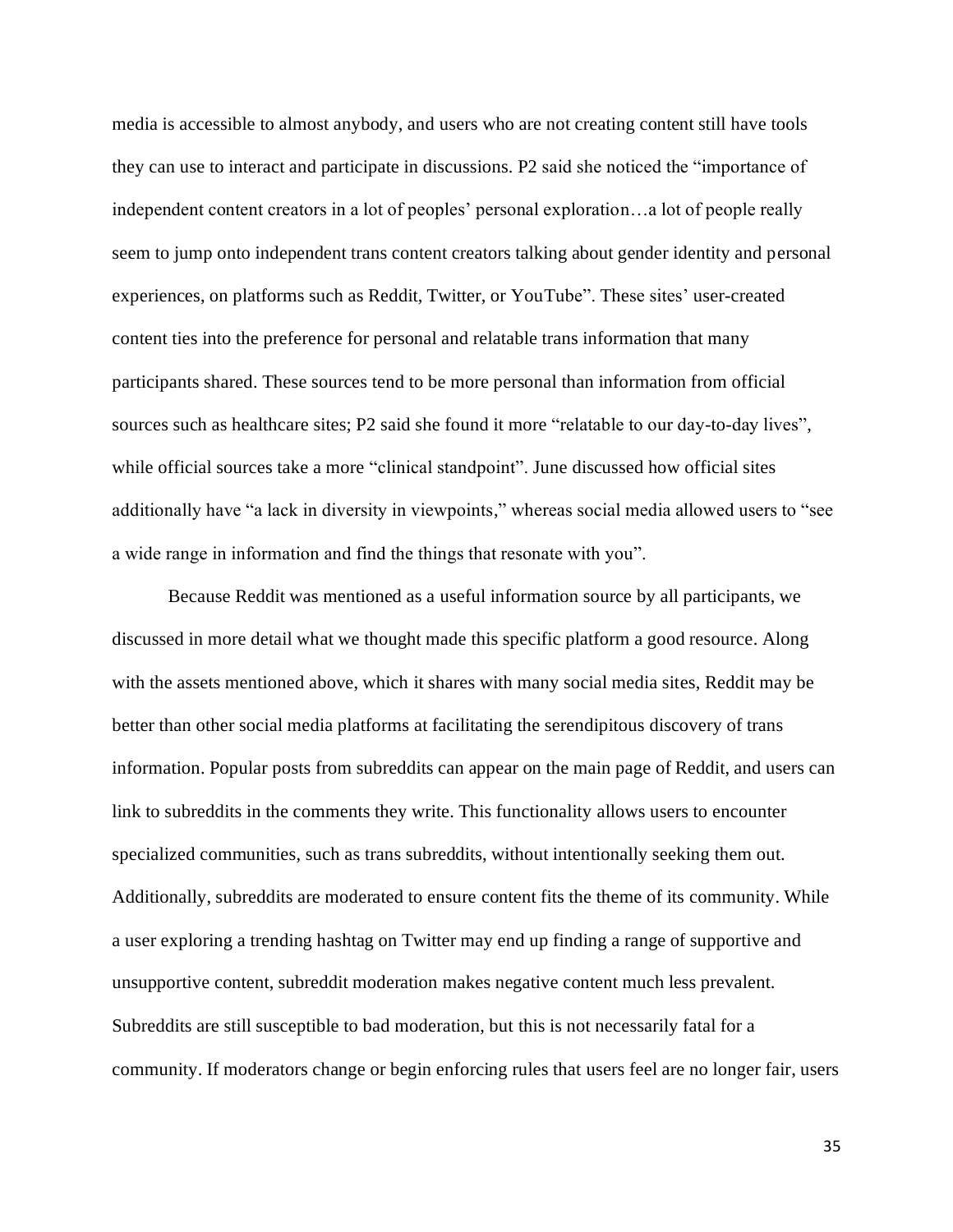media is accessible to almost anybody, and users who are not creating content still have tools they can use to interact and participate in discussions. P2 said she noticed the "importance of independent content creators in a lot of peoples' personal exploration…a lot of people really seem to jump onto independent trans content creators talking about gender identity and personal experiences, on platforms such as Reddit, Twitter, or YouTube". These sites' user-created content ties into the preference for personal and relatable trans information that many participants shared. These sources tend to be more personal than information from official sources such as healthcare sites; P2 said she found it more "relatable to our day-to-day lives", while official sources take a more "clinical standpoint". June discussed how official sites additionally have "a lack in diversity in viewpoints," whereas social media allowed users to "see a wide range in information and find the things that resonate with you".

Because Reddit was mentioned as a useful information source by all participants, we discussed in more detail what we thought made this specific platform a good resource. Along with the assets mentioned above, which it shares with many social media sites, Reddit may be better than other social media platforms at facilitating the serendipitous discovery of trans information. Popular posts from subreddits can appear on the main page of Reddit, and users can link to subreddits in the comments they write. This functionality allows users to encounter specialized communities, such as trans subreddits, without intentionally seeking them out. Additionally, subreddits are moderated to ensure content fits the theme of its community. While a user exploring a trending hashtag on Twitter may end up finding a range of supportive and unsupportive content, subreddit moderation makes negative content much less prevalent. Subreddits are still susceptible to bad moderation, but this is not necessarily fatal for a community. If moderators change or begin enforcing rules that users feel are no longer fair, users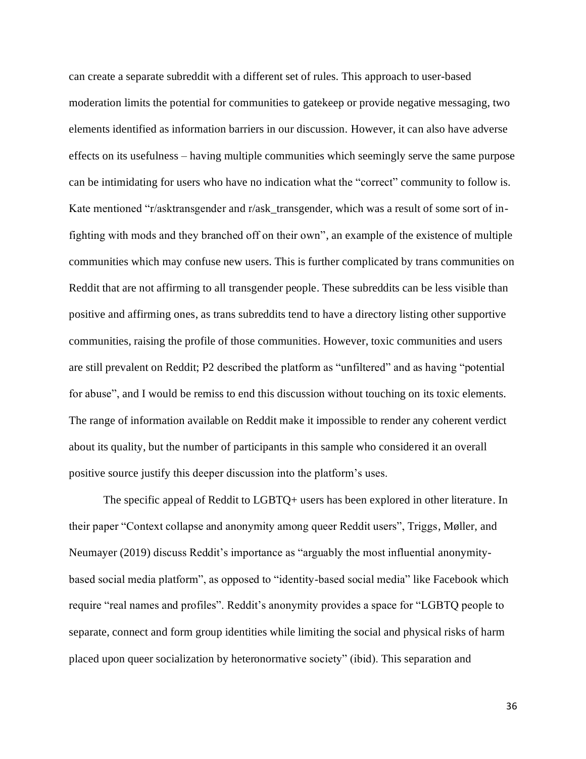can create a separate subreddit with a different set of rules. This approach to user-based moderation limits the potential for communities to gatekeep or provide negative messaging, two elements identified as information barriers in our discussion. However, it can also have adverse effects on its usefulness – having multiple communities which seemingly serve the same purpose can be intimidating for users who have no indication what the "correct" community to follow is. Kate mentioned "r/asktransgender and r/ask_transgender, which was a result of some sort of in-fighting with mods and they branched off on their own", an example of the existence of multiple communities which may confuse new users. This is further complicated by trans communities on Reddit that are not affirming to all transgender people. These subreddits can be less visible than positive and affirming ones, as trans subreddits tend to have a directory listing other supportive communities, raising the profile of those communities. However, toxic communities and users are still prevalent on Reddit; P2 described the platform as "unfiltered" and as having "potential for abuse", and I would be remiss to end this discussion without touching on its toxic elements. The range of information available on Reddit make it impossible to render any coherent verdict about its quality, but the number of participants in this sample who considered it an overall positive source justify this deeper discussion into the platform's uses.

The specific appeal of Reddit to LGBTQ+ users has been explored in other literature. In their paper "Context collapse and anonymity among queer Reddit users", Triggs, Møller, and Neumayer (2019) discuss Reddit's importance as "arguably the most influential anonymity-based social media platform", as opposed to "identity-based social media" like Facebook which require "real names and profiles". Reddit's anonymity provides a space for "LGBTQ people to separate, connect and form group identities while limiting the social and physical risks of harm placed upon queer socialization by heteronormative society" (ibid). This separation and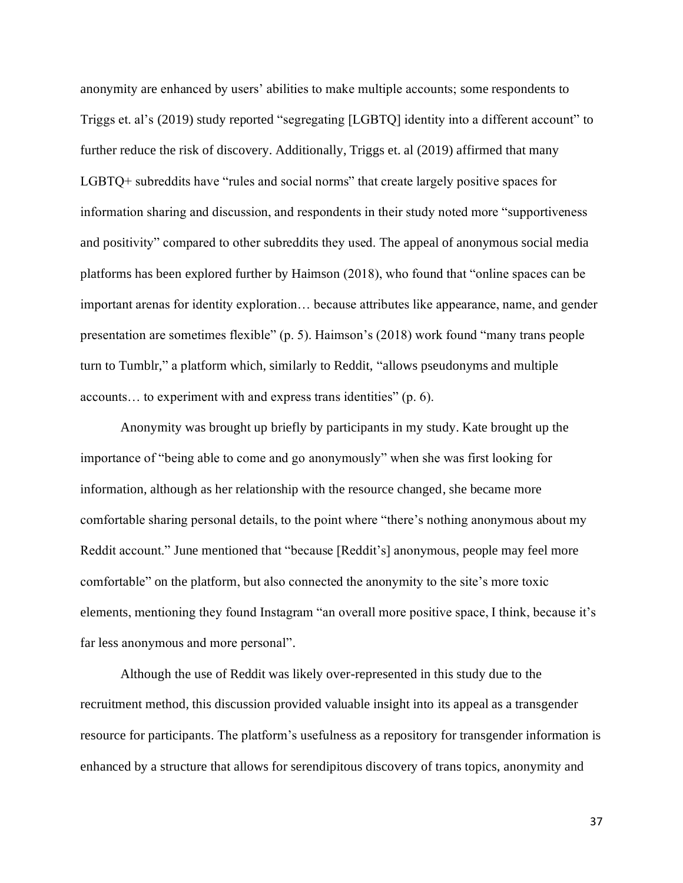anonymity are enhanced by users' abilities to make multiple accounts; some respondents to Triggs et. al's (2019) study reported "segregating [LGBTQ] identity into a different account" to further reduce the risk of discovery. Additionally, Triggs et. al (2019) affirmed that many LGBTQ+ subreddits have "rules and social norms" that create largely positive spaces for information sharing and discussion, and respondents in their study noted more "supportiveness and positivity" compared to other subreddits they used. The appeal of anonymous social media platforms has been explored further by Haimson (2018), who found that "online spaces can be important arenas for identity exploration… because attributes like appearance, name, and gender presentation are sometimes flexible" (p. 5). Haimson's (2018) work found "many trans people turn to Tumblr," a platform which, similarly to Reddit, "allows pseudonyms and multiple accounts… to experiment with and express trans identities" (p. 6).

Anonymity was brought up briefly by participants in my study. Kate brought up the importance of "being able to come and go anonymously" when she was first looking for information, although as her relationship with the resource changed, she became more comfortable sharing personal details, to the point where "there's nothing anonymous about my Reddit account." June mentioned that "because [Reddit's] anonymous, people may feel more comfortable" on the platform, but also connected the anonymity to the site's more toxic elements, mentioning they found Instagram "an overall more positive space, I think, because it's far less anonymous and more personal".

Although the use of Reddit was likely over-represented in this study due to the recruitment method, this discussion provided valuable insight into its appeal as a transgender resource for participants. The platform's usefulness as a repository for transgender information is enhanced by a structure that allows for serendipitous discovery of trans topics, anonymity and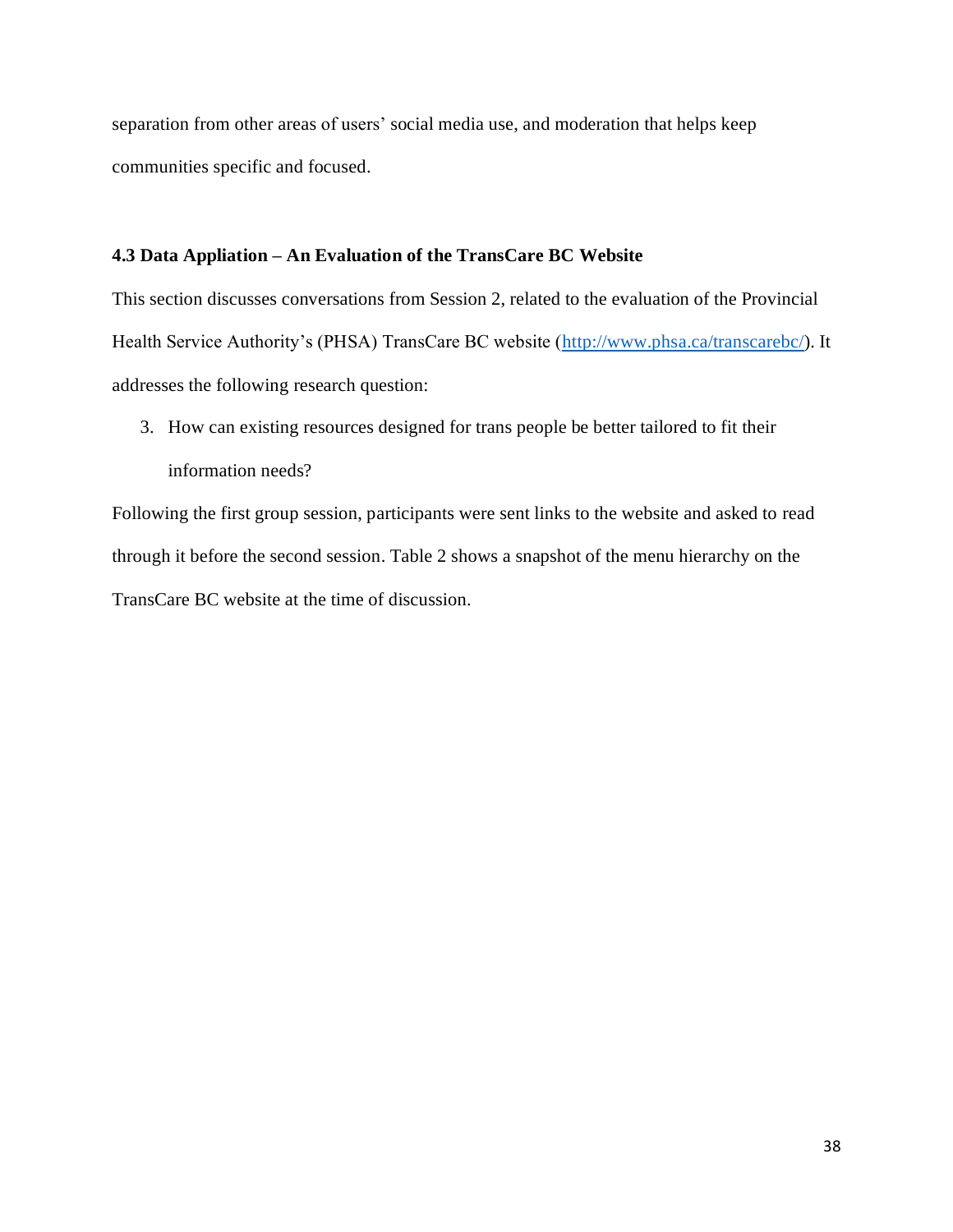separation from other areas of users' social media use, and moderation that helps keep communities specific and focused.

### 4.3 Data Appliation – An Evaluation of the TransCare BC Website

This section discusses conversations from Session 2, related to the evaluation of the Provincial Health Service Authority's (PHSA) TransCare BC website (http://www.phsa.ca/transcarebc/). It addresses the following research question:

3. How can existing resources designed for trans people be better tailored to fit their information needs?

Following the first group session, participants were sent links to the website and asked to read through it before the second session. Table 2 shows a snapshot of the menu hierarchy on the TransCare BC website at the time of discussion.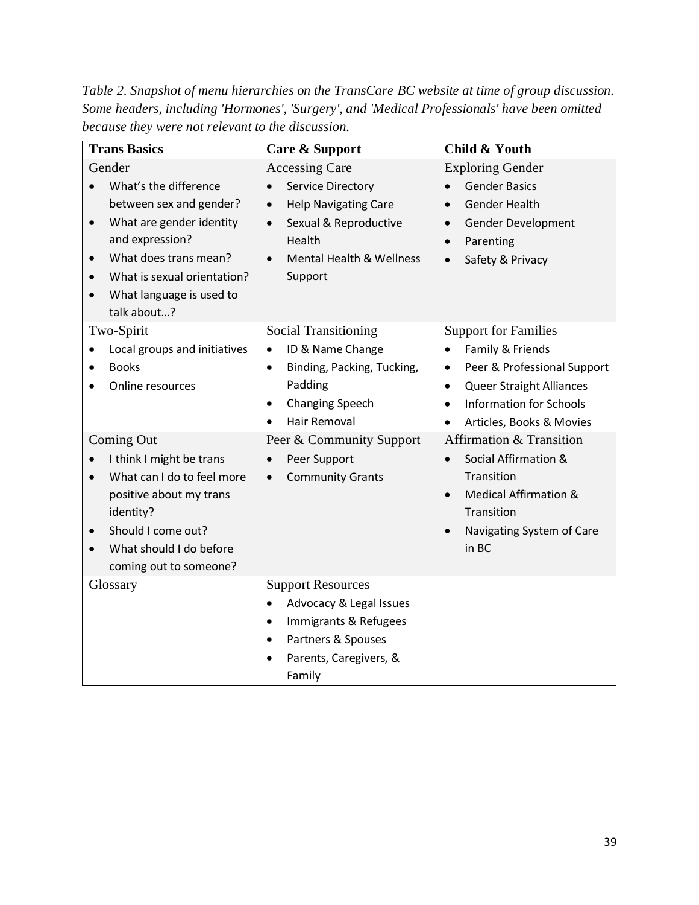*Table 2. Snapshot of menu hierarchies on the TransCare BC website at time of group discussion. Some headers, including 'Hormones', 'Surgery', and 'Medical Professionals' have been omitted because they were not relevant to the discussion.*

| Trans Basics | Care & Support | Child & Youth |
|---|---|---|
| Gender<br>• What's the difference between sex and gender?<br>• What are gender identity and expression?<br>• What does trans mean?<br>• What is sexual orientation?<br>• What language is used to talk about…? | Accessing Care<br>• Service Directory<br>• Help Navigating Care<br>• Sexual & Reproductive Health<br>• Mental Health & Wellness Support | Exploring Gender<br>• Gender Basics<br>• Gender Health<br>• Gender Development<br>• Parenting<br>• Safety & Privacy |
| Two-Spirit<br>• Local groups and initiatives<br>• Books<br>• Online resources | Social Transitioning<br>• ID & Name Change<br>• Binding, Packing, Tucking, Padding<br>• Changing Speech<br>• Hair Removal | Support for Families<br>• Family & Friends<br>• Peer & Professional Support<br>• Queer Straight Alliances<br>• Information for Schools<br>• Articles, Books & Movies |
| Coming Out<br>• I think I might be trans<br>• What can I do to feel more positive about my trans identity?<br>• Should I come out?<br>• What should I do before coming out to someone? | Peer & Community Support<br>• Peer Support<br>• Community Grants | Affirmation & Transition<br>• Social Affirmation & Transition<br>• Medical Affirmation & Transition<br>• Navigating System of Care in BC |
| Glossary | Support Resources<br>• Advocacy & Legal Issues<br>• Immigrants & Refugees<br>• Partners & Spouses<br>• Parents, Caregivers, & Family | |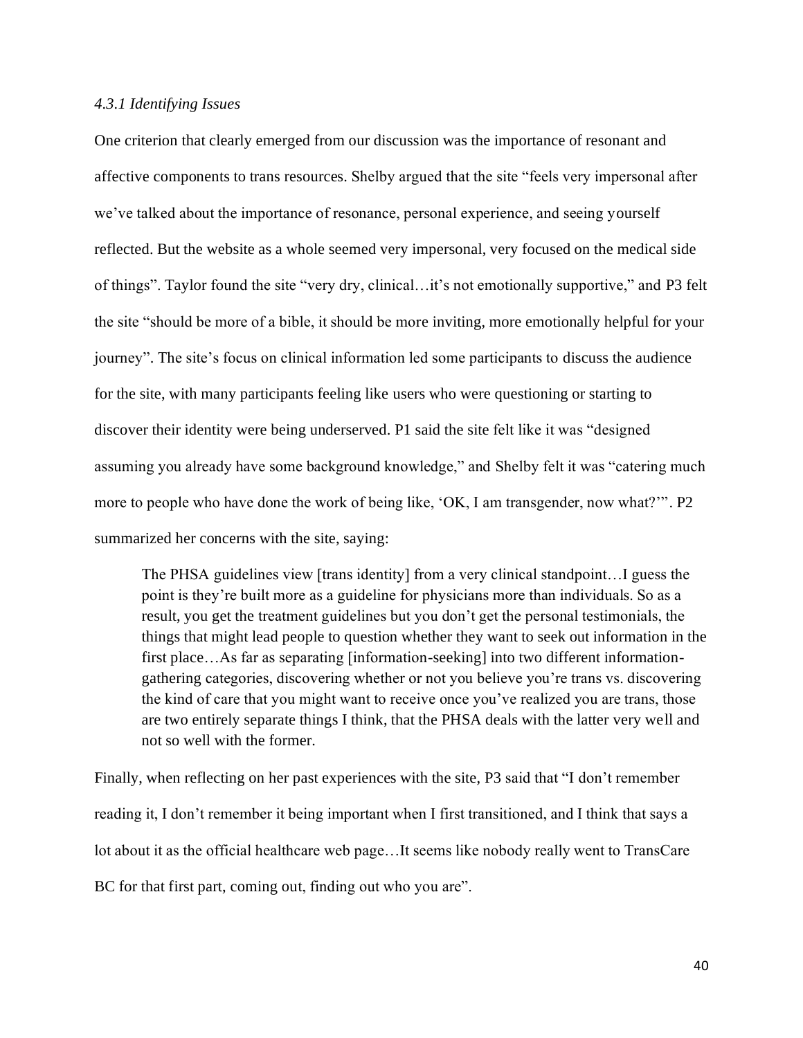#### *4.3.1 Identifying Issues*

One criterion that clearly emerged from our discussion was the importance of resonant and affective components to trans resources. Shelby argued that the site "feels very impersonal after we've talked about the importance of resonance, personal experience, and seeing yourself reflected. But the website as a whole seemed very impersonal, very focused on the medical side of things". Taylor found the site "very dry, clinical…it's not emotionally supportive," and P3 felt the site "should be more of a bible, it should be more inviting, more emotionally helpful for your journey". The site's focus on clinical information led some participants to discuss the audience for the site, with many participants feeling like users who were questioning or starting to discover their identity were being underserved. P1 said the site felt like it was "designed assuming you already have some background knowledge," and Shelby felt it was "catering much more to people who have done the work of being like, 'OK, I am transgender, now what?'". P2 summarized her concerns with the site, saying:

> The PHSA guidelines view [trans identity] from a very clinical standpoint…I guess the point is they're built more as a guideline for physicians more than individuals. So as a result, you get the treatment guidelines but you don't get the personal testimonials, the things that might lead people to question whether they want to seek out information in the first place…As far as separating [information-seeking] into two different information-gathering categories, discovering whether or not you believe you're trans vs. discovering the kind of care that you might want to receive once you've realized you are trans, those are two entirely separate things I think, that the PHSA deals with the latter very well and not so well with the former.

Finally, when reflecting on her past experiences with the site, P3 said that "I don't remember reading it, I don't remember it being important when I first transitioned, and I think that says a lot about it as the official healthcare web page…It seems like nobody really went to TransCare BC for that first part, coming out, finding out who you are".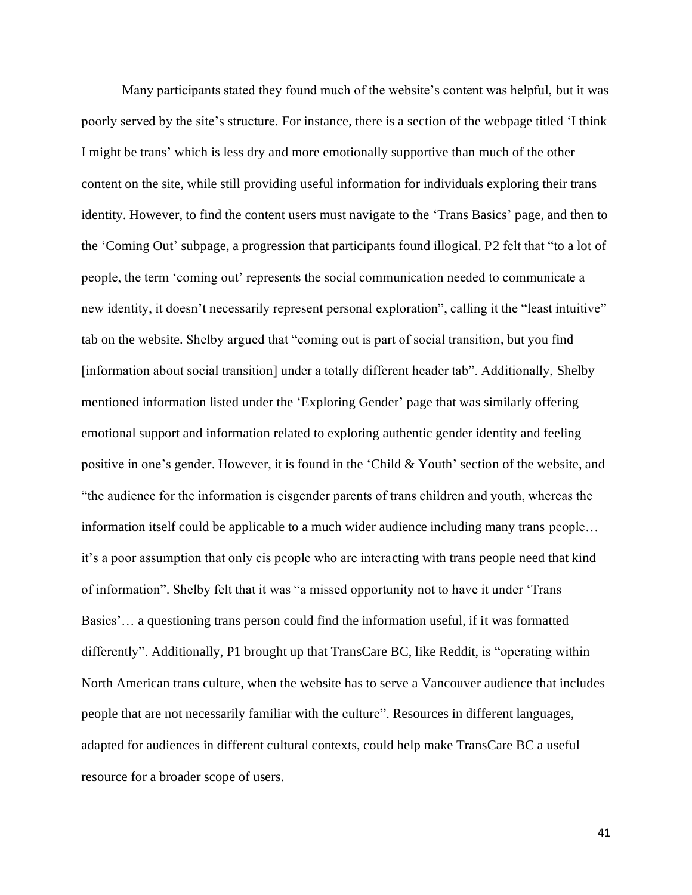Many participants stated they found much of the website's content was helpful, but it was poorly served by the site's structure. For instance, there is a section of the webpage titled 'I think I might be trans' which is less dry and more emotionally supportive than much of the other content on the site, while still providing useful information for individuals exploring their trans identity. However, to find the content users must navigate to the 'Trans Basics' page, and then to the 'Coming Out' subpage, a progression that participants found illogical. P2 felt that "to a lot of people, the term 'coming out' represents the social communication needed to communicate a new identity, it doesn't necessarily represent personal exploration", calling it the "least intuitive" tab on the website. Shelby argued that "coming out is part of social transition, but you find [information about social transition] under a totally different header tab". Additionally, Shelby mentioned information listed under the 'Exploring Gender' page that was similarly offering emotional support and information related to exploring authentic gender identity and feeling positive in one's gender. However, it is found in the 'Child & Youth' section of the website, and "the audience for the information is cisgender parents of trans children and youth, whereas the information itself could be applicable to a much wider audience including many trans people… it's a poor assumption that only cis people who are interacting with trans people need that kind of information". Shelby felt that it was "a missed opportunity not to have it under 'Trans Basics'… a questioning trans person could find the information useful, if it was formatted differently". Additionally, P1 brought up that TransCare BC, like Reddit, is "operating within North American trans culture, when the website has to serve a Vancouver audience that includes people that are not necessarily familiar with the culture". Resources in different languages, adapted for audiences in different cultural contexts, could help make TransCare BC a useful resource for a broader scope of users.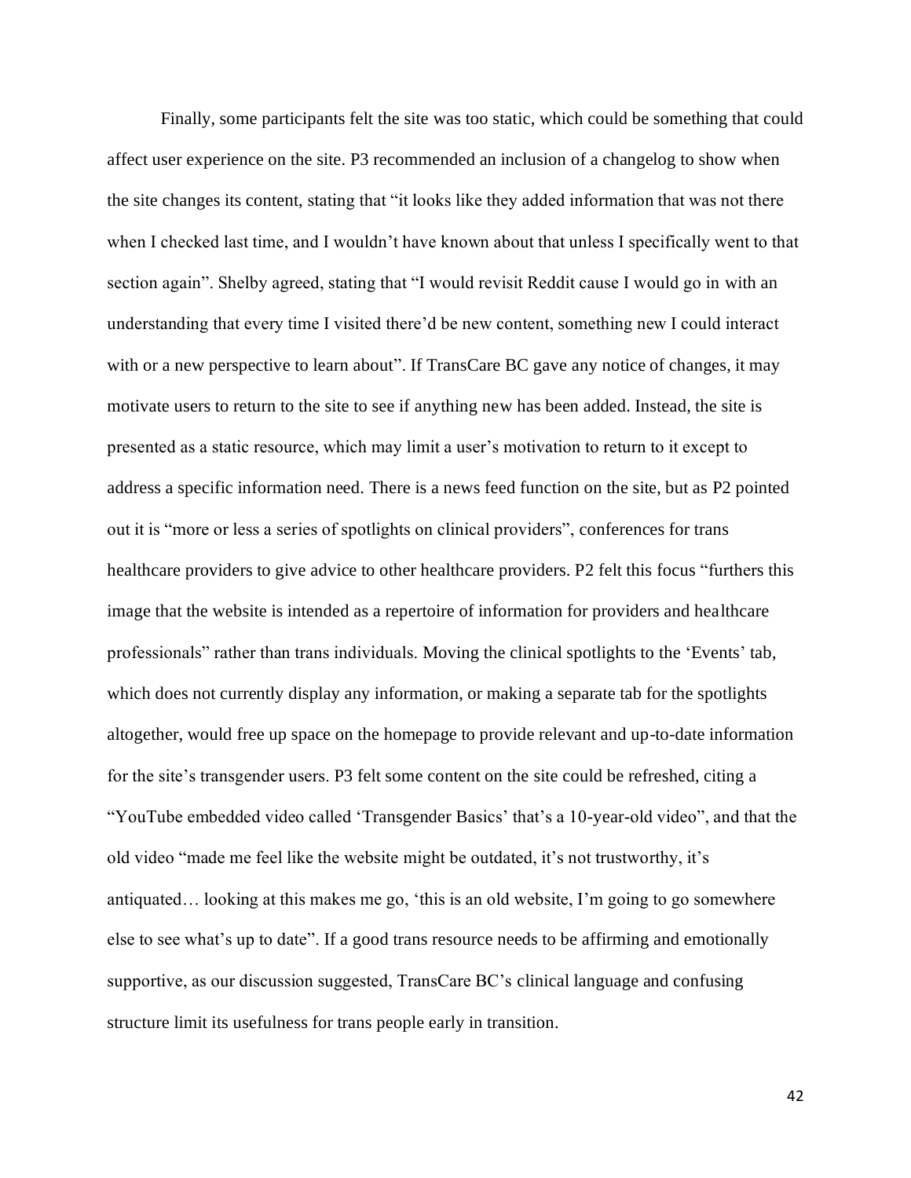Finally, some participants felt the site was too static, which could be something that could affect user experience on the site. P3 recommended an inclusion of a changelog to show when the site changes its content, stating that "it looks like they added information that was not there when I checked last time, and I wouldn't have known about that unless I specifically went to that section again". Shelby agreed, stating that "I would revisit Reddit cause I would go in with an understanding that every time I visited there'd be new content, something new I could interact with or a new perspective to learn about". If TransCare BC gave any notice of changes, it may motivate users to return to the site to see if anything new has been added. Instead, the site is presented as a static resource, which may limit a user's motivation to return to it except to address a specific information need. There is a news feed function on the site, but as P2 pointed out it is "more or less a series of spotlights on clinical providers", conferences for trans healthcare providers to give advice to other healthcare providers. P2 felt this focus "furthers this image that the website is intended as a repertoire of information for providers and healthcare professionals" rather than trans individuals. Moving the clinical spotlights to the 'Events' tab, which does not currently display any information, or making a separate tab for the spotlights altogether, would free up space on the homepage to provide relevant and up-to-date information for the site's transgender users. P3 felt some content on the site could be refreshed, citing a "YouTube embedded video called 'Transgender Basics' that's a 10-year-old video", and that the old video "made me feel like the website might be outdated, it's not trustworthy, it's antiquated… looking at this makes me go, 'this is an old website, I'm going to go somewhere else to see what's up to date". If a good trans resource needs to be affirming and emotionally supportive, as our discussion suggested, TransCare BC's clinical language and confusing structure limit its usefulness for trans people early in transition.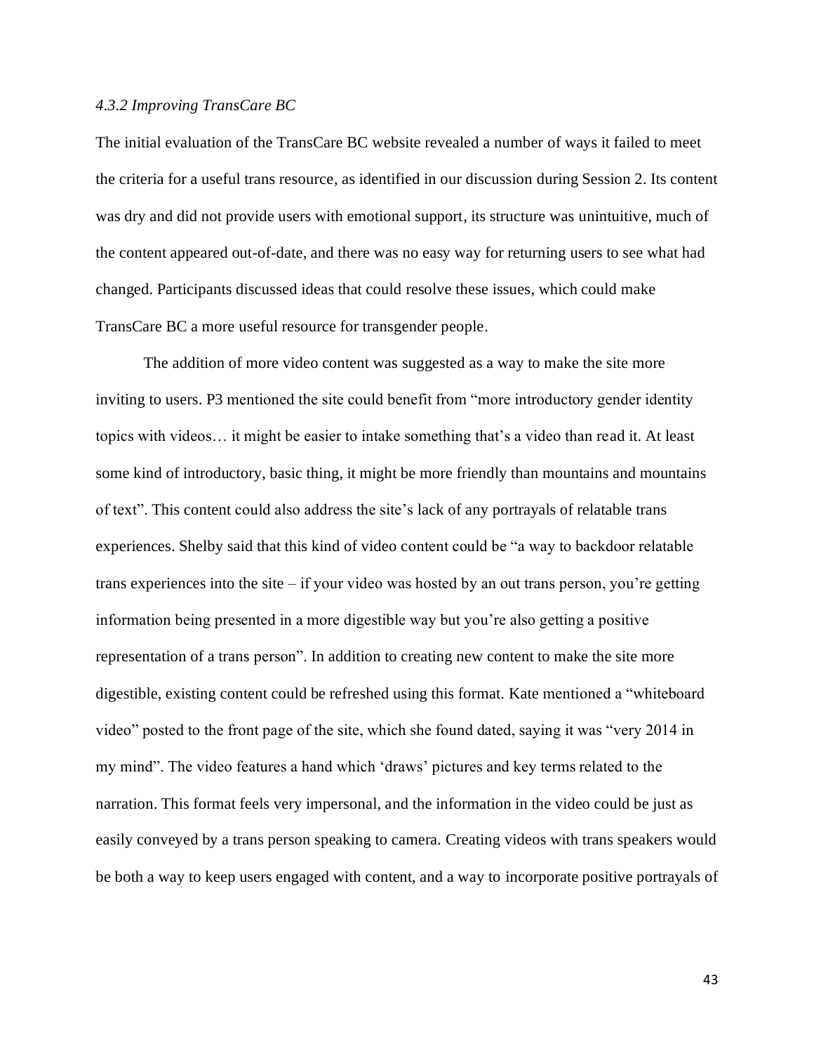### *4.3.2 Improving TransCare BC*

The initial evaluation of the TransCare BC website revealed a number of ways it failed to meet the criteria for a useful trans resource, as identified in our discussion during Session 2. Its content was dry and did not provide users with emotional support, its structure was unintuitive, much of the content appeared out-of-date, and there was no easy way for returning users to see what had changed. Participants discussed ideas that could resolve these issues, which could make TransCare BC a more useful resource for transgender people.

The addition of more video content was suggested as a way to make the site more inviting to users. P3 mentioned the site could benefit from "more introductory gender identity topics with videos… it might be easier to intake something that's a video than read it. At least some kind of introductory, basic thing, it might be more friendly than mountains and mountains of text". This content could also address the site's lack of any portrayals of relatable trans experiences. Shelby said that this kind of video content could be "a way to backdoor relatable trans experiences into the site – if your video was hosted by an out trans person, you're getting information being presented in a more digestible way but you're also getting a positive representation of a trans person". In addition to creating new content to make the site more digestible, existing content could be refreshed using this format. Kate mentioned a "whiteboard video" posted to the front page of the site, which she found dated, saying it was "very 2014 in my mind". The video features a hand which 'draws' pictures and key terms related to the narration. This format feels very impersonal, and the information in the video could be just as easily conveyed by a trans person speaking to camera. Creating videos with trans speakers would be both a way to keep users engaged with content, and a way to incorporate positive portrayals of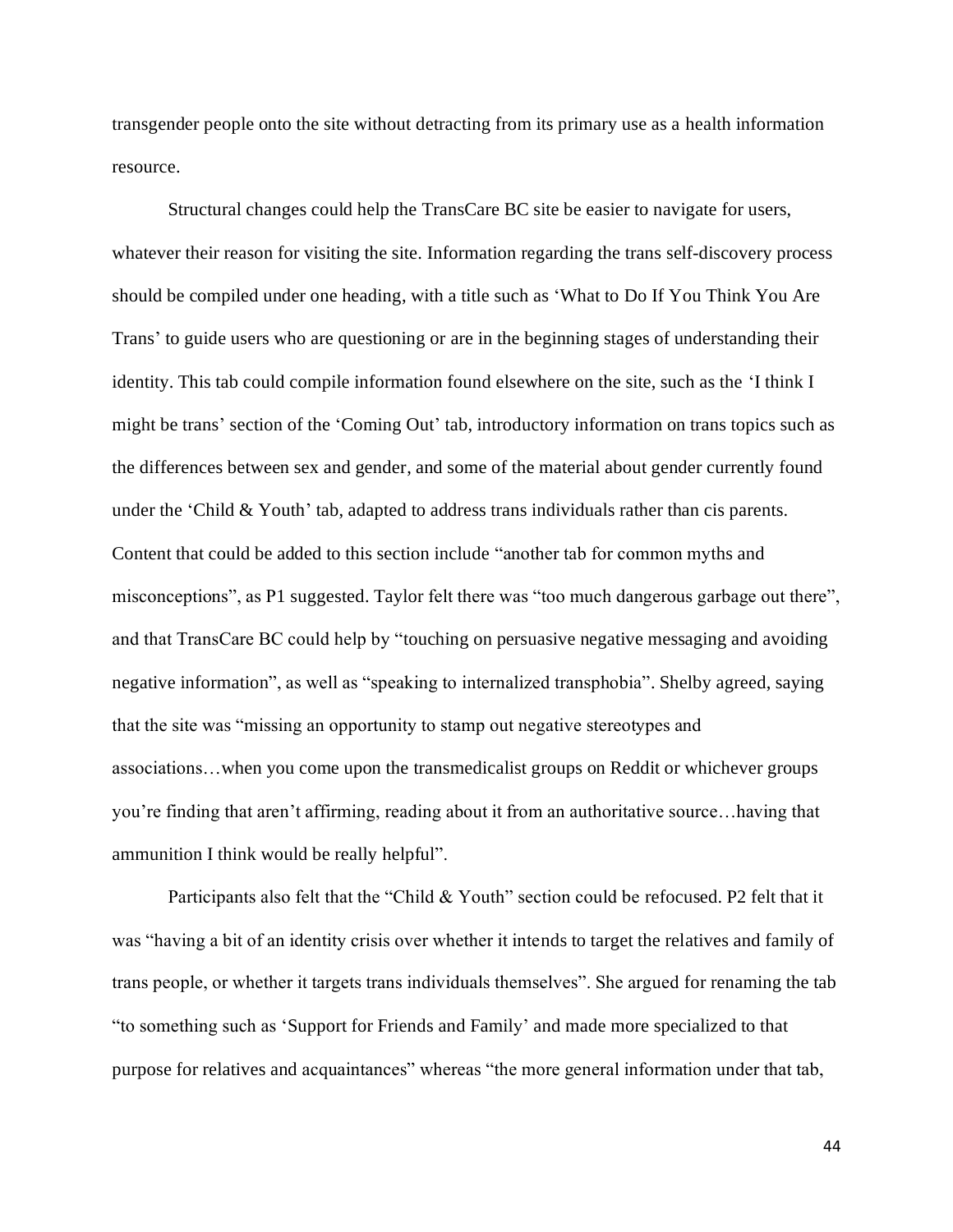transgender people onto the site without detracting from its primary use as a health information resource.

Structural changes could help the TransCare BC site be easier to navigate for users, whatever their reason for visiting the site. Information regarding the trans self-discovery process should be compiled under one heading, with a title such as 'What to Do If You Think You Are Trans' to guide users who are questioning or are in the beginning stages of understanding their identity. This tab could compile information found elsewhere on the site, such as the 'I think I might be trans' section of the 'Coming Out' tab, introductory information on trans topics such as the differences between sex and gender, and some of the material about gender currently found under the 'Child & Youth' tab, adapted to address trans individuals rather than cis parents. Content that could be added to this section include "another tab for common myths and misconceptions", as P1 suggested. Taylor felt there was "too much dangerous garbage out there", and that TransCare BC could help by "touching on persuasive negative messaging and avoiding negative information", as well as "speaking to internalized transphobia". Shelby agreed, saying that the site was "missing an opportunity to stamp out negative stereotypes and associations…when you come upon the transmedicalist groups on Reddit or whichever groups you're finding that aren't affirming, reading about it from an authoritative source…having that ammunition I think would be really helpful".

Participants also felt that the "Child & Youth" section could be refocused. P2 felt that it was "having a bit of an identity crisis over whether it intends to target the relatives and family of trans people, or whether it targets trans individuals themselves". She argued for renaming the tab "to something such as 'Support for Friends and Family' and made more specialized to that purpose for relatives and acquaintances" whereas "the more general information under that tab,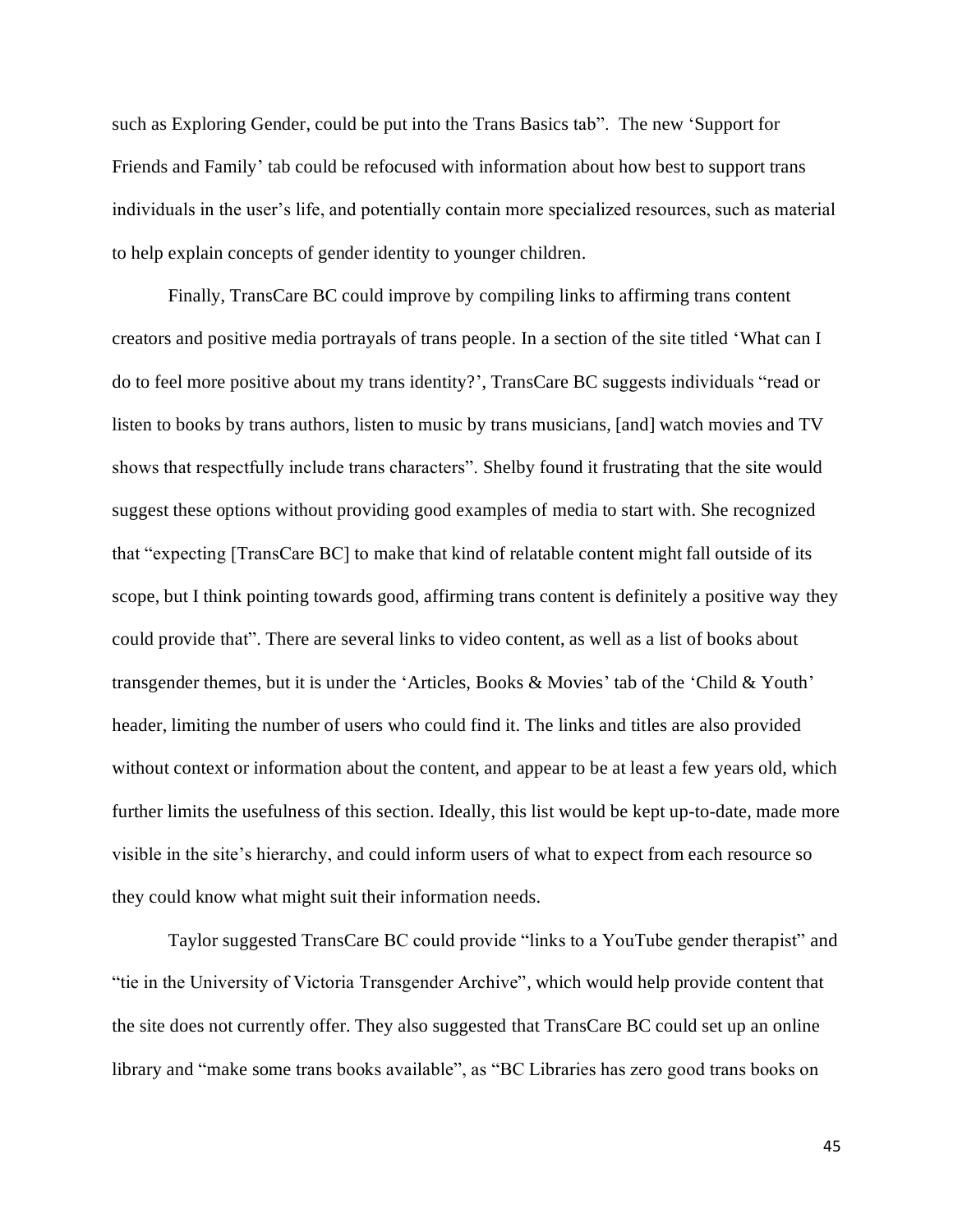such as Exploring Gender, could be put into the Trans Basics tab". The new 'Support for Friends and Family' tab could be refocused with information about how best to support trans individuals in the user's life, and potentially contain more specialized resources, such as material to help explain concepts of gender identity to younger children.

Finally, TransCare BC could improve by compiling links to affirming trans content creators and positive media portrayals of trans people. In a section of the site titled 'What can I do to feel more positive about my trans identity?', TransCare BC suggests individuals "read or listen to books by trans authors, listen to music by trans musicians, [and] watch movies and TV shows that respectfully include trans characters". Shelby found it frustrating that the site would suggest these options without providing good examples of media to start with. She recognized that "expecting [TransCare BC] to make that kind of relatable content might fall outside of its scope, but I think pointing towards good, affirming trans content is definitely a positive way they could provide that". There are several links to video content, as well as a list of books about transgender themes, but it is under the 'Articles, Books & Movies' tab of the 'Child & Youth' header, limiting the number of users who could find it. The links and titles are also provided without context or information about the content, and appear to be at least a few years old, which further limits the usefulness of this section. Ideally, this list would be kept up-to-date, made more visible in the site's hierarchy, and could inform users of what to expect from each resource so they could know what might suit their information needs.

Taylor suggested TransCare BC could provide "links to a YouTube gender therapist" and "tie in the University of Victoria Transgender Archive", which would help provide content that the site does not currently offer. They also suggested that TransCare BC could set up an online library and "make some trans books available", as "BC Libraries has zero good trans books on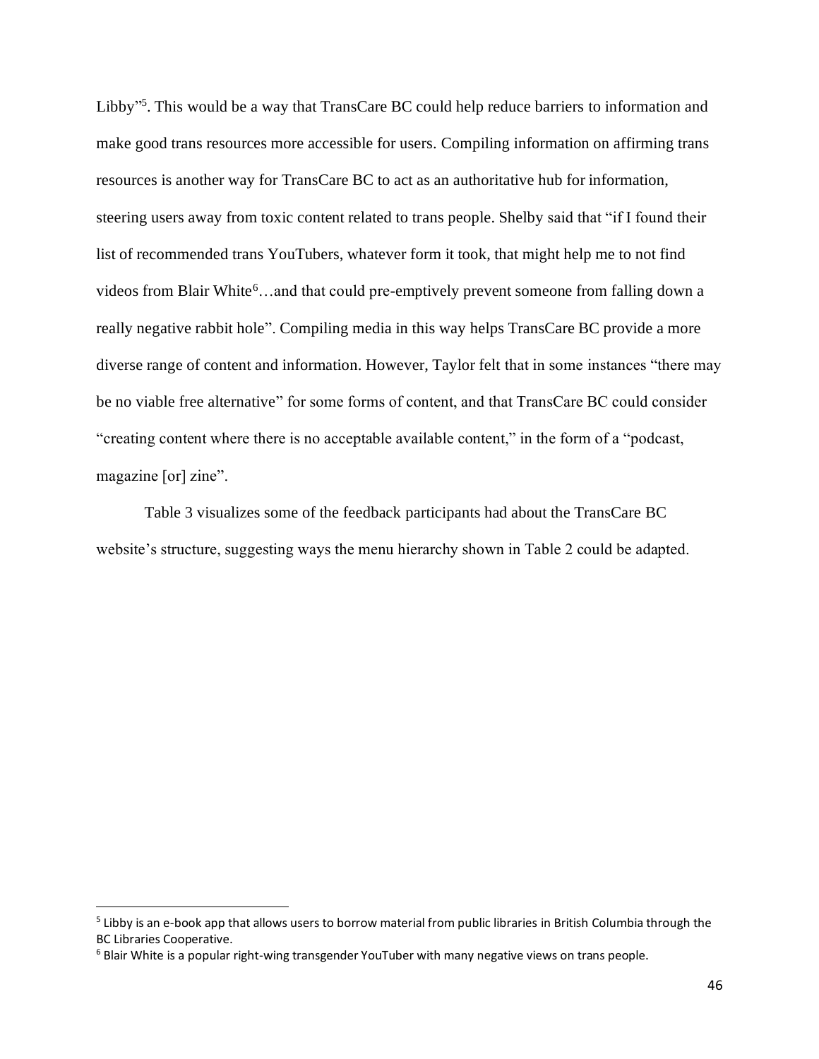Libby"[5]. This would be a way that TransCare BC could help reduce barriers to information and make good trans resources more accessible for users. Compiling information on affirming trans resources is another way for TransCare BC to act as an authoritative hub for information, steering users away from toxic content related to trans people. Shelby said that "if I found their list of recommended trans YouTubers, whatever form it took, that might help me to not find videos from Blair White[6]…and that could pre-emptively prevent someone from falling down a really negative rabbit hole". Compiling media in this way helps TransCare BC provide a more diverse range of content and information. However, Taylor felt that in some instances "there may be no viable free alternative" for some forms of content, and that TransCare BC could consider "creating content where there is no acceptable available content," in the form of a "podcast, magazine [or] zine".

Table 3 visualizes some of the feedback participants had about the TransCare BC website's structure, suggesting ways the menu hierarchy shown in Table 2 could be adapted.

---

[5] Libby is an e-book app that allows users to borrow material from public libraries in British Columbia through the BC Libraries Cooperative.

[6] Blair White is a popular right-wing transgender YouTuber with many negative views on trans people.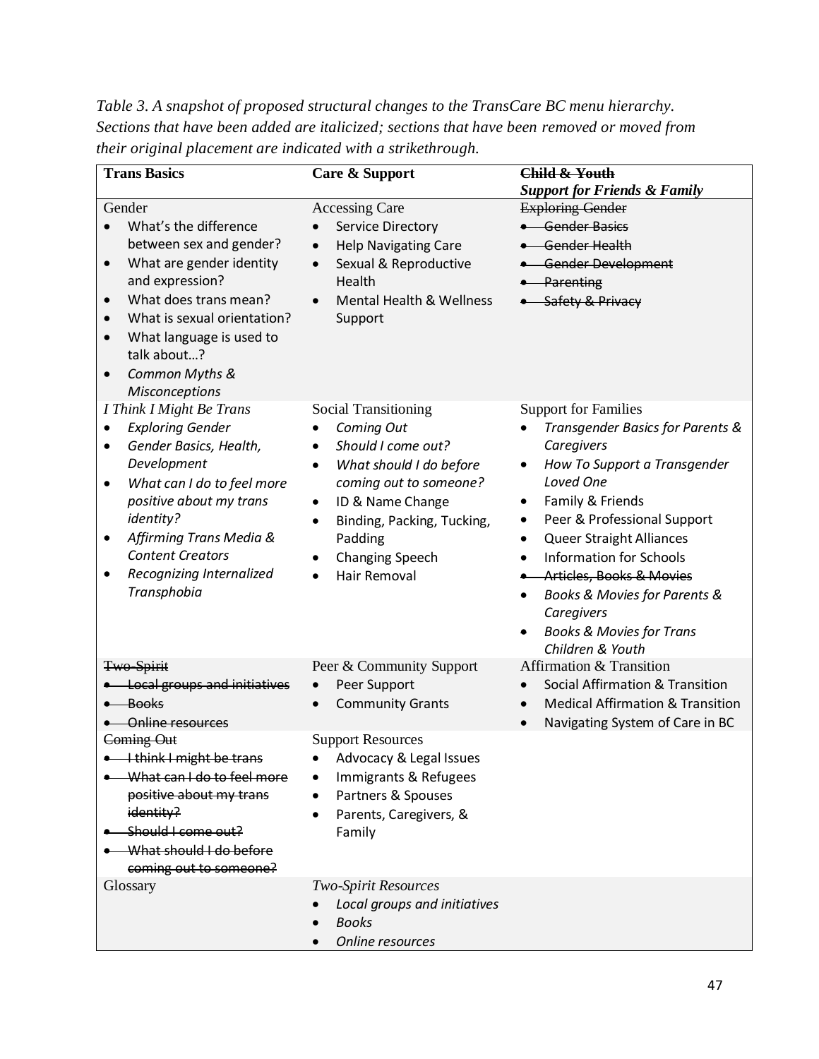*Table 3. A snapshot of proposed structural changes to the TransCare BC menu hierarchy. Sections that have been added are italicized; sections that have been removed or moved from their original placement are indicated with a strikethrough.*

| **Trans Basics** | **Care & Support** | **~~Child & Youth~~** ***Support for Friends & Family*** |
|---|---|---|
| Gender<br>• What's the difference between sex and gender?<br>• What are gender identity and expression?<br>• What does trans mean?<br>• What is sexual orientation?<br>• What language is used to talk about…?<br>• *Common Myths & Misconceptions* | Accessing Care<br>• Service Directory<br>• Help Navigating Care<br>• Sexual & Reproductive Health<br>• Mental Health & Wellness Support | ~~Exploring Gender~~<br>• ~~Gender Basics~~<br>• ~~Gender Health~~<br>• ~~Gender Development~~<br>• ~~Parenting~~<br>• ~~Safety & Privacy~~ |
| *I Think I Might Be Trans*<br>• *Exploring Gender*<br>• *Gender Basics, Health, Development*<br>• *What can I do to feel more positive about my trans identity?*<br>• *Affirming Trans Media & Content Creators*<br>• *Recognizing Internalized Transphobia* | Social Transitioning<br>• *Coming Out*<br>• *Should I come out?*<br>• *What should I do before coming out to someone?*<br>• ID & Name Change<br>• Binding, Packing, Tucking, Padding<br>• Changing Speech<br>• Hair Removal | Support for Families<br>• *Transgender Basics for Parents & Caregivers*<br>• *How To Support a Transgender Loved One*<br>• Family & Friends<br>• Peer & Professional Support<br>• Queer Straight Alliances<br>• Information for Schools<br>• ~~Articles, Books & Movies~~<br>• *Books & Movies for Parents & Caregivers*<br>• *Books & Movies for Trans Children & Youth* |
| ~~Two-Spirit~~<br>• ~~Local groups and initiatives~~<br>• ~~Books~~<br>• ~~Online resources~~ | Peer & Community Support<br>• Peer Support<br>• Community Grants | Affirmation & Transition<br>• Social Affirmation & Transition<br>• Medical Affirmation & Transition<br>• Navigating System of Care in BC |
| ~~Coming Out~~<br>• ~~I think I might be trans~~<br>• ~~What can I do to feel more positive about my trans identity?~~<br>• ~~Should I come out?~~<br>• ~~What should I do before coming out to someone?~~ | Support Resources<br>• Advocacy & Legal Issues<br>• Immigrants & Refugees<br>• Partners & Spouses<br>• Parents, Caregivers, & Family | |
| Glossary | *Two-Spirit Resources*<br>• *Local groups and initiatives*<br>• *Books*<br>• *Online resources* | |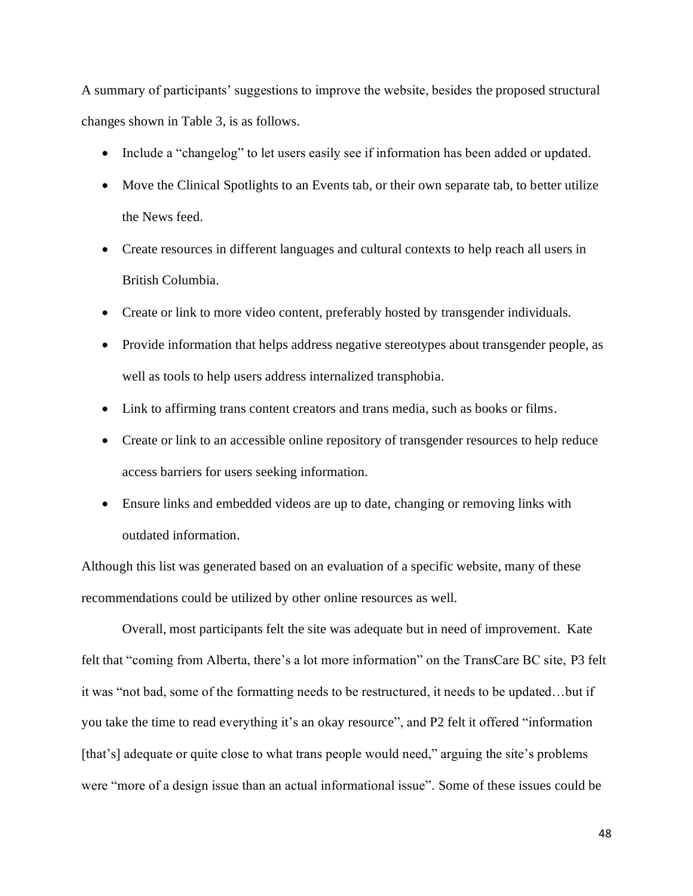A summary of participants' suggestions to improve the website, besides the proposed structural changes shown in Table 3, is as follows.

- Include a "changelog" to let users easily see if information has been added or updated.
- Move the Clinical Spotlights to an Events tab, or their own separate tab, to better utilize the News feed.
- Create resources in different languages and cultural contexts to help reach all users in British Columbia.
- Create or link to more video content, preferably hosted by transgender individuals.
- Provide information that helps address negative stereotypes about transgender people, as well as tools to help users address internalized transphobia.
- Link to affirming trans content creators and trans media, such as books or films.
- Create or link to an accessible online repository of transgender resources to help reduce access barriers for users seeking information.
- Ensure links and embedded videos are up to date, changing or removing links with outdated information.

Although this list was generated based on an evaluation of a specific website, many of these recommendations could be utilized by other online resources as well.

Overall, most participants felt the site was adequate but in need of improvement. Kate felt that "coming from Alberta, there's a lot more information" on the TransCare BC site, P3 felt it was "not bad, some of the formatting needs to be restructured, it needs to be updated…but if you take the time to read everything it's an okay resource", and P2 felt it offered "information [that's] adequate or quite close to what trans people would need," arguing the site's problems were "more of a design issue than an actual informational issue". Some of these issues could be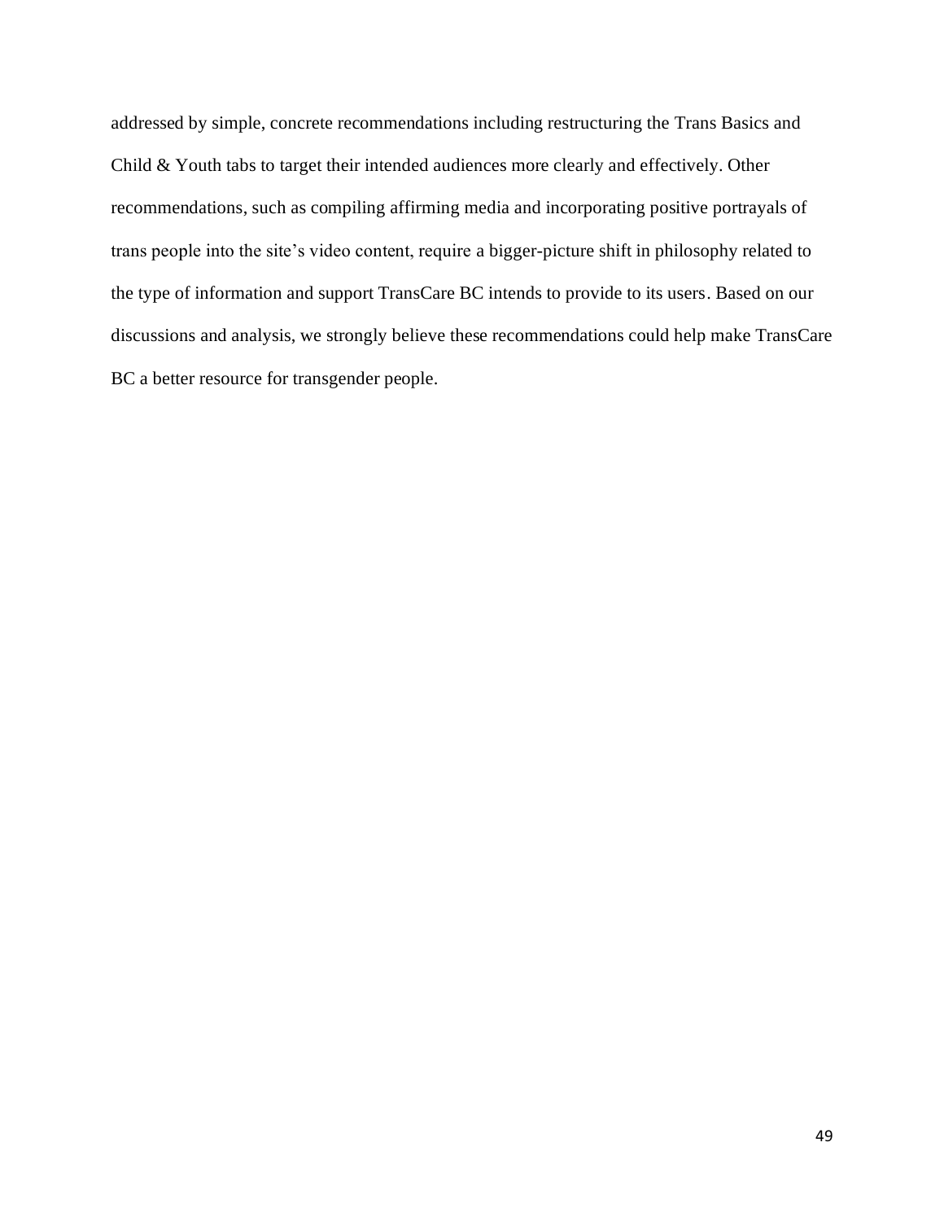addressed by simple, concrete recommendations including restructuring the Trans Basics and Child & Youth tabs to target their intended audiences more clearly and effectively. Other recommendations, such as compiling affirming media and incorporating positive portrayals of trans people into the site's video content, require a bigger-picture shift in philosophy related to the type of information and support TransCare BC intends to provide to its users. Based on our discussions and analysis, we strongly believe these recommendations could help make TransCare BC a better resource for transgender people.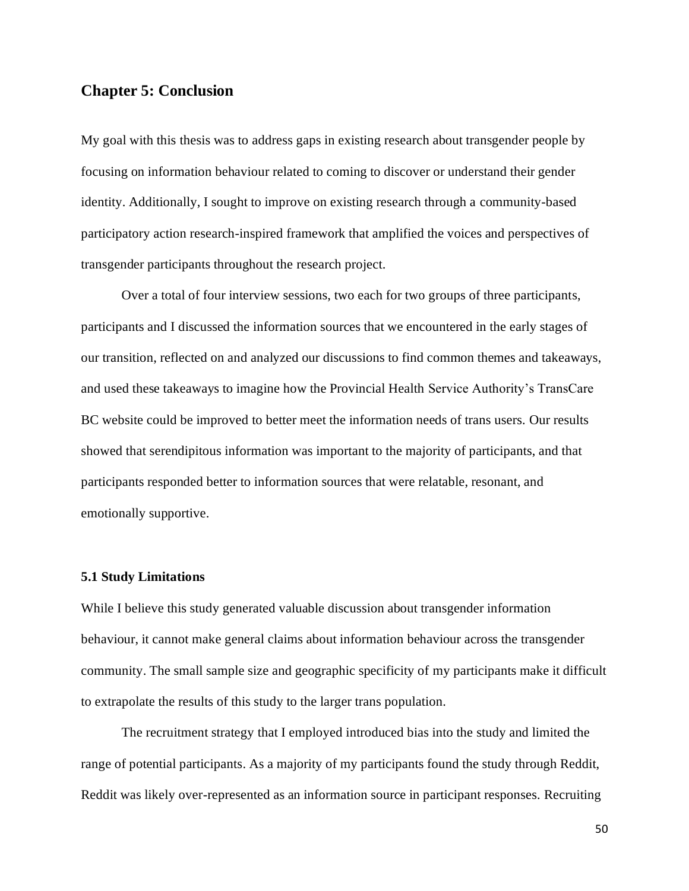## Chapter 5: Conclusion

My goal with this thesis was to address gaps in existing research about transgender people by focusing on information behaviour related to coming to discover or understand their gender identity. Additionally, I sought to improve on existing research through a community-based participatory action research-inspired framework that amplified the voices and perspectives of transgender participants throughout the research project.

Over a total of four interview sessions, two each for two groups of three participants, participants and I discussed the information sources that we encountered in the early stages of our transition, reflected on and analyzed our discussions to find common themes and takeaways, and used these takeaways to imagine how the Provincial Health Service Authority's TransCare BC website could be improved to better meet the information needs of trans users. Our results showed that serendipitous information was important to the majority of participants, and that participants responded better to information sources that were relatable, resonant, and emotionally supportive.

### 5.1 Study Limitations

While I believe this study generated valuable discussion about transgender information behaviour, it cannot make general claims about information behaviour across the transgender community. The small sample size and geographic specificity of my participants make it difficult to extrapolate the results of this study to the larger trans population.

The recruitment strategy that I employed introduced bias into the study and limited the range of potential participants. As a majority of my participants found the study through Reddit, Reddit was likely over-represented as an information source in participant responses. Recruiting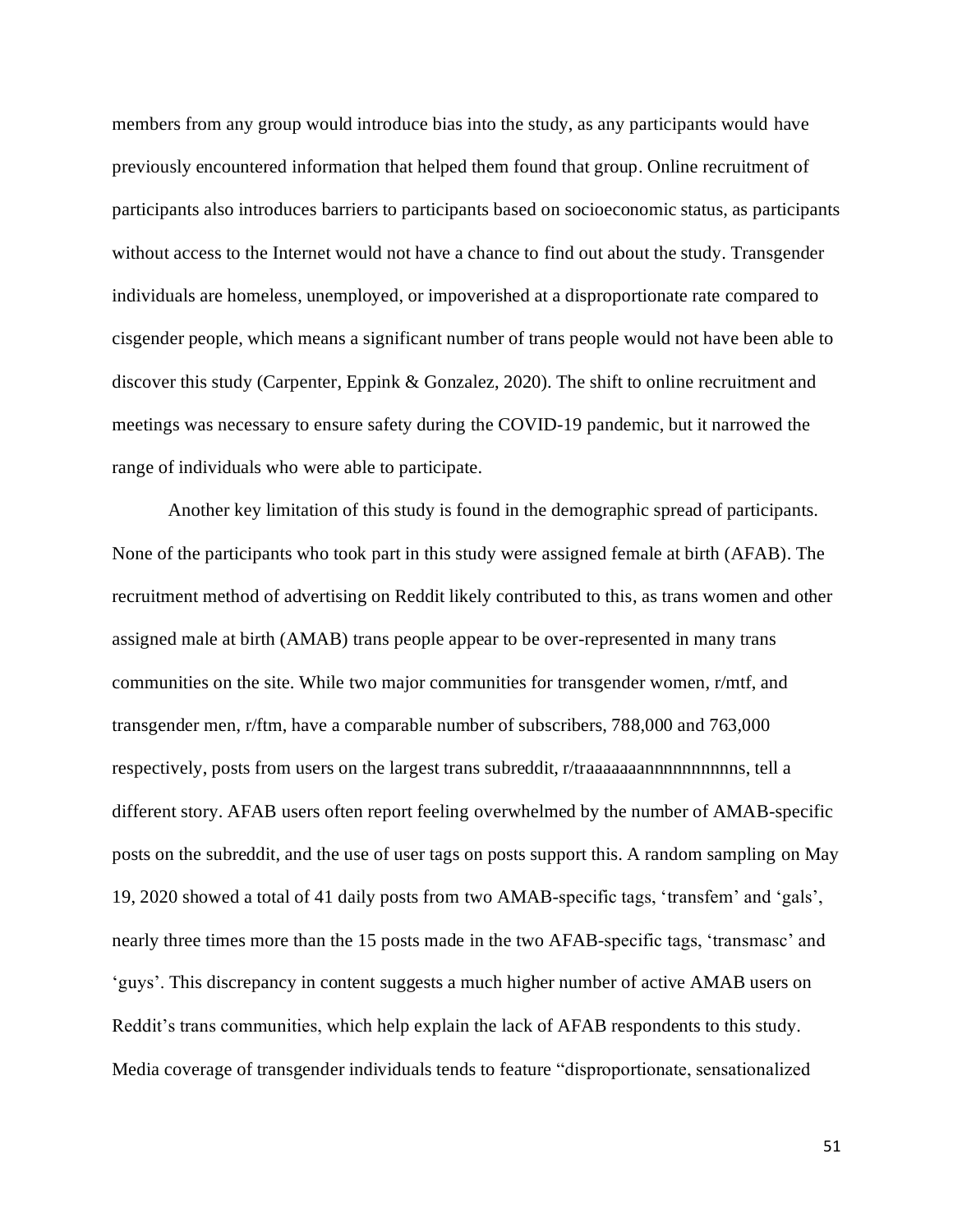members from any group would introduce bias into the study, as any participants would have previously encountered information that helped them found that group. Online recruitment of participants also introduces barriers to participants based on socioeconomic status, as participants without access to the Internet would not have a chance to find out about the study. Transgender individuals are homeless, unemployed, or impoverished at a disproportionate rate compared to cisgender people, which means a significant number of trans people would not have been able to discover this study (Carpenter, Eppink & Gonzalez, 2020). The shift to online recruitment and meetings was necessary to ensure safety during the COVID-19 pandemic, but it narrowed the range of individuals who were able to participate.

Another key limitation of this study is found in the demographic spread of participants. None of the participants who took part in this study were assigned female at birth (AFAB). The recruitment method of advertising on Reddit likely contributed to this, as trans women and other assigned male at birth (AMAB) trans people appear to be over-represented in many trans communities on the site. While two major communities for transgender women, r/mtf, and transgender men, r/ftm, have a comparable number of subscribers, 788,000 and 763,000 respectively, posts from users on the largest trans subreddit, r/traaaaaaannnnnnnnnns, tell a different story. AFAB users often report feeling overwhelmed by the number of AMAB-specific posts on the subreddit, and the use of user tags on posts support this. A random sampling on May 19, 2020 showed a total of 41 daily posts from two AMAB-specific tags, 'transfem' and 'gals', nearly three times more than the 15 posts made in the two AFAB-specific tags, 'transmasc' and 'guys'. This discrepancy in content suggests a much higher number of active AMAB users on Reddit's trans communities, which help explain the lack of AFAB respondents to this study. Media coverage of transgender individuals tends to feature "disproportionate, sensationalized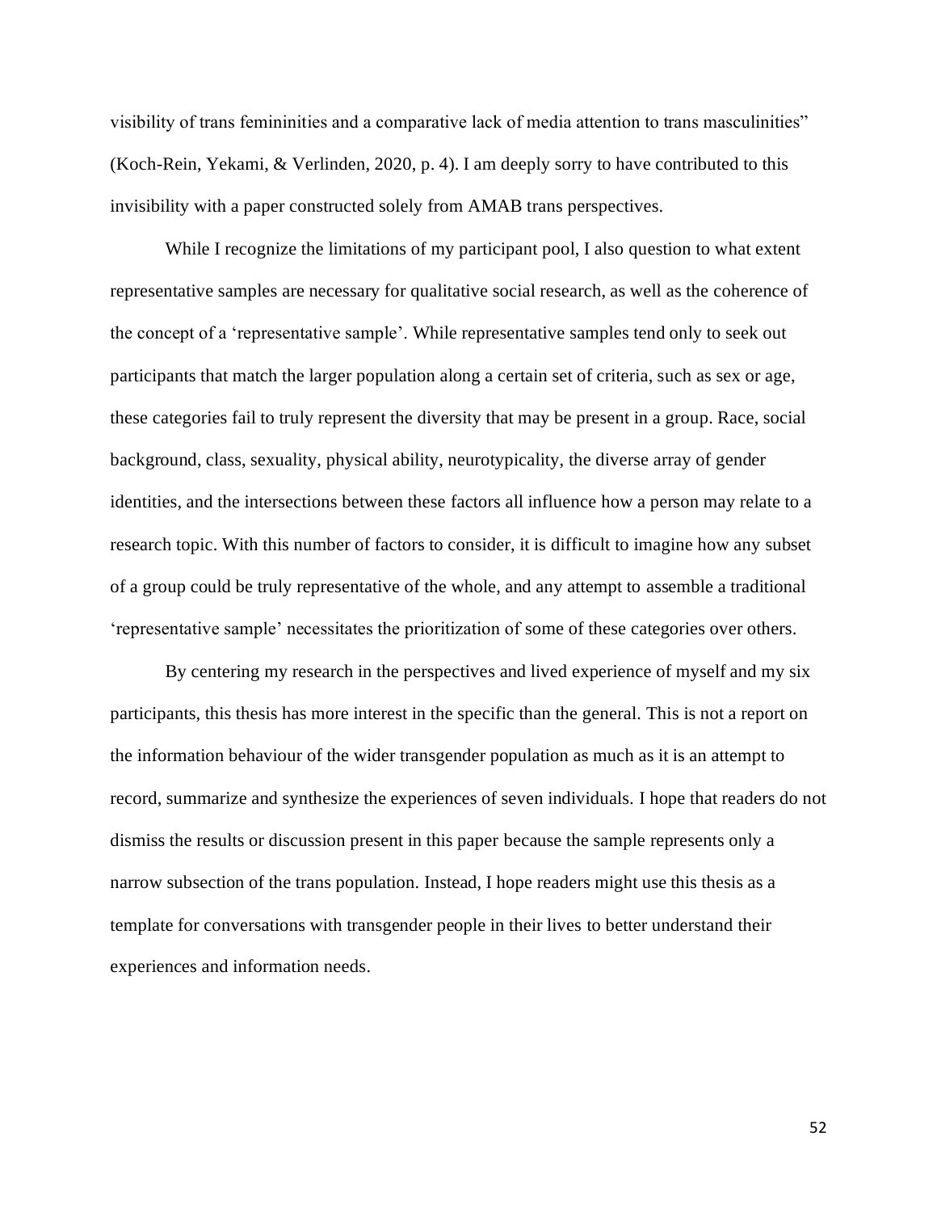visibility of trans femininities and a comparative lack of media attention to trans masculinities" (Koch-Rein, Yekami, & Verlinden, 2020, p. 4). I am deeply sorry to have contributed to this invisibility with a paper constructed solely from AMAB trans perspectives.

While I recognize the limitations of my participant pool, I also question to what extent representative samples are necessary for qualitative social research, as well as the coherence of the concept of a 'representative sample'. While representative samples tend only to seek out participants that match the larger population along a certain set of criteria, such as sex or age, these categories fail to truly represent the diversity that may be present in a group. Race, social background, class, sexuality, physical ability, neurotypicality, the diverse array of gender identities, and the intersections between these factors all influence how a person may relate to a research topic. With this number of factors to consider, it is difficult to imagine how any subset of a group could be truly representative of the whole, and any attempt to assemble a traditional 'representative sample' necessitates the prioritization of some of these categories over others.

By centering my research in the perspectives and lived experience of myself and my six participants, this thesis has more interest in the specific than the general. This is not a report on the information behaviour of the wider transgender population as much as it is an attempt to record, summarize and synthesize the experiences of seven individuals. I hope that readers do not dismiss the results or discussion present in this paper because the sample represents only a narrow subsection of the trans population. Instead, I hope readers might use this thesis as a template for conversations with transgender people in their lives to better understand their experiences and information needs.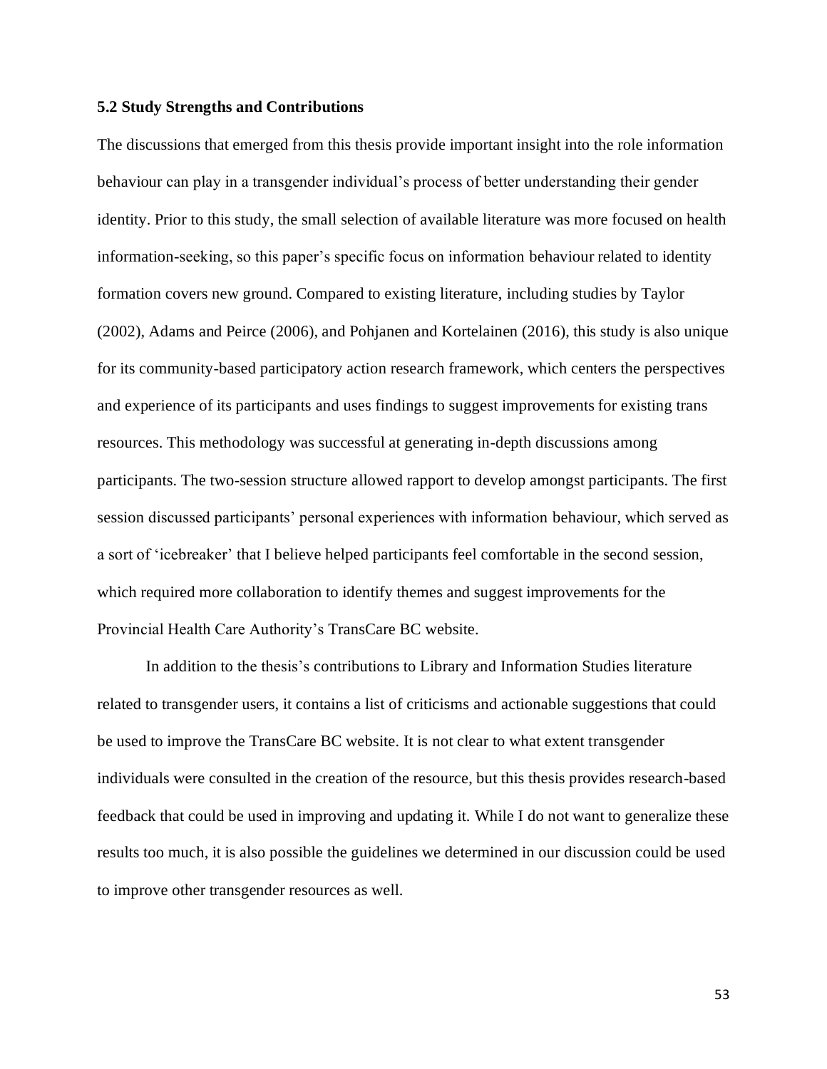### 5.2 Study Strengths and Contributions

The discussions that emerged from this thesis provide important insight into the role information behaviour can play in a transgender individual's process of better understanding their gender identity. Prior to this study, the small selection of available literature was more focused on health information-seeking, so this paper's specific focus on information behaviour related to identity formation covers new ground. Compared to existing literature, including studies by Taylor (2002), Adams and Peirce (2006), and Pohjanen and Kortelainen (2016), this study is also unique for its community-based participatory action research framework, which centers the perspectives and experience of its participants and uses findings to suggest improvements for existing trans resources. This methodology was successful at generating in-depth discussions among participants. The two-session structure allowed rapport to develop amongst participants. The first session discussed participants' personal experiences with information behaviour, which served as a sort of 'icebreaker' that I believe helped participants feel comfortable in the second session, which required more collaboration to identify themes and suggest improvements for the Provincial Health Care Authority's TransCare BC website.

In addition to the thesis's contributions to Library and Information Studies literature related to transgender users, it contains a list of criticisms and actionable suggestions that could be used to improve the TransCare BC website. It is not clear to what extent transgender individuals were consulted in the creation of the resource, but this thesis provides research-based feedback that could be used in improving and updating it. While I do not want to generalize these results too much, it is also possible the guidelines we determined in our discussion could be used to improve other transgender resources as well.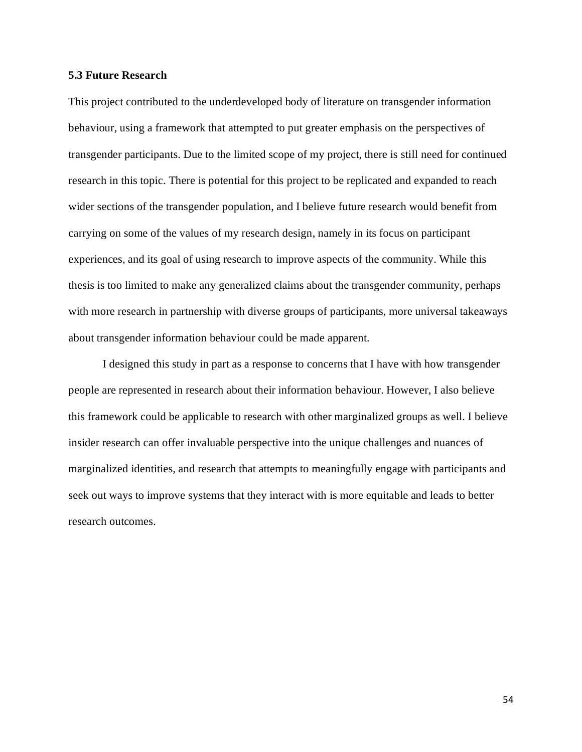### 5.3 Future Research

This project contributed to the underdeveloped body of literature on transgender information behaviour, using a framework that attempted to put greater emphasis on the perspectives of transgender participants. Due to the limited scope of my project, there is still need for continued research in this topic. There is potential for this project to be replicated and expanded to reach wider sections of the transgender population, and I believe future research would benefit from carrying on some of the values of my research design, namely in its focus on participant experiences, and its goal of using research to improve aspects of the community. While this thesis is too limited to make any generalized claims about the transgender community, perhaps with more research in partnership with diverse groups of participants, more universal takeaways about transgender information behaviour could be made apparent.

I designed this study in part as a response to concerns that I have with how transgender people are represented in research about their information behaviour. However, I also believe this framework could be applicable to research with other marginalized groups as well. I believe insider research can offer invaluable perspective into the unique challenges and nuances of marginalized identities, and research that attempts to meaningfully engage with participants and seek out ways to improve systems that they interact with is more equitable and leads to better research outcomes.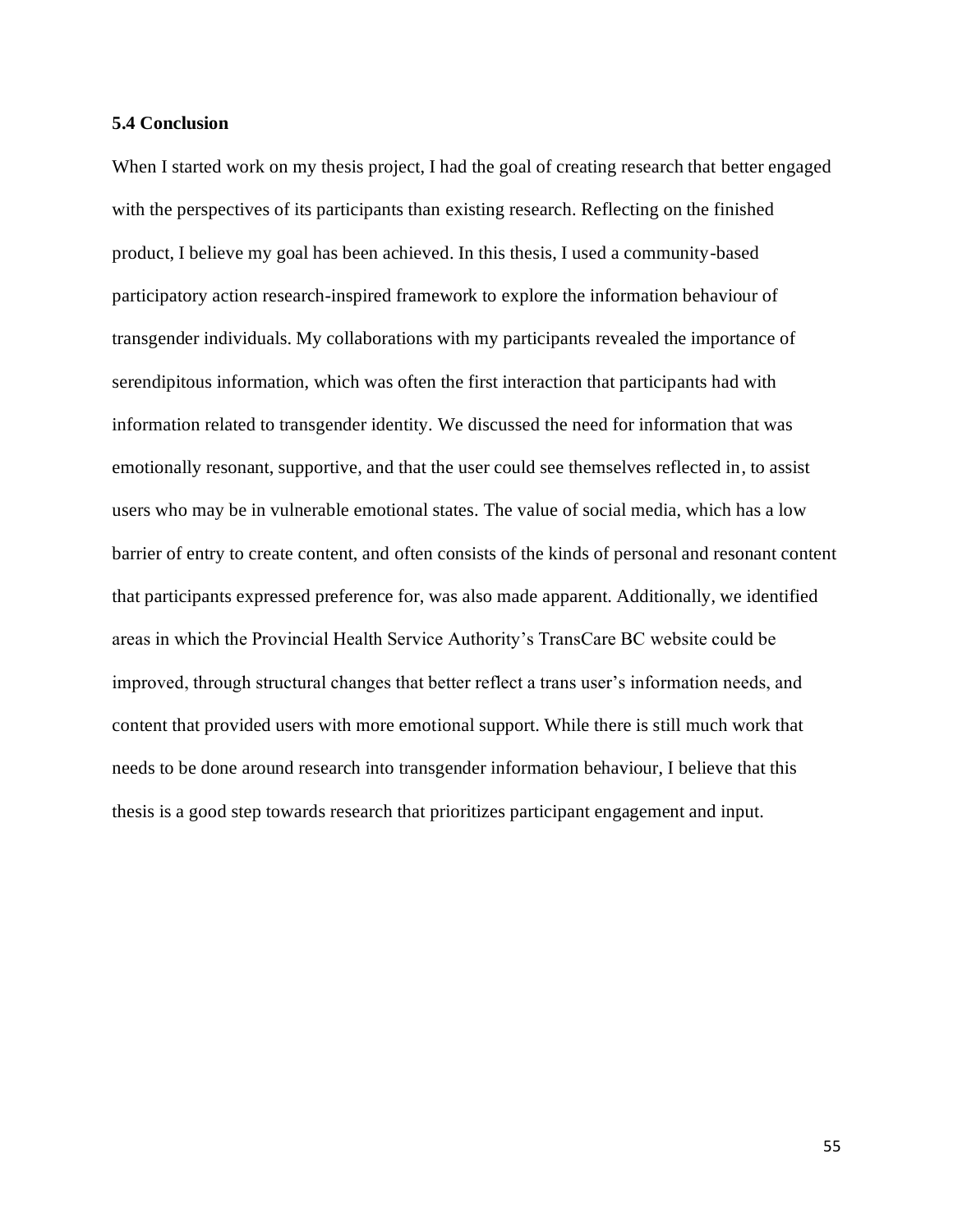### 5.4 Conclusion

When I started work on my thesis project, I had the goal of creating research that better engaged with the perspectives of its participants than existing research. Reflecting on the finished product, I believe my goal has been achieved. In this thesis, I used a community-based participatory action research-inspired framework to explore the information behaviour of transgender individuals. My collaborations with my participants revealed the importance of serendipitous information, which was often the first interaction that participants had with information related to transgender identity. We discussed the need for information that was emotionally resonant, supportive, and that the user could see themselves reflected in, to assist users who may be in vulnerable emotional states. The value of social media, which has a low barrier of entry to create content, and often consists of the kinds of personal and resonant content that participants expressed preference for, was also made apparent. Additionally, we identified areas in which the Provincial Health Service Authority's TransCare BC website could be improved, through structural changes that better reflect a trans user's information needs, and content that provided users with more emotional support. While there is still much work that needs to be done around research into transgender information behaviour, I believe that this thesis is a good step towards research that prioritizes participant engagement and input.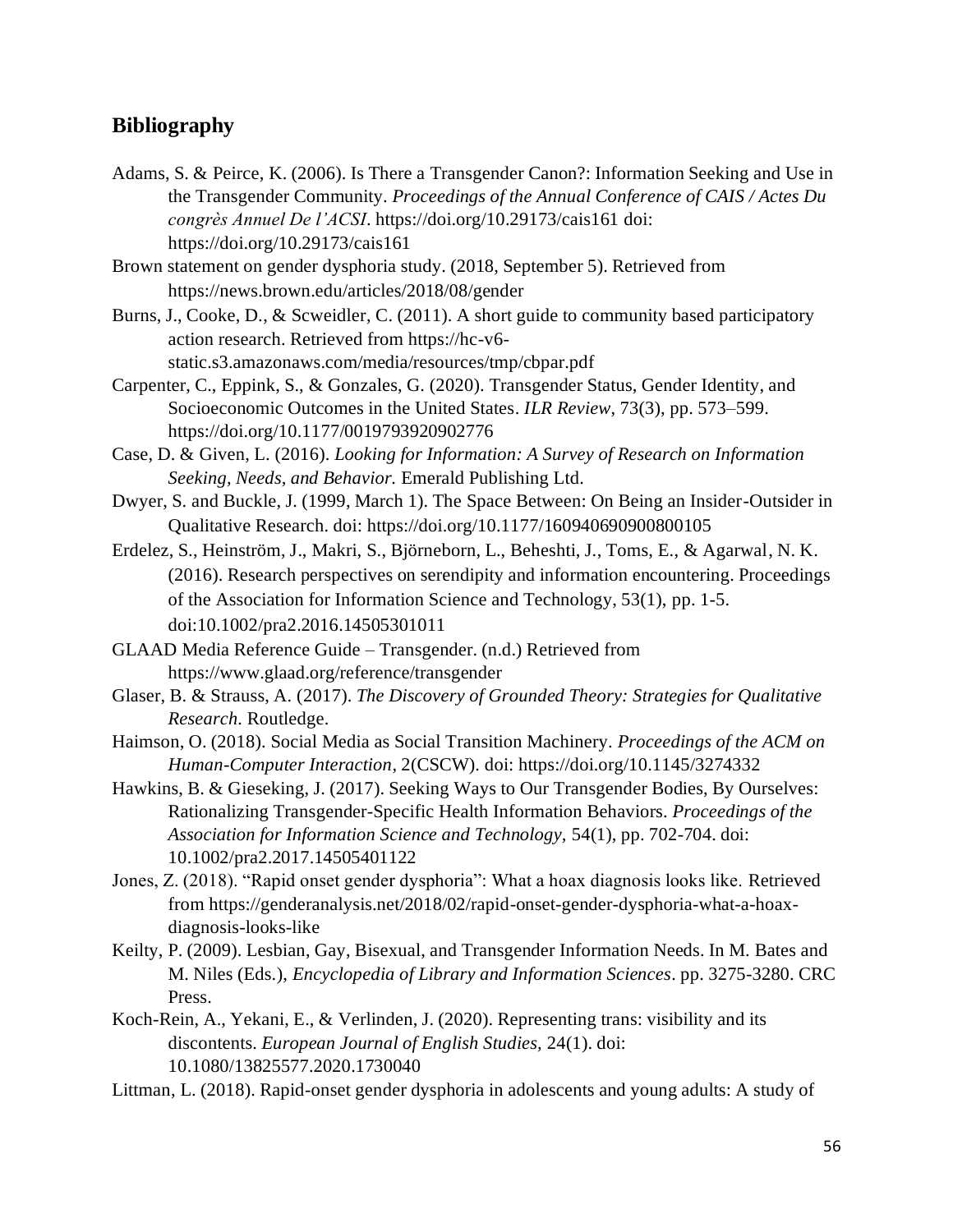## Bibliography

Adams, S. & Peirce, K. (2006). Is There a Transgender Canon?: Information Seeking and Use in the Transgender Community. *Proceedings of the Annual Conference of CAIS / Actes Du congrès Annuel De l'ACSI*. https://doi.org/10.29173/cais161 doi: https://doi.org/10.29173/cais161

Brown statement on gender dysphoria study. (2018, September 5). Retrieved from https://news.brown.edu/articles/2018/08/gender

Burns, J., Cooke, D., & Scweidler, C. (2011). A short guide to community based participatory action research. Retrieved from https://hc-v6-static.s3.amazonaws.com/media/resources/tmp/cbpar.pdf

Carpenter, C., Eppink, S., & Gonzales, G. (2020). Transgender Status, Gender Identity, and Socioeconomic Outcomes in the United States. *ILR Review*, 73(3), pp. 573–599. https://doi.org/10.1177/0019793920902776

Case, D. & Given, L. (2016). *Looking for Information: A Survey of Research on Information Seeking, Needs, and Behavior.* Emerald Publishing Ltd.

Dwyer, S. and Buckle, J. (1999, March 1). The Space Between: On Being an Insider-Outsider in Qualitative Research. doi: https://doi.org/10.1177/160940690900800105

Erdelez, S., Heinström, J., Makri, S., Björneborn, L., Beheshti, J., Toms, E., & Agarwal, N. K. (2016). Research perspectives on serendipity and information encountering. Proceedings of the Association for Information Science and Technology, 53(1), pp. 1-5. doi:10.1002/pra2.2016.14505301011

GLAAD Media Reference Guide – Transgender. (n.d.) Retrieved from https://www.glaad.org/reference/transgender

Glaser, B. & Strauss, A. (2017). *The Discovery of Grounded Theory: Strategies for Qualitative Research*. Routledge.

Haimson, O. (2018). Social Media as Social Transition Machinery. *Proceedings of the ACM on Human-Computer Interaction*, 2(CSCW). doi: https://doi.org/10.1145/3274332

Hawkins, B. & Gieseking, J. (2017). Seeking Ways to Our Transgender Bodies, By Ourselves: Rationalizing Transgender-Specific Health Information Behaviors. *Proceedings of the Association for Information Science and Technology,* 54(1), pp. 702-704. doi: 10.1002/pra2.2017.14505401122

Jones, Z. (2018). "Rapid onset gender dysphoria": What a hoax diagnosis looks like. Retrieved from https://genderanalysis.net/2018/02/rapid-onset-gender-dysphoria-what-a-hoax-diagnosis-looks-like

Keilty, P. (2009). Lesbian, Gay, Bisexual, and Transgender Information Needs. In M. Bates and M. Niles (Eds.), *Encyclopedia of Library and Information Sciences*. pp. 3275-3280. CRC Press.

Koch-Rein, A., Yekani, E., & Verlinden, J. (2020). Representing trans: visibility and its discontents. *European Journal of English Studies,* 24(1). doi: 10.1080/13825577.2020.1730040

Littman, L. (2018). Rapid-onset gender dysphoria in adolescents and young adults: A study of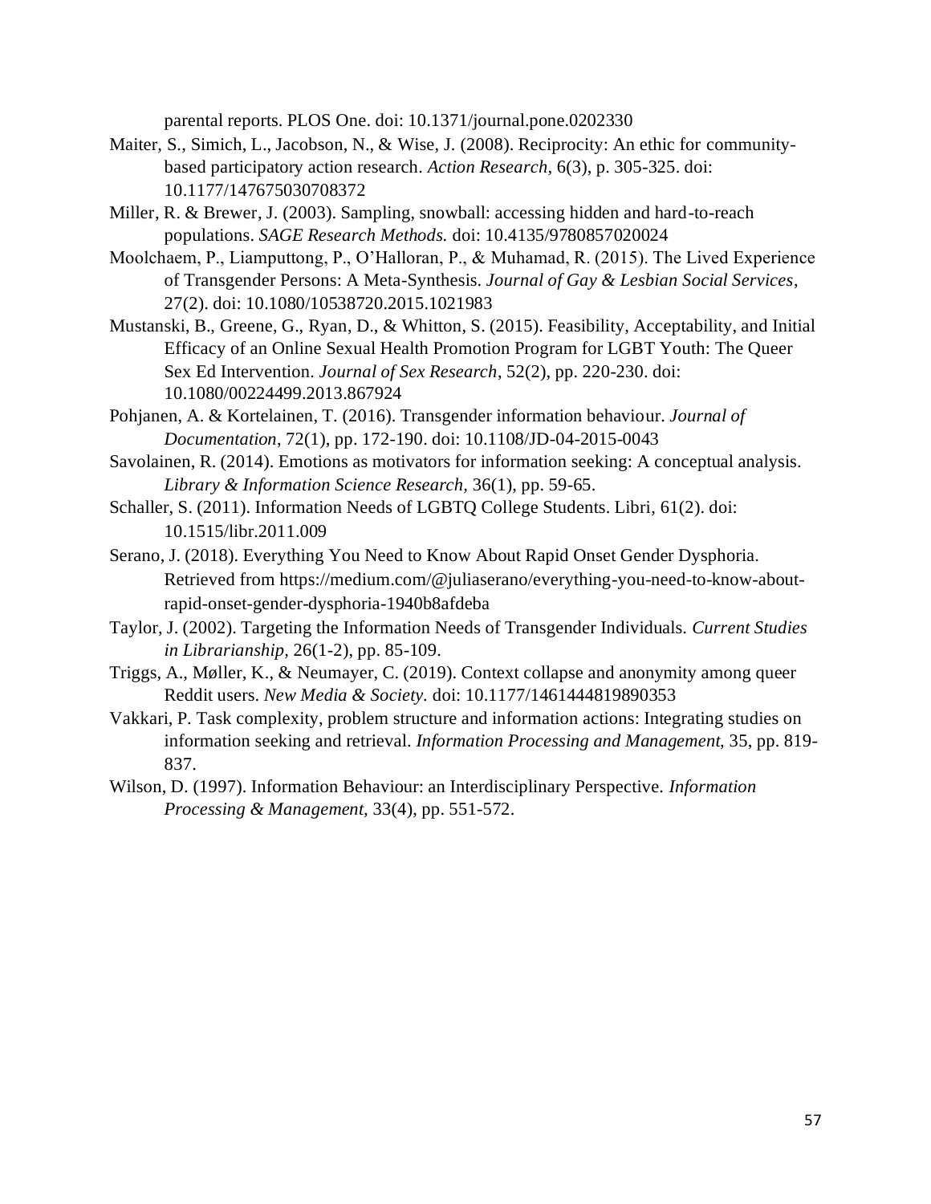parental reports. PLOS One. doi: 10.1371/journal.pone.0202330

Maiter, S., Simich, L., Jacobson, N., & Wise, J. (2008). Reciprocity: An ethic for community-based participatory action research. *Action Research,* 6(3), p. 305-325. doi: 10.1177/147675030708372

Miller, R. & Brewer, J. (2003). Sampling, snowball: accessing hidden and hard-to-reach populations. *SAGE Research Methods.* doi: 10.4135/9780857020024

Moolchaem, P., Liamputtong, P., O'Halloran, P., & Muhamad, R. (2015). The Lived Experience of Transgender Persons: A Meta-Synthesis. *Journal of Gay & Lesbian Social Services*, 27(2). doi: 10.1080/10538720.2015.1021983

Mustanski, B., Greene, G., Ryan, D., & Whitton, S. (2015). Feasibility, Acceptability, and Initial Efficacy of an Online Sexual Health Promotion Program for LGBT Youth: The Queer Sex Ed Intervention. *Journal of Sex Research*, 52(2), pp. 220-230. doi: 10.1080/00224499.2013.867924

Pohjanen, A. & Kortelainen, T. (2016). Transgender information behaviour. *Journal of Documentation*, 72(1), pp. 172-190. doi: 10.1108/JD-04-2015-0043

Savolainen, R. (2014). Emotions as motivators for information seeking: A conceptual analysis. *Library & Information Science Research,* 36(1), pp. 59-65.

Schaller, S. (2011). Information Needs of LGBTQ College Students. Libri, 61(2). doi: 10.1515/libr.2011.009

Serano, J. (2018). Everything You Need to Know About Rapid Onset Gender Dysphoria. Retrieved from https://medium.com/@juliaserano/everything-you-need-to-know-about-rapid-onset-gender-dysphoria-1940b8afdeba

Taylor, J. (2002). Targeting the Information Needs of Transgender Individuals. *Current Studies in Librarianship,* 26(1-2), pp. 85-109.

Triggs, A., Møller, K., & Neumayer, C. (2019). Context collapse and anonymity among queer Reddit users. *New Media & Society.* doi: 10.1177/1461444819890353

Vakkari, P. Task complexity, problem structure and information actions: Integrating studies on information seeking and retrieval. *Information Processing and Management,* 35, pp. 819-837.

Wilson, D. (1997). Information Behaviour: an Interdisciplinary Perspective. *Information Processing & Management,* 33(4), pp. 551-572.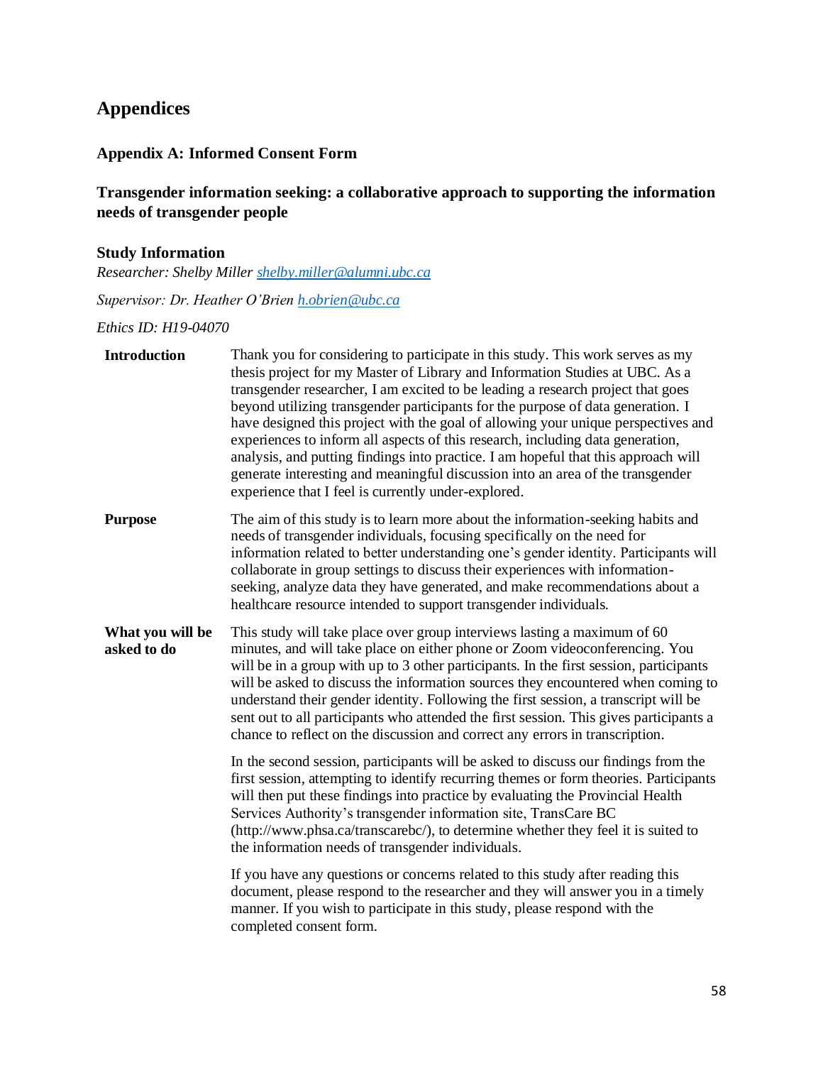# Appendices

## Appendix A: Informed Consent Form

### Transgender information seeking: a collaborative approach to supporting the information needs of transgender people

#### Study Information

*Researcher: Shelby Miller [shelby.miller@alumni.ubc.ca](mailto:shelby.miller@alumni.ubc.ca)*

*Supervisor: Dr. Heather O'Brien [h.obrien@ubc.ca](mailto:h.obrien@ubc.ca)*

*Ethics ID: H19-04070*

| | |
|---|---|
| **Introduction** | Thank you for considering to participate in this study. This work serves as my thesis project for my Master of Library and Information Studies at UBC. As a transgender researcher, I am excited to be leading a research project that goes beyond utilizing transgender participants for the purpose of data generation. I have designed this project with the goal of allowing your unique perspectives and experiences to inform all aspects of this research, including data generation, analysis, and putting findings into practice. I am hopeful that this approach will generate interesting and meaningful discussion into an area of the transgender experience that I feel is currently under-explored. |
| **Purpose** | The aim of this study is to learn more about the information-seeking habits and needs of transgender individuals, focusing specifically on the need for information related to better understanding one's gender identity. Participants will collaborate in group settings to discuss their experiences with information-seeking, analyze data they have generated, and make recommendations about a healthcare resource intended to support transgender individuals. |
| **What you will be asked to do** | This study will take place over group interviews lasting a maximum of 60 minutes, and will take place on either phone or Zoom videoconferencing. You will be in a group with up to 3 other participants. In the first session, participants will be asked to discuss the information sources they encountered when coming to understand their gender identity. Following the first session, a transcript will be sent out to all participants who attended the first session. This gives participants a chance to reflect on the discussion and correct any errors in transcription.<br><br>In the second session, participants will be asked to discuss our findings from the first session, attempting to identify recurring themes or form theories. Participants will then put these findings into practice by evaluating the Provincial Health Services Authority's transgender information site, TransCare BC (http://www.phsa.ca/transcarebc/), to determine whether they feel it is suited to the information needs of transgender individuals.<br><br>If you have any questions or concerns related to this study after reading this document, please respond to the researcher and they will answer you in a timely manner. If you wish to participate in this study, please respond with the completed consent form. |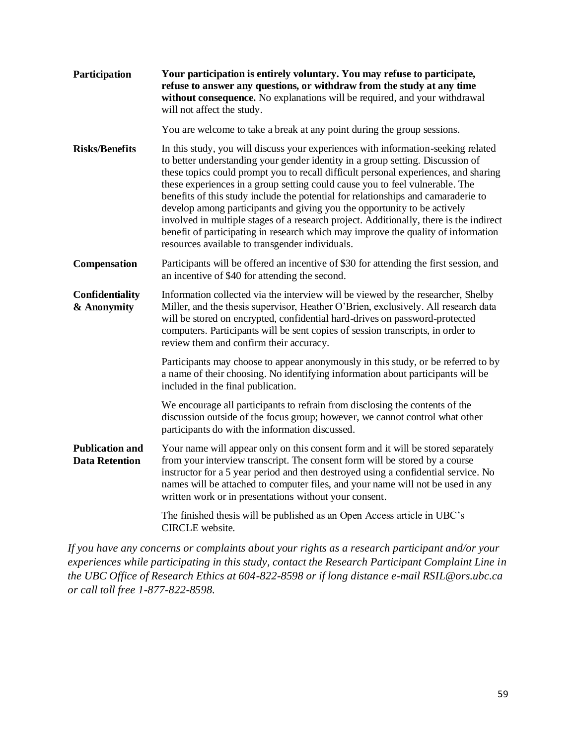| | |
|---|---|
| **Participation** | **Your participation is entirely voluntary. You may refuse to participate, refuse to answer any questions, or withdraw from the study at any time without consequence.** No explanations will be required, and your withdrawal will not affect the study.<br><br>You are welcome to take a break at any point during the group sessions. |
| **Risks/Benefits** | In this study, you will discuss your experiences with information-seeking related to better understanding your gender identity in a group setting. Discussion of these topics could prompt you to recall difficult personal experiences, and sharing these experiences in a group setting could cause you to feel vulnerable. The benefits of this study include the potential for relationships and camaraderie to develop among participants and giving you the opportunity to be actively involved in multiple stages of a research project. Additionally, there is the indirect benefit of participating in research which may improve the quality of information resources available to transgender individuals. |
| **Compensation** | Participants will be offered an incentive of $30 for attending the first session, and an incentive of $40 for attending the second. |
| **Confidentiality & Anonymity** | Information collected via the interview will be viewed by the researcher, Shelby Miller, and the thesis supervisor, Heather O'Brien, exclusively. All research data will be stored on encrypted, confidential hard-drives on password-protected computers. Participants will be sent copies of session transcripts, in order to review them and confirm their accuracy.<br><br>Participants may choose to appear anonymously in this study, or be referred to by a name of their choosing. No identifying information about participants will be included in the final publication.<br><br>We encourage all participants to refrain from disclosing the contents of the discussion outside of the focus group; however, we cannot control what other participants do with the information discussed. |
| **Publication and Data Retention** | Your name will appear only on this consent form and it will be stored separately from your interview transcript. The consent form will be stored by a course instructor for a 5 year period and then destroyed using a confidential service. No names will be attached to computer files, and your name will not be used in any written work or in presentations without your consent.<br><br>The finished thesis will be published as an Open Access article in UBC's CIRCLE website. |

*If you have any concerns or complaints about your rights as a research participant and/or your experiences while participating in this study, contact the Research Participant Complaint Line in the UBC Office of Research Ethics at 604-822-8598 or if long distance e-mail RSIL@ors.ubc.ca or call toll free 1-877-822-8598.*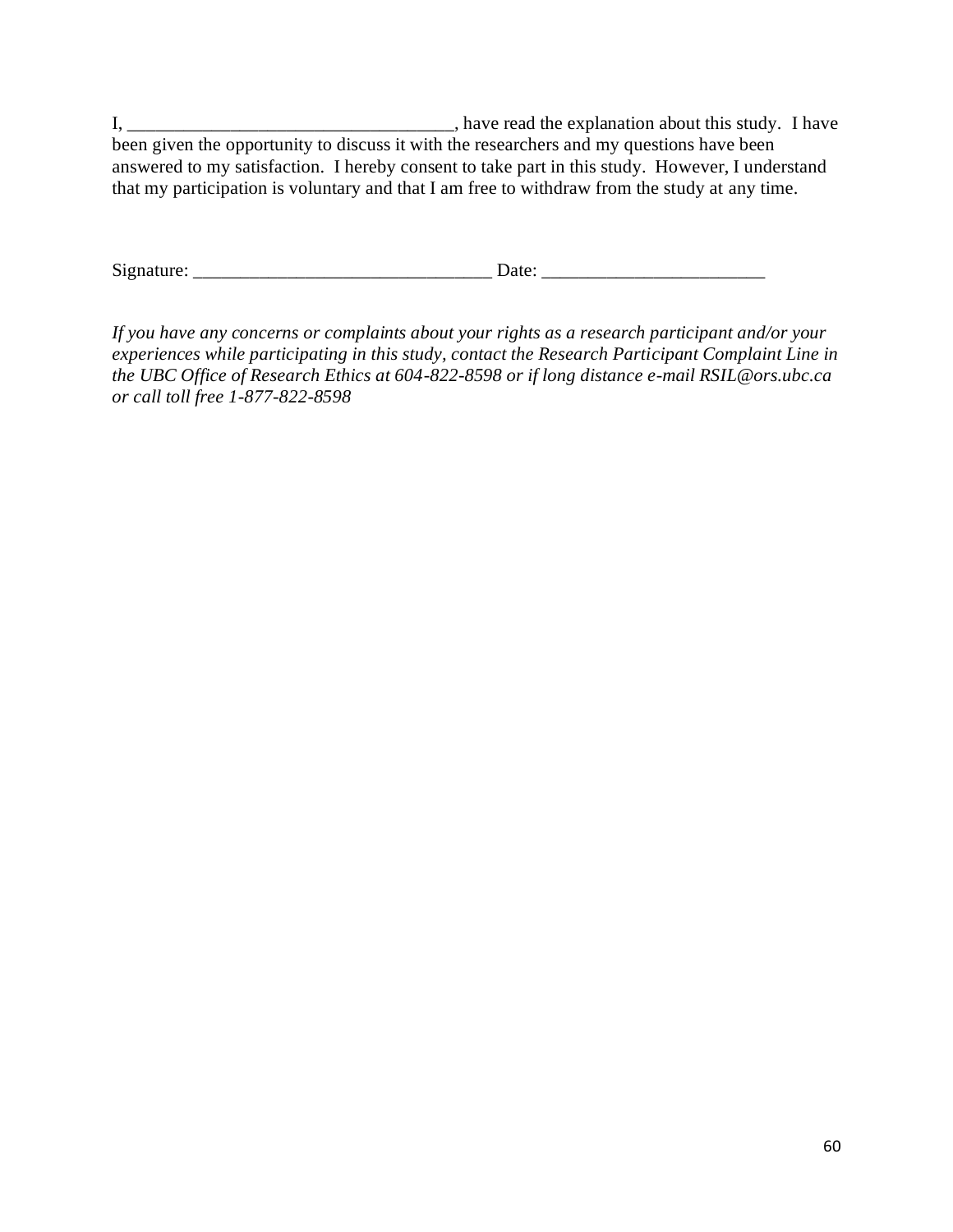I, ____________________________________, have read the explanation about this study. I have been given the opportunity to discuss it with the researchers and my questions have been answered to my satisfaction. I hereby consent to take part in this study. However, I understand that my participation is voluntary and that I am free to withdraw from the study at any time.

Signature: _________________________________ Date: ________________________

*If you have any concerns or complaints about your rights as a research participant and/or your experiences while participating in this study, contact the Research Participant Complaint Line in the UBC Office of Research Ethics at 604-822-8598 or if long distance e-mail RSIL@ors.ubc.ca or call toll free 1-877-822-8598*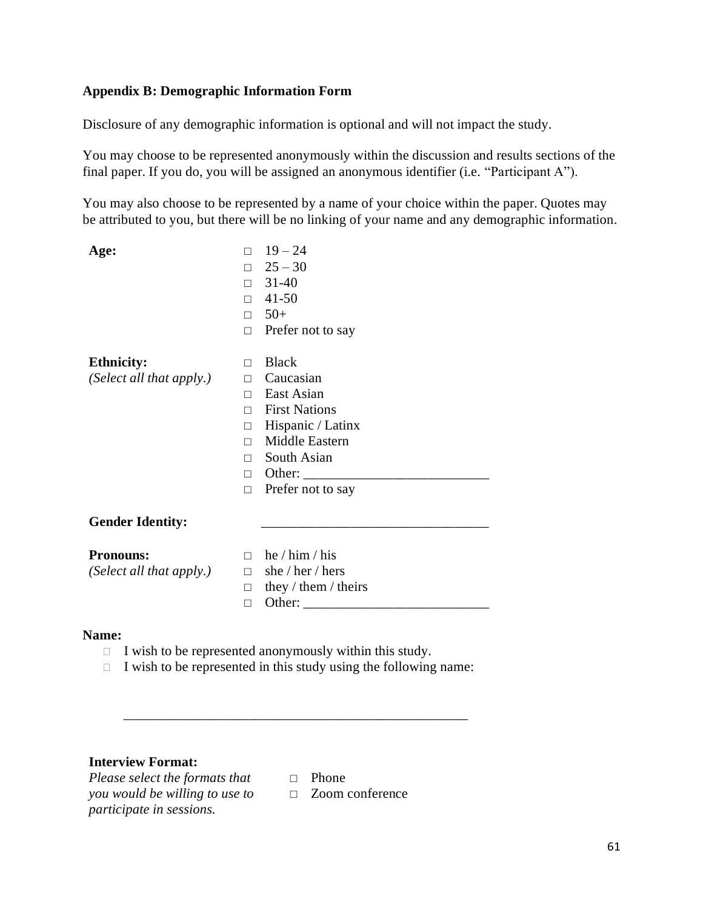**Appendix B: Demographic Information Form**

Disclosure of any demographic information is optional and will not impact the study.

You may choose to be represented anonymously within the discussion and results sections of the final paper. If you do, you will be assigned an anonymous identifier (i.e. "Participant A").

You may also choose to be represented by a name of your choice within the paper. Quotes may be attributed to you, but there will be no linking of your name and any demographic information.

**Age:**

- □ 19 – 24
- □ 25 – 30
- □ 31-40
- □ 41-50
- □ 50+
- □ Prefer not to say

**Ethnicity:**
*(Select all that apply.)*

- □ Black
- □ Caucasian
- □ East Asian
- □ First Nations
- □ Hispanic / Latinx
- □ Middle Eastern
- □ South Asian
- □ Other: ___________________________
- □ Prefer not to say

**Gender Identity:** _________________________________

**Pronouns:**
*(Select all that apply.)*

- □ he / him / his
- □ she / her / hers
- □ they / them / theirs
- □ Other: ___________________________

**Name:**

- □ I wish to be represented anonymously within this study.
- □ I wish to be represented in this study using the following name:

__________________________________________________

**Interview Format:**
*Please select the formats that you would be willing to use to participate in sessions.*

- □ Phone
- □ Zoom conference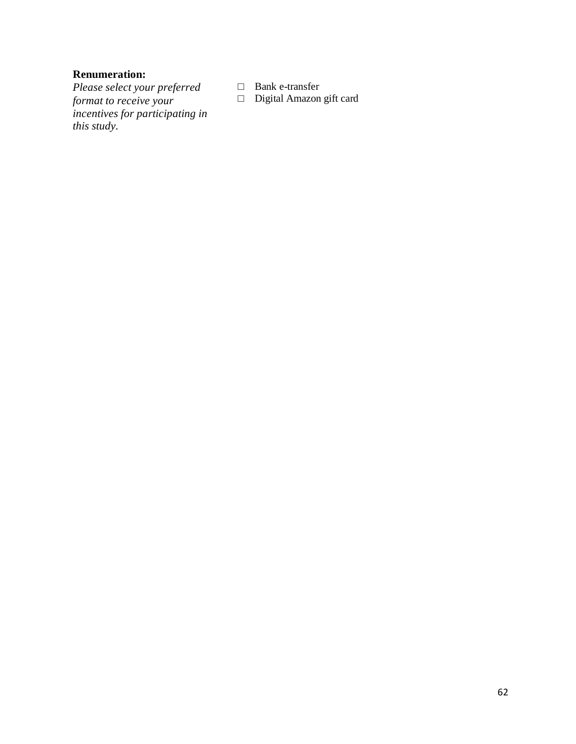**Renumeration:**

*Please select your preferred format to receive your incentives for participating in this study.*

- □ Bank e-transfer
- □ Digital Amazon gift card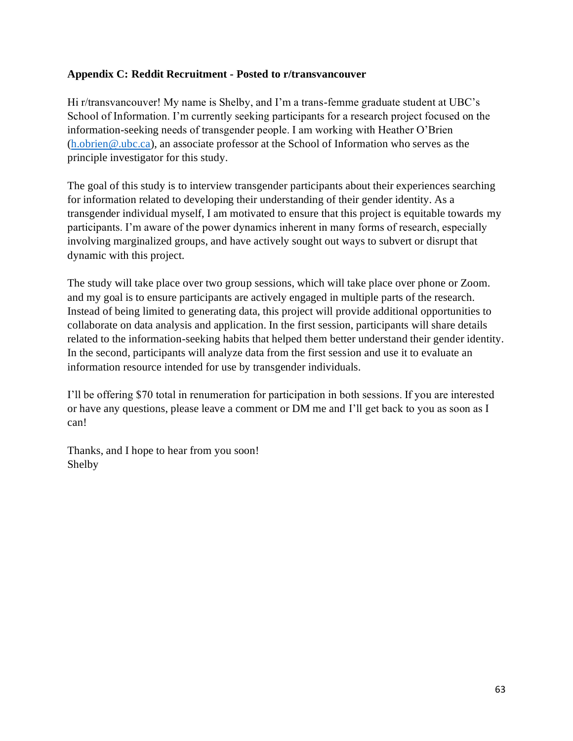**Appendix C: Reddit Recruitment - Posted to r/transvancouver**

Hi r/transvancouver! My name is Shelby, and I'm a trans-femme graduate student at UBC's School of Information. I'm currently seeking participants for a research project focused on the information-seeking needs of transgender people. I am working with Heather O'Brien (h.obrien@.ubc.ca), an associate professor at the School of Information who serves as the principle investigator for this study.

The goal of this study is to interview transgender participants about their experiences searching for information related to developing their understanding of their gender identity. As a transgender individual myself, I am motivated to ensure that this project is equitable towards my participants. I'm aware of the power dynamics inherent in many forms of research, especially involving marginalized groups, and have actively sought out ways to subvert or disrupt that dynamic with this project.

The study will take place over two group sessions, which will take place over phone or Zoom. and my goal is to ensure participants are actively engaged in multiple parts of the research. Instead of being limited to generating data, this project will provide additional opportunities to collaborate on data analysis and application. In the first session, participants will share details related to the information-seeking habits that helped them better understand their gender identity. In the second, participants will analyze data from the first session and use it to evaluate an information resource intended for use by transgender individuals.

I'll be offering $70 total in renumeration for participation in both sessions. If you are interested or have any questions, please leave a comment or DM me and I'll get back to you as soon as I can!

Thanks, and I hope to hear from you soon!
Shelby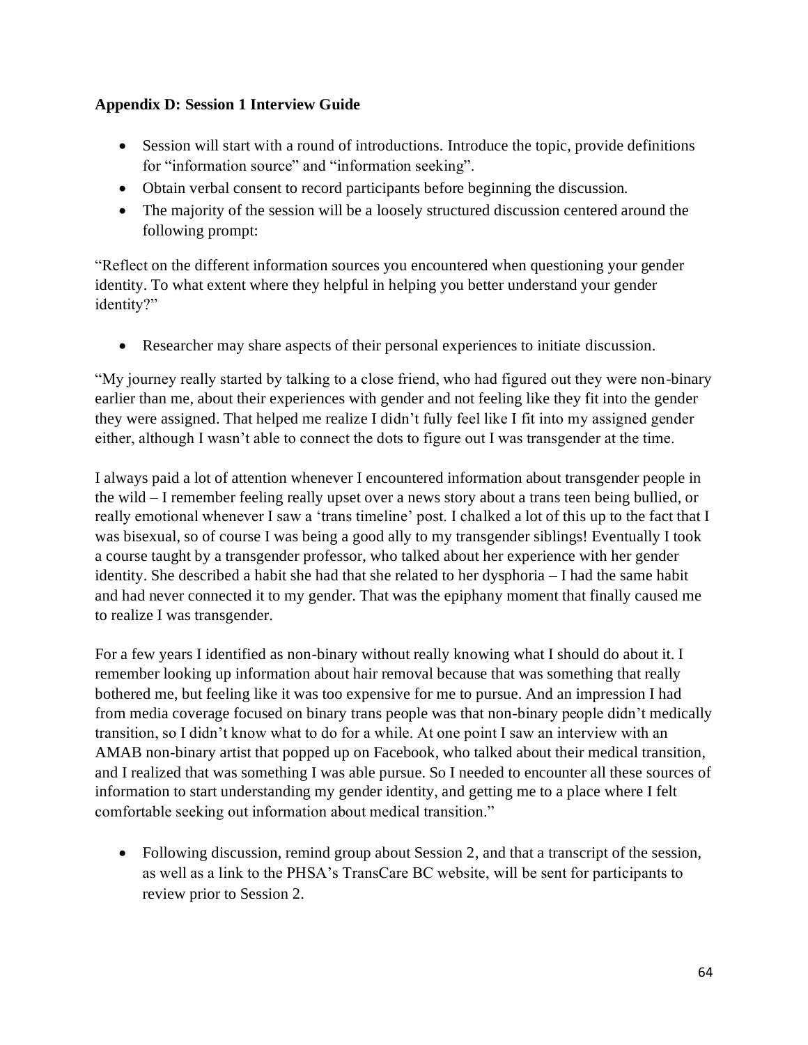**Appendix D: Session 1 Interview Guide**

- Session will start with a round of introductions. Introduce the topic, provide definitions for "information source" and "information seeking".
- Obtain verbal consent to record participants before beginning the discussion.
- The majority of the session will be a loosely structured discussion centered around the following prompt:

"Reflect on the different information sources you encountered when questioning your gender identity. To what extent where they helpful in helping you better understand your gender identity?"

- Researcher may share aspects of their personal experiences to initiate discussion.

"My journey really started by talking to a close friend, who had figured out they were non-binary earlier than me, about their experiences with gender and not feeling like they fit into the gender they were assigned. That helped me realize I didn't fully feel like I fit into my assigned gender either, although I wasn't able to connect the dots to figure out I was transgender at the time.

I always paid a lot of attention whenever I encountered information about transgender people in the wild – I remember feeling really upset over a news story about a trans teen being bullied, or really emotional whenever I saw a 'trans timeline' post. I chalked a lot of this up to the fact that I was bisexual, so of course I was being a good ally to my transgender siblings! Eventually I took a course taught by a transgender professor, who talked about her experience with her gender identity. She described a habit she had that she related to her dysphoria – I had the same habit and had never connected it to my gender. That was the epiphany moment that finally caused me to realize I was transgender.

For a few years I identified as non-binary without really knowing what I should do about it. I remember looking up information about hair removal because that was something that really bothered me, but feeling like it was too expensive for me to pursue. And an impression I had from media coverage focused on binary trans people was that non-binary people didn't medically transition, so I didn't know what to do for a while. At one point I saw an interview with an AMAB non-binary artist that popped up on Facebook, who talked about their medical transition, and I realized that was something I was able pursue. So I needed to encounter all these sources of information to start understanding my gender identity, and getting me to a place where I felt comfortable seeking out information about medical transition."

- Following discussion, remind group about Session 2, and that a transcript of the session, as well as a link to the PHSA's TransCare BC website, will be sent for participants to review prior to Session 2.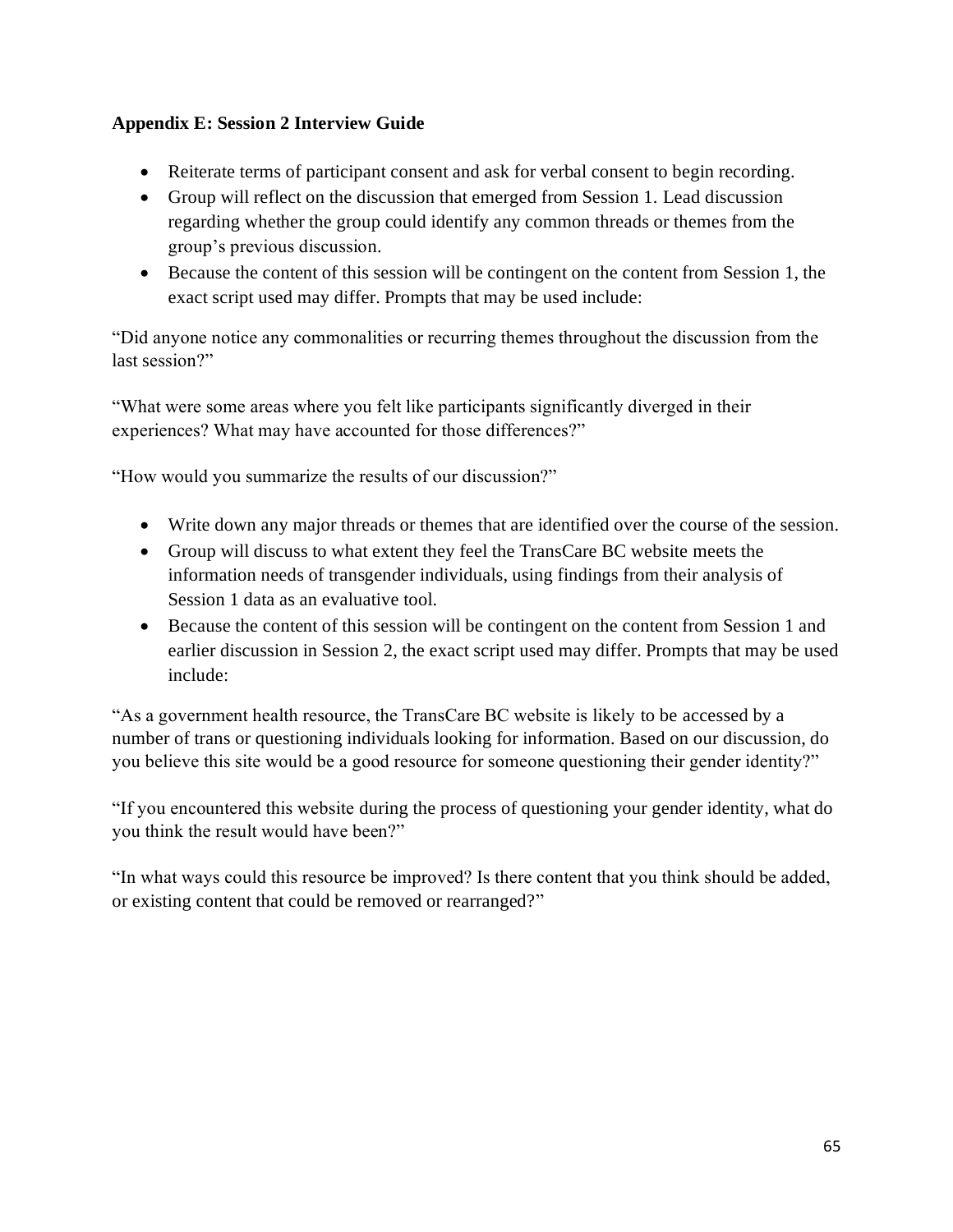**Appendix E: Session 2 Interview Guide**

- Reiterate terms of participant consent and ask for verbal consent to begin recording.
- Group will reflect on the discussion that emerged from Session 1. Lead discussion regarding whether the group could identify any common threads or themes from the group's previous discussion.
- Because the content of this session will be contingent on the content from Session 1, the exact script used may differ. Prompts that may be used include:

"Did anyone notice any commonalities or recurring themes throughout the discussion from the last session?"

"What were some areas where you felt like participants significantly diverged in their experiences? What may have accounted for those differences?"

"How would you summarize the results of our discussion?"

- Write down any major threads or themes that are identified over the course of the session.
- Group will discuss to what extent they feel the TransCare BC website meets the information needs of transgender individuals, using findings from their analysis of Session 1 data as an evaluative tool.
- Because the content of this session will be contingent on the content from Session 1 and earlier discussion in Session 2, the exact script used may differ. Prompts that may be used include:

"As a government health resource, the TransCare BC website is likely to be accessed by a number of trans or questioning individuals looking for information. Based on our discussion, do you believe this site would be a good resource for someone questioning their gender identity?"

"If you encountered this website during the process of questioning your gender identity, what do you think the result would have been?"

"In what ways could this resource be improved? Is there content that you think should be added, or existing content that could be removed or rearranged?"